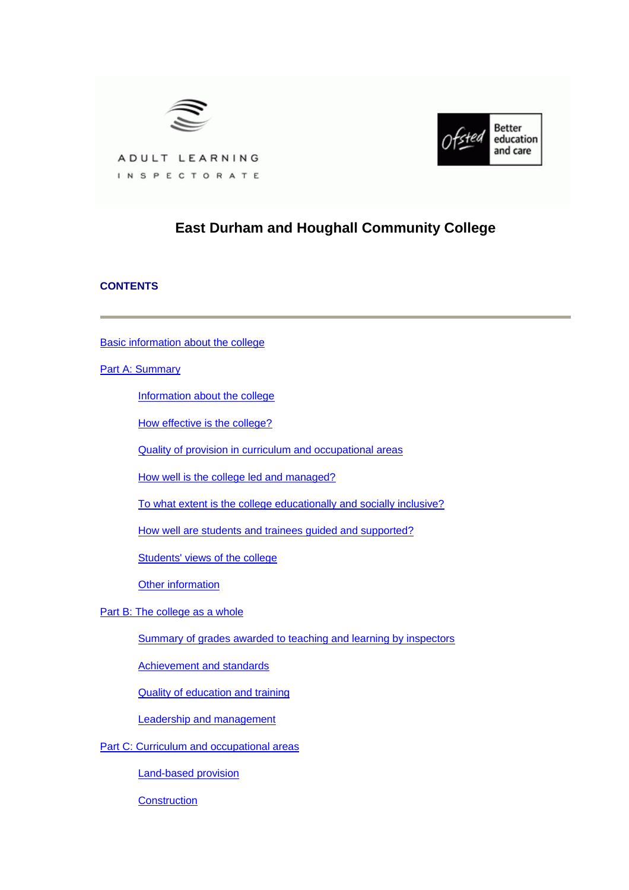ADULT LEARNING INSPECTORATE

Ofsted Better education and care

# East Durham and Houghall Community College

## CONTENTS

Basic information about the college

Part A: Summary

- Information about the college
- How effective is the college?
- Quality of provision in curriculum and occupational areas
- How well is the college led and managed?
- To what extent is the college educationally and socially inclusive?
- How well are students and trainees guided and supported?
- Students' views of the college
- Other information

Part B: The college as a whole

- Summary of grades awarded to teaching and learning by inspectors
- Achievement and standards
- Quality of education and training
- Leadership and management

Part C: Curriculum and occupational areas

- Land-based provision
- Construction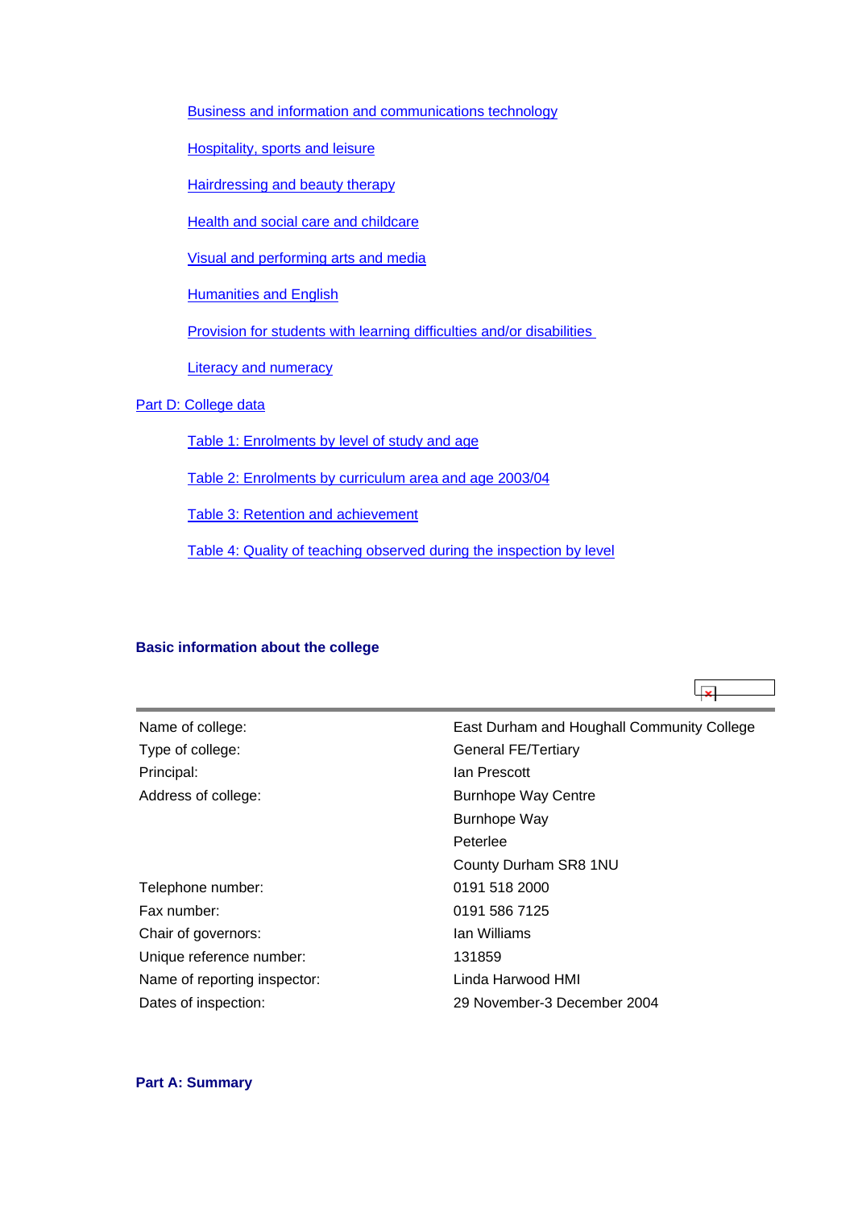- Business and information and communications technology
- Hospitality, sports and leisure
- Hairdressing and beauty therapy
- Health and social care and childcare
- Visual and performing arts and media
- Humanities and English
- Provision for students with learning difficulties and/or disabilities
- Literacy and numeracy

Part D: College data

- Table 1: Enrolments by level of study and age
- Table 2: Enrolments by curriculum area and age 2003/04
- Table 3: Retention and achievement
- Table 4: Quality of teaching observed during the inspection by level

**Basic information about the college**

| | |
|---|---|
| Name of college: | East Durham and Houghall Community College |
| Type of college: | General FE/Tertiary |
| Principal: | Ian Prescott |
| Address of college: | Burnhope Way Centre<br>Burnhope Way<br>Peterlee<br>County Durham SR8 1NU |
| Telephone number: | 0191 518 2000 |
| Fax number: | 0191 586 7125 |
| Chair of governors: | Ian Williams |
| Unique reference number: | 131859 |
| Name of reporting inspector: | Linda Harwood HMI |
| Dates of inspection: | 29 November-3 December 2004 |

**Part A: Summary**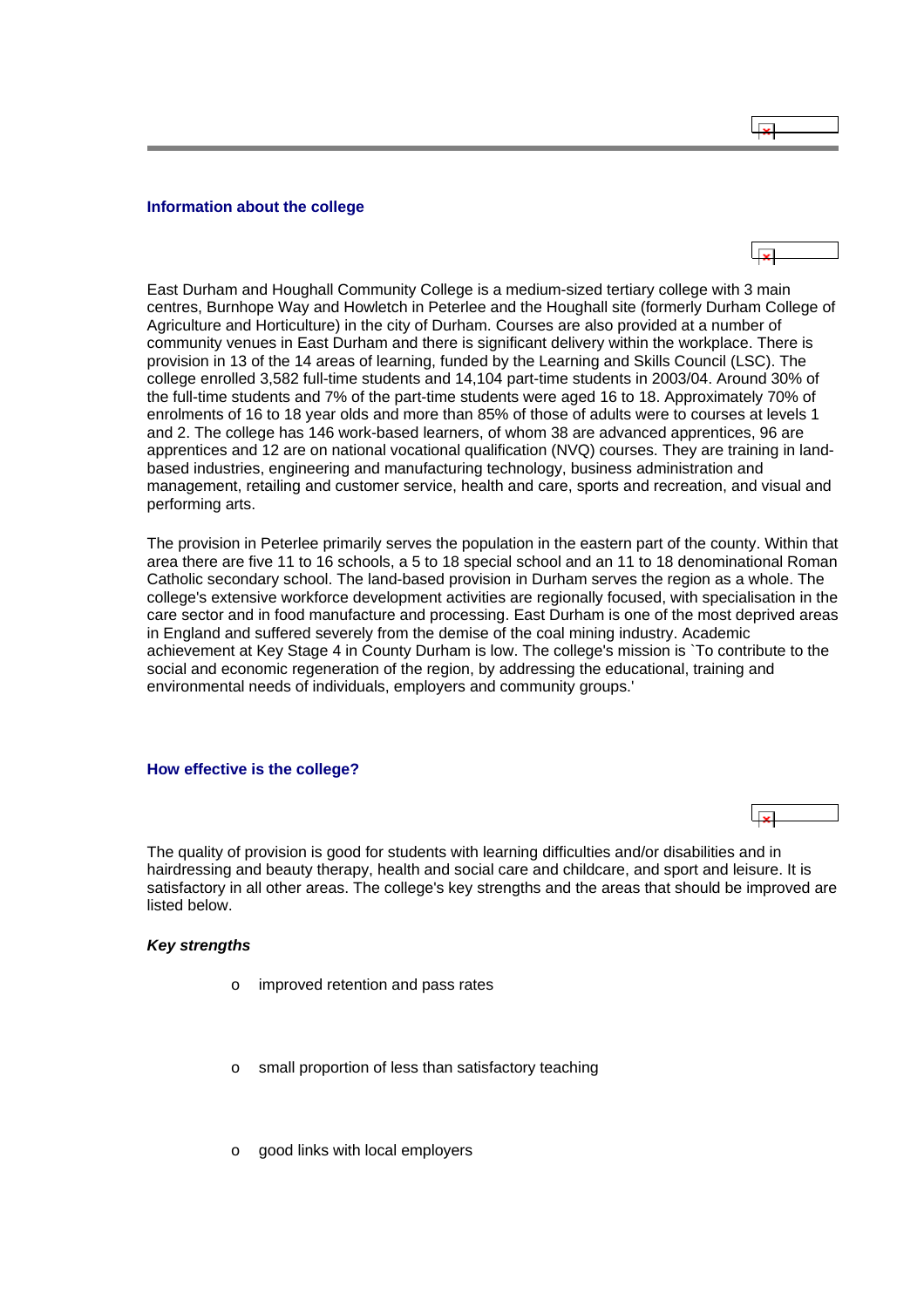## Information about the college

East Durham and Houghall Community College is a medium-sized tertiary college with 3 main centres, Burnhope Way and Howletch in Peterlee and the Houghall site (formerly Durham College of Agriculture and Horticulture) in the city of Durham. Courses are also provided at a number of community venues in East Durham and there is significant delivery within the workplace. There is provision in 13 of the 14 areas of learning, funded by the Learning and Skills Council (LSC). The college enrolled 3,582 full-time students and 14,104 part-time students in 2003/04. Around 30% of the full-time students and 7% of the part-time students were aged 16 to 18. Approximately 70% of enrolments of 16 to 18 year olds and more than 85% of those of adults were to courses at levels 1 and 2. The college has 146 work-based learners, of whom 38 are advanced apprentices, 96 are apprentices and 12 are on national vocational qualification (NVQ) courses. They are training in land-based industries, engineering and manufacturing technology, business administration and management, retailing and customer service, health and care, sports and recreation, and visual and performing arts.

The provision in Peterlee primarily serves the population in the eastern part of the county. Within that area there are five 11 to 16 schools, a 5 to 18 special school and an 11 to 18 denominational Roman Catholic secondary school. The land-based provision in Durham serves the region as a whole. The college's extensive workforce development activities are regionally focused, with specialisation in the care sector and in food manufacture and processing. East Durham is one of the most deprived areas in England and suffered severely from the demise of the coal mining industry. Academic achievement at Key Stage 4 in County Durham is low. The college's mission is `To contribute to the social and economic regeneration of the region, by addressing the educational, training and environmental needs of individuals, employers and community groups.'

## How effective is the college?

The quality of provision is good for students with learning difficulties and/or disabilities and in hairdressing and beauty therapy, health and social care and childcare, and sport and leisure. It is satisfactory in all other areas. The college's key strengths and the areas that should be improved are listed below.

***Key strengths***

- improved retention and pass rates
- small proportion of less than satisfactory teaching
- good links with local employers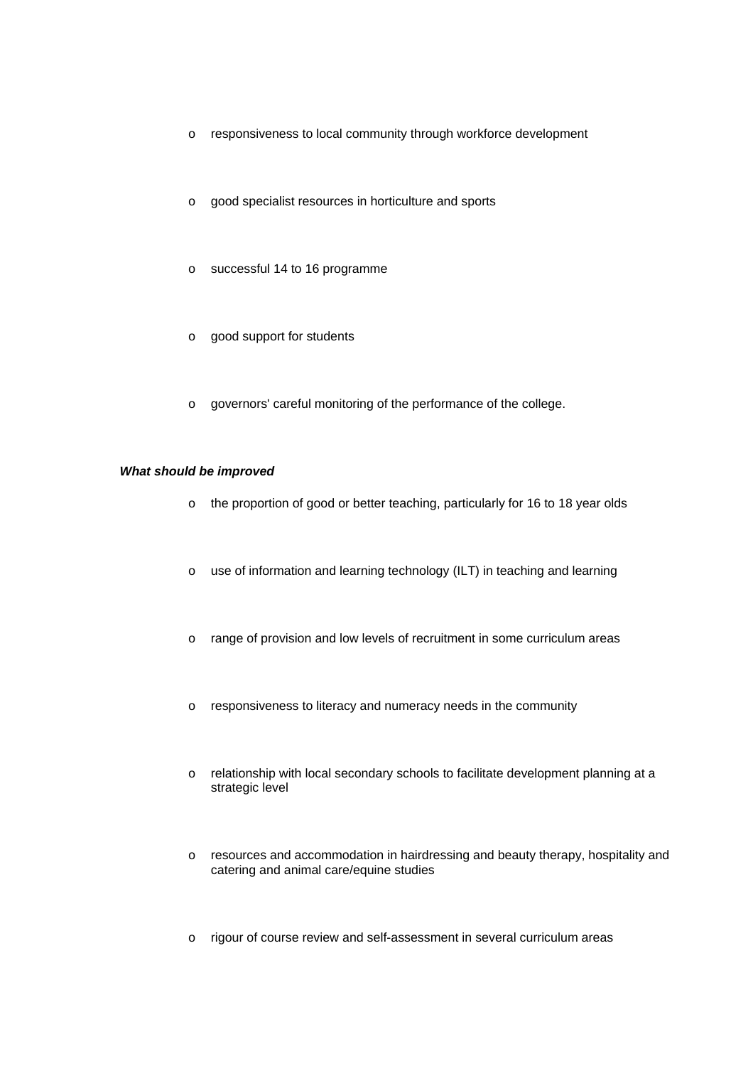- responsiveness to local community through workforce development
- good specialist resources in horticulture and sports
- successful 14 to 16 programme
- good support for students
- governors' careful monitoring of the performance of the college.

***What should be improved***

- the proportion of good or better teaching, particularly for 16 to 18 year olds
- use of information and learning technology (ILT) in teaching and learning
- range of provision and low levels of recruitment in some curriculum areas
- responsiveness to literacy and numeracy needs in the community
- relationship with local secondary schools to facilitate development planning at a strategic level
- resources and accommodation in hairdressing and beauty therapy, hospitality and catering and animal care/equine studies
- rigour of course review and self-assessment in several curriculum areas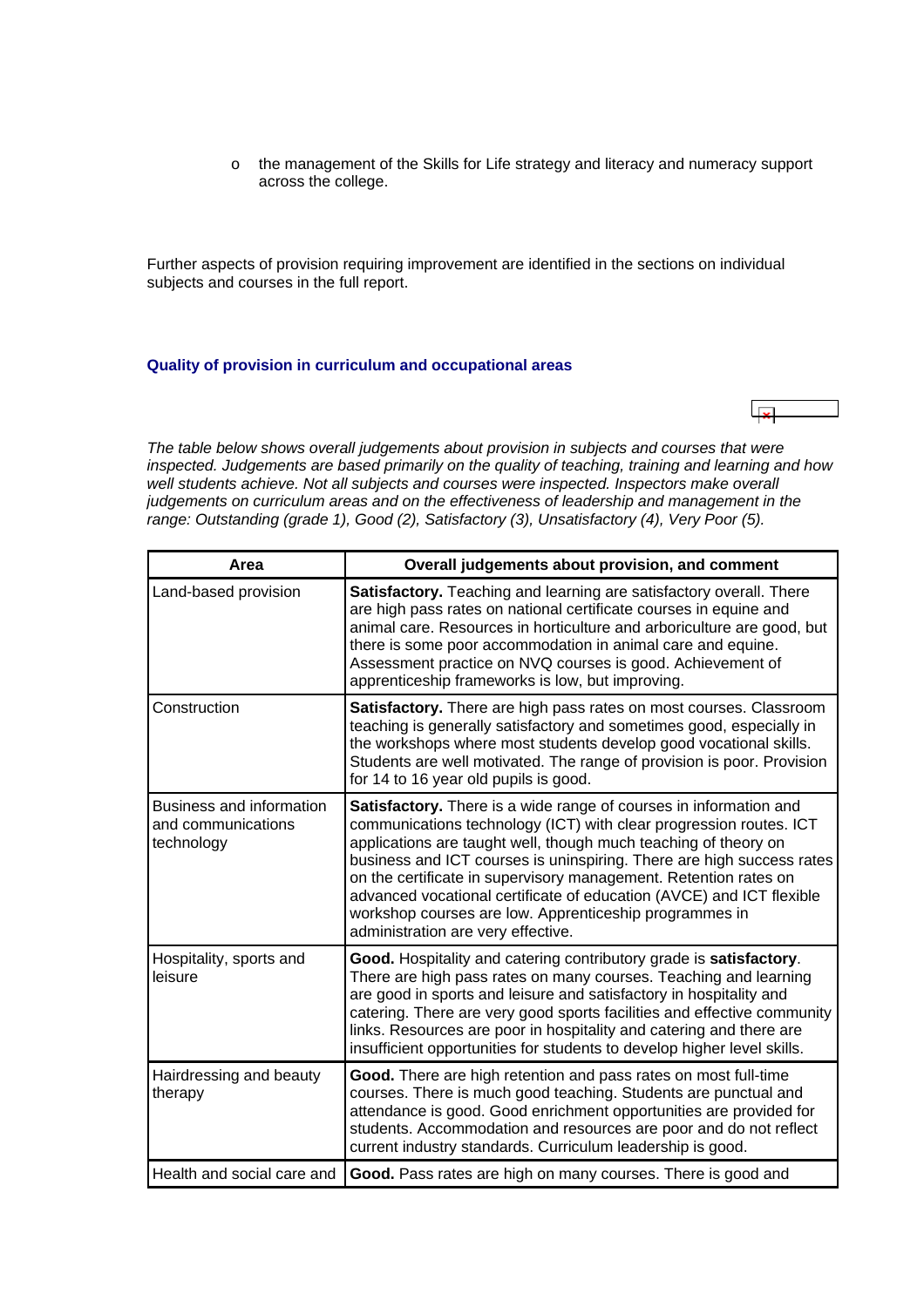- the management of the Skills for Life strategy and literacy and numeracy support across the college.

Further aspects of provision requiring improvement are identified in the sections on individual subjects and courses in the full report.

### Quality of provision in curriculum and occupational areas

*The table below shows overall judgements about provision in subjects and courses that were inspected. Judgements are based primarily on the quality of teaching, training and learning and how well students achieve. Not all subjects and courses were inspected. Inspectors make overall judgements on curriculum areas and on the effectiveness of leadership and management in the range: Outstanding (grade 1), Good (2), Satisfactory (3), Unsatisfactory (4), Very Poor (5).*

| Area | Overall judgements about provision, and comment |
|---|---|
| Land-based provision | **Satisfactory.** Teaching and learning are satisfactory overall. There are high pass rates on national certificate courses in equine and animal care. Resources in horticulture and arboriculture are good, but there is some poor accommodation in animal care and equine. Assessment practice on NVQ courses is good. Achievement of apprenticeship frameworks is low, but improving. |
| Construction | **Satisfactory.** There are high pass rates on most courses. Classroom teaching is generally satisfactory and sometimes good, especially in the workshops where most students develop good vocational skills. Students are well motivated. The range of provision is poor. Provision for 14 to 16 year old pupils is good. |
| Business and information and communications technology | **Satisfactory.** There is a wide range of courses in information and communications technology (ICT) with clear progression routes. ICT applications are taught well, though much teaching of theory on business and ICT courses is uninspiring. There are high success rates on the certificate in supervisory management. Retention rates on advanced vocational certificate of education (AVCE) and ICT flexible workshop courses are low. Apprenticeship programmes in administration are very effective. |
| Hospitality, sports and leisure | **Good.** Hospitality and catering contributory grade is **satisfactory**. There are high pass rates on many courses. Teaching and learning are good in sports and leisure and satisfactory in hospitality and catering. There are very good sports facilities and effective community links. Resources are poor in hospitality and catering and there are insufficient opportunities for students to develop higher level skills. |
| Hairdressing and beauty therapy | **Good.** There are high retention and pass rates on most full-time courses. There is much good teaching. Students are punctual and attendance is good. Good enrichment opportunities are provided for students. Accommodation and resources are poor and do not reflect current industry standards. Curriculum leadership is good. |
| Health and social care and | **Good.** Pass rates are high on many courses. There is good and |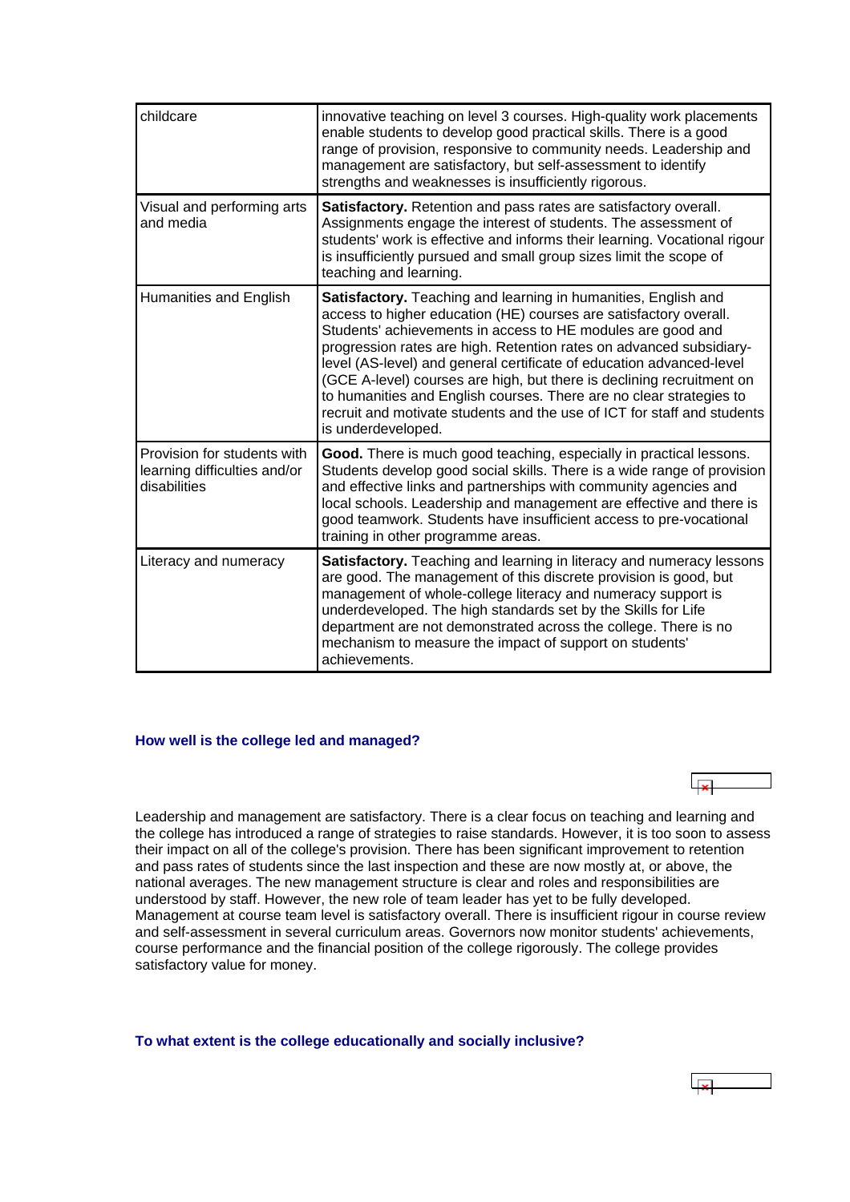| | |
|---|---|
| childcare | innovative teaching on level 3 courses. High-quality work placements enable students to develop good practical skills. There is a good range of provision, responsive to community needs. Leadership and management are satisfactory, but self-assessment to identify strengths and weaknesses is insufficiently rigorous. |
| Visual and performing arts and media | **Satisfactory.** Retention and pass rates are satisfactory overall. Assignments engage the interest of students. The assessment of students' work is effective and informs their learning. Vocational rigour is insufficiently pursued and small group sizes limit the scope of teaching and learning. |
| Humanities and English | **Satisfactory.** Teaching and learning in humanities, English and access to higher education (HE) courses are satisfactory overall. Students' achievements in access to HE modules are good and progression rates are high. Retention rates on advanced subsidiary-level (AS-level) and general certificate of education advanced-level (GCE A-level) courses are high, but there is declining recruitment on to humanities and English courses. There are no clear strategies to recruit and motivate students and the use of ICT for staff and students is underdeveloped. |
| Provision for students with learning difficulties and/or disabilities | **Good.** There is much good teaching, especially in practical lessons. Students develop good social skills. There is a wide range of provision and effective links and partnerships with community agencies and local schools. Leadership and management are effective and there is good teamwork. Students have insufficient access to pre-vocational training in other programme areas. |
| Literacy and numeracy | **Satisfactory.** Teaching and learning in literacy and numeracy lessons are good. The management of this discrete provision is good, but management of whole-college literacy and numeracy support is underdeveloped. The high standards set by the Skills for Life department are not demonstrated across the college. There is no mechanism to measure the impact of support on students' achievements. |

### How well is the college led and managed?

Leadership and management are satisfactory. There is a clear focus on teaching and learning and the college has introduced a range of strategies to raise standards. However, it is too soon to assess their impact on all of the college's provision. There has been significant improvement to retention and pass rates of students since the last inspection and these are now mostly at, or above, the national averages. The new management structure is clear and roles and responsibilities are understood by staff. However, the new role of team leader has yet to be fully developed. Management at course team level is satisfactory overall. There is insufficient rigour in course review and self-assessment in several curriculum areas. Governors now monitor students' achievements, course performance and the financial position of the college rigorously. The college provides satisfactory value for money.

### To what extent is the college educationally and socially inclusive?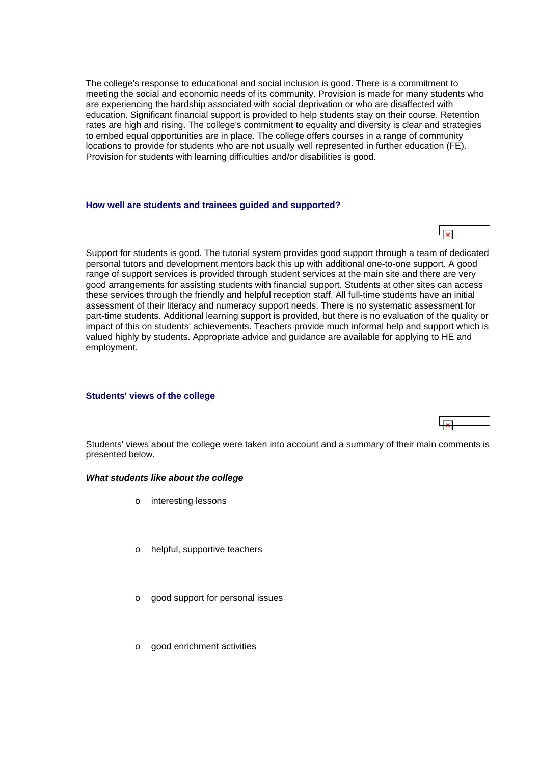The college's response to educational and social inclusion is good. There is a commitment to meeting the social and economic needs of its community. Provision is made for many students who are experiencing the hardship associated with social deprivation or who are disaffected with education. Significant financial support is provided to help students stay on their course. Retention rates are high and rising. The college's commitment to equality and diversity is clear and strategies to embed equal opportunities are in place. The college offers courses in a range of community locations to provide for students who are not usually well represented in further education (FE). Provision for students with learning difficulties and/or disabilities is good.

### How well are students and trainees guided and supported?

Support for students is good. The tutorial system provides good support through a team of dedicated personal tutors and development mentors back this up with additional one-to-one support. A good range of support services is provided through student services at the main site and there are very good arrangements for assisting students with financial support. Students at other sites can access these services through the friendly and helpful reception staff. All full-time students have an initial assessment of their literacy and numeracy support needs. There is no systematic assessment for part-time students. Additional learning support is provided, but there is no evaluation of the quality or impact of this on students' achievements. Teachers provide much informal help and support which is valued highly by students. Appropriate advice and guidance are available for applying to HE and employment.

### Students' views of the college

Students' views about the college were taken into account and a summary of their main comments is presented below.

***What students like about the college***

- interesting lessons
- helpful, supportive teachers
- good support for personal issues
- good enrichment activities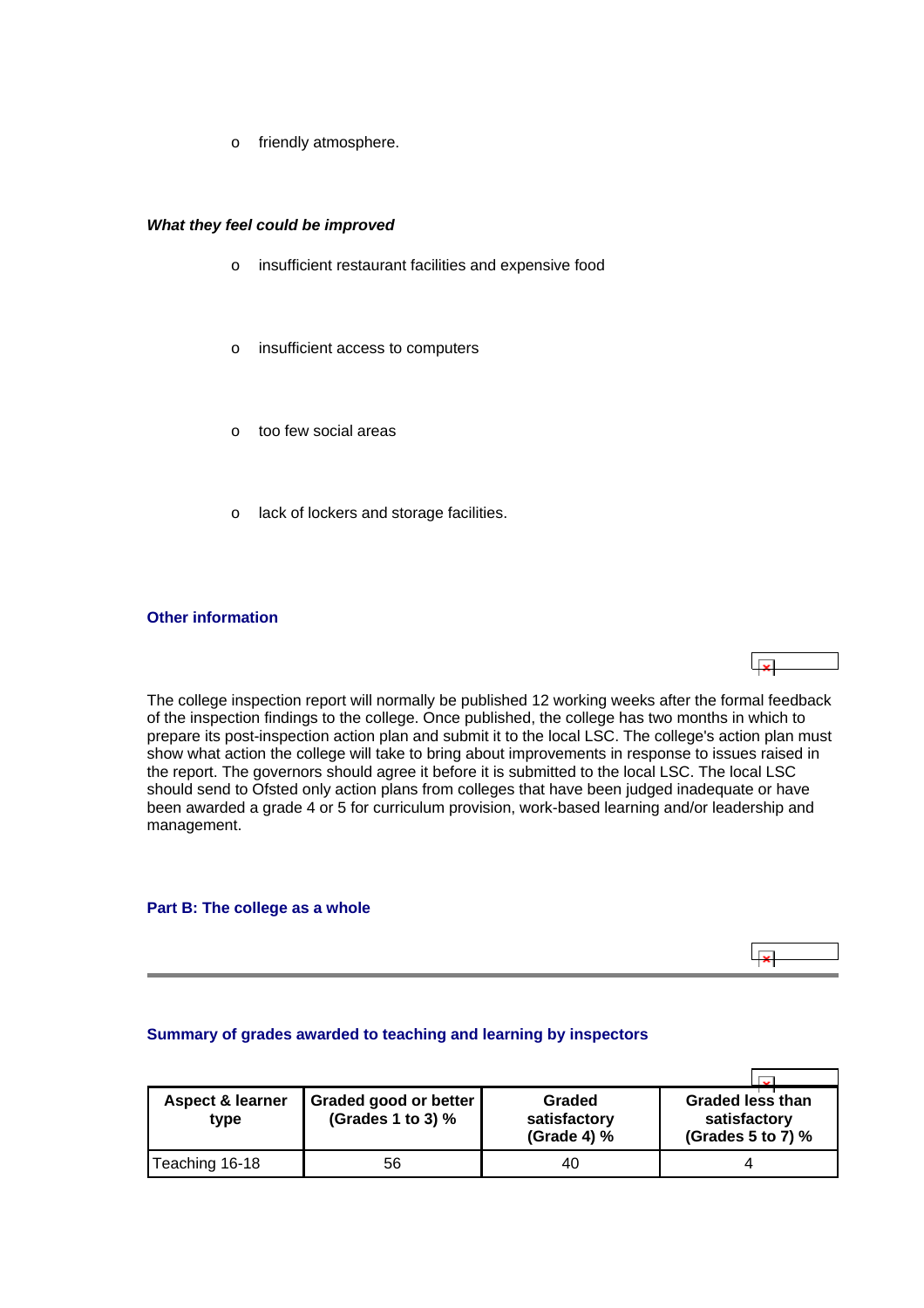- friendly atmosphere.

***What they feel could be improved***

- insufficient restaurant facilities and expensive food
- insufficient access to computers
- too few social areas
- lack of lockers and storage facilities.

### Other information

The college inspection report will normally be published 12 working weeks after the formal feedback of the inspection findings to the college. Once published, the college has two months in which to prepare its post-inspection action plan and submit it to the local LSC. The college's action plan must show what action the college will take to bring about improvements in response to issues raised in the report. The governors should agree it before it is submitted to the local LSC. The local LSC should send to Ofsted only action plans from colleges that have been judged inadequate or have been awarded a grade 4 or 5 for curriculum provision, work-based learning and/or leadership and management.

## Part B: The college as a whole

### Summary of grades awarded to teaching and learning by inspectors

| Aspect & learner type | Graded good or better (Grades 1 to 3) % | Graded satisfactory (Grade 4) % | Graded less than satisfactory (Grades 5 to 7) % |
|---|---|---|---|
| Teaching 16-18 | 56 | 40 | 4 |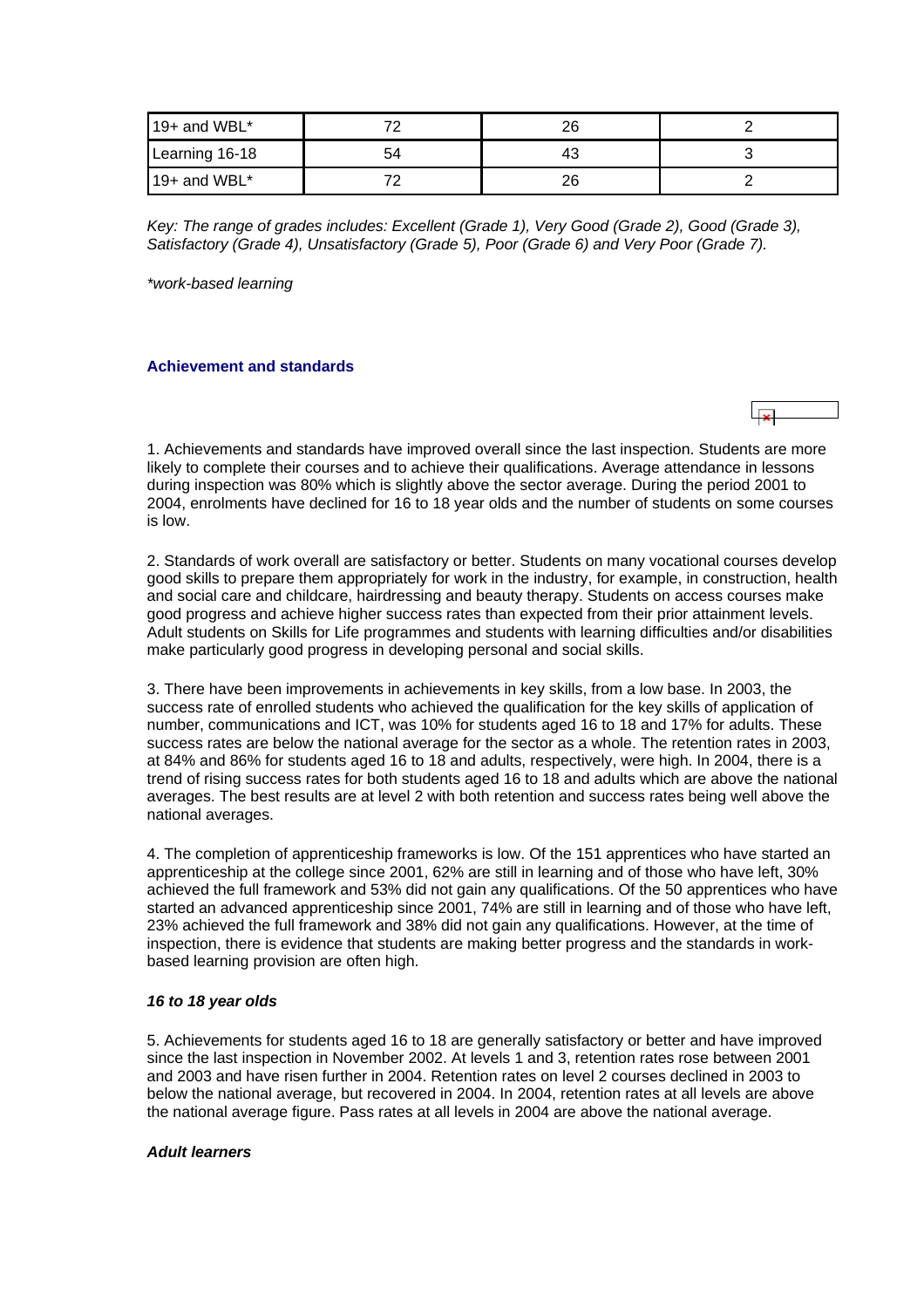| 19+ and WBL* | 72 | 26 | 2 |
|---|---|---|---|
| Learning 16-18 | 54 | 43 | 3 |
| 19+ and WBL* | 72 | 26 | 2 |

*Key: The range of grades includes: Excellent (Grade 1), Very Good (Grade 2), Good (Grade 3), Satisfactory (Grade 4), Unsatisfactory (Grade 5), Poor (Grade 6) and Very Poor (Grade 7).*

*\*work-based learning*

### Achievement and standards

1. Achievements and standards have improved overall since the last inspection. Students are more likely to complete their courses and to achieve their qualifications. Average attendance in lessons during inspection was 80% which is slightly above the sector average. During the period 2001 to 2004, enrolments have declined for 16 to 18 year olds and the number of students on some courses is low.

2. Standards of work overall are satisfactory or better. Students on many vocational courses develop good skills to prepare them appropriately for work in the industry, for example, in construction, health and social care and childcare, hairdressing and beauty therapy. Students on access courses make good progress and achieve higher success rates than expected from their prior attainment levels. Adult students on Skills for Life programmes and students with learning difficulties and/or disabilities make particularly good progress in developing personal and social skills.

3. There have been improvements in achievements in key skills, from a low base. In 2003, the success rate of enrolled students who achieved the qualification for the key skills of application of number, communications and ICT, was 10% for students aged 16 to 18 and 17% for adults. These success rates are below the national average for the sector as a whole. The retention rates in 2003, at 84% and 86% for students aged 16 to 18 and adults, respectively, were high. In 2004, there is a trend of rising success rates for both students aged 16 to 18 and adults which are above the national averages. The best results are at level 2 with both retention and success rates being well above the national averages.

4. The completion of apprenticeship frameworks is low. Of the 151 apprentices who have started an apprenticeship at the college since 2001, 62% are still in learning and of those who have left, 30% achieved the full framework and 53% did not gain any qualifications. Of the 50 apprentices who have started an advanced apprenticeship since 2001, 74% are still in learning and of those who have left, 23% achieved the full framework and 38% did not gain any qualifications. However, at the time of inspection, there is evidence that students are making better progress and the standards in work-based learning provision are often high.

#### *16 to 18 year olds*

5. Achievements for students aged 16 to 18 are generally satisfactory or better and have improved since the last inspection in November 2002. At levels 1 and 3, retention rates rose between 2001 and 2003 and have risen further in 2004. Retention rates on level 2 courses declined in 2003 to below the national average, but recovered in 2004. In 2004, retention rates at all levels are above the national average figure. Pass rates at all levels in 2004 are above the national average.

#### *Adult learners*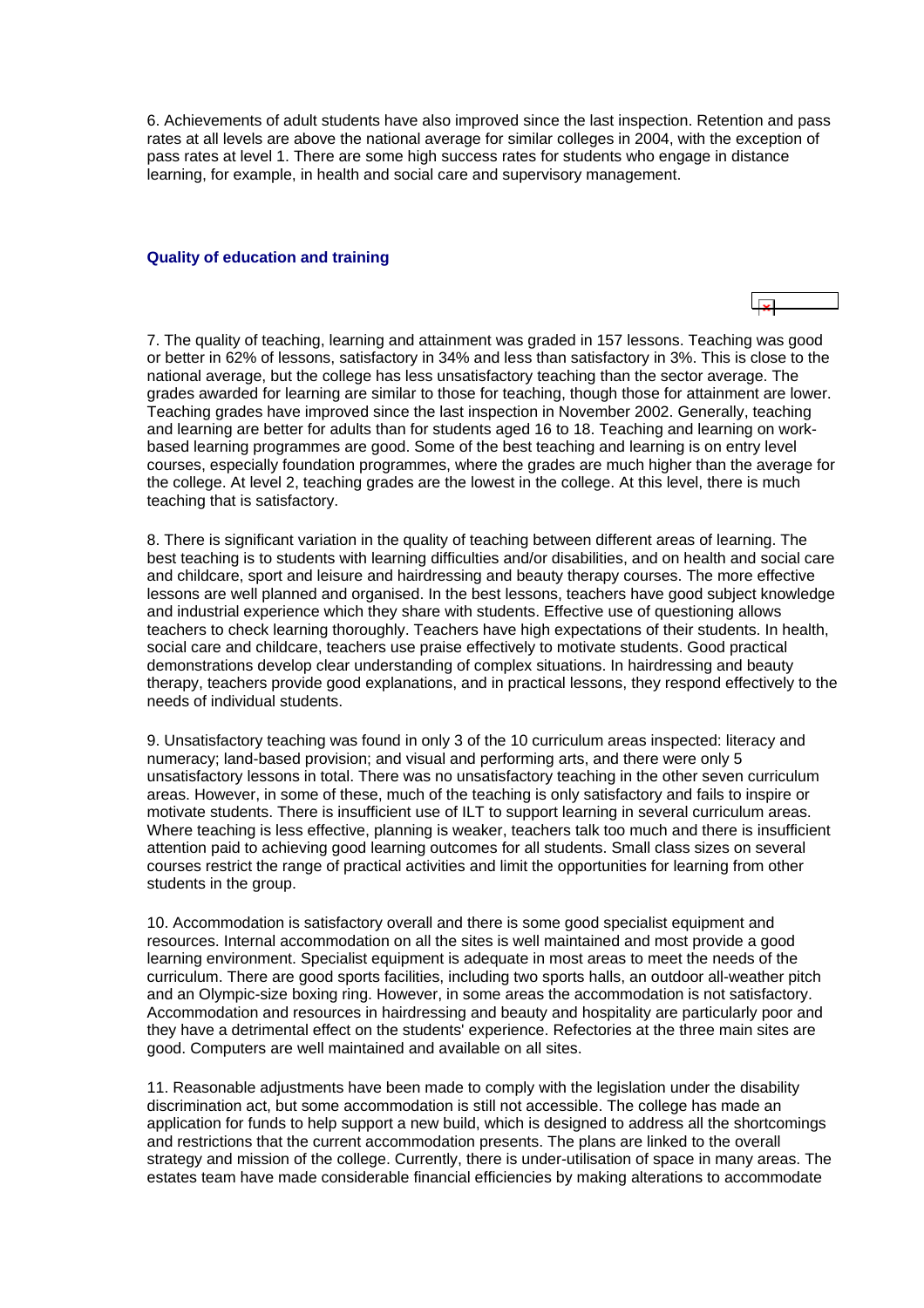6. Achievements of adult students have also improved since the last inspection. Retention and pass rates at all levels are above the national average for similar colleges in 2004, with the exception of pass rates at level 1. There are some high success rates for students who engage in distance learning, for example, in health and social care and supervisory management.

### Quality of education and training

7. The quality of teaching, learning and attainment was graded in 157 lessons. Teaching was good or better in 62% of lessons, satisfactory in 34% and less than satisfactory in 3%. This is close to the national average, but the college has less unsatisfactory teaching than the sector average. The grades awarded for learning are similar to those for teaching, though those for attainment are lower. Teaching grades have improved since the last inspection in November 2002. Generally, teaching and learning are better for adults than for students aged 16 to 18. Teaching and learning on work-based learning programmes are good. Some of the best teaching and learning is on entry level courses, especially foundation programmes, where the grades are much higher than the average for the college. At level 2, teaching grades are the lowest in the college. At this level, there is much teaching that is satisfactory.

8. There is significant variation in the quality of teaching between different areas of learning. The best teaching is to students with learning difficulties and/or disabilities, and on health and social care and childcare, sport and leisure and hairdressing and beauty therapy courses. The more effective lessons are well planned and organised. In the best lessons, teachers have good subject knowledge and industrial experience which they share with students. Effective use of questioning allows teachers to check learning thoroughly. Teachers have high expectations of their students. In health, social care and childcare, teachers use praise effectively to motivate students. Good practical demonstrations develop clear understanding of complex situations. In hairdressing and beauty therapy, teachers provide good explanations, and in practical lessons, they respond effectively to the needs of individual students.

9. Unsatisfactory teaching was found in only 3 of the 10 curriculum areas inspected: literacy and numeracy; land-based provision; and visual and performing arts, and there were only 5 unsatisfactory lessons in total. There was no unsatisfactory teaching in the other seven curriculum areas. However, in some of these, much of the teaching is only satisfactory and fails to inspire or motivate students. There is insufficient use of ILT to support learning in several curriculum areas. Where teaching is less effective, planning is weaker, teachers talk too much and there is insufficient attention paid to achieving good learning outcomes for all students. Small class sizes on several courses restrict the range of practical activities and limit the opportunities for learning from other students in the group.

10. Accommodation is satisfactory overall and there is some good specialist equipment and resources. Internal accommodation on all the sites is well maintained and most provide a good learning environment. Specialist equipment is adequate in most areas to meet the needs of the curriculum. There are good sports facilities, including two sports halls, an outdoor all-weather pitch and an Olympic-size boxing ring. However, in some areas the accommodation is not satisfactory. Accommodation and resources in hairdressing and beauty and hospitality are particularly poor and they have a detrimental effect on the students' experience. Refectories at the three main sites are good. Computers are well maintained and available on all sites.

11. Reasonable adjustments have been made to comply with the legislation under the disability discrimination act, but some accommodation is still not accessible. The college has made an application for funds to help support a new build, which is designed to address all the shortcomings and restrictions that the current accommodation presents. The plans are linked to the overall strategy and mission of the college. Currently, there is under-utilisation of space in many areas. The estates team have made considerable financial efficiencies by making alterations to accommodate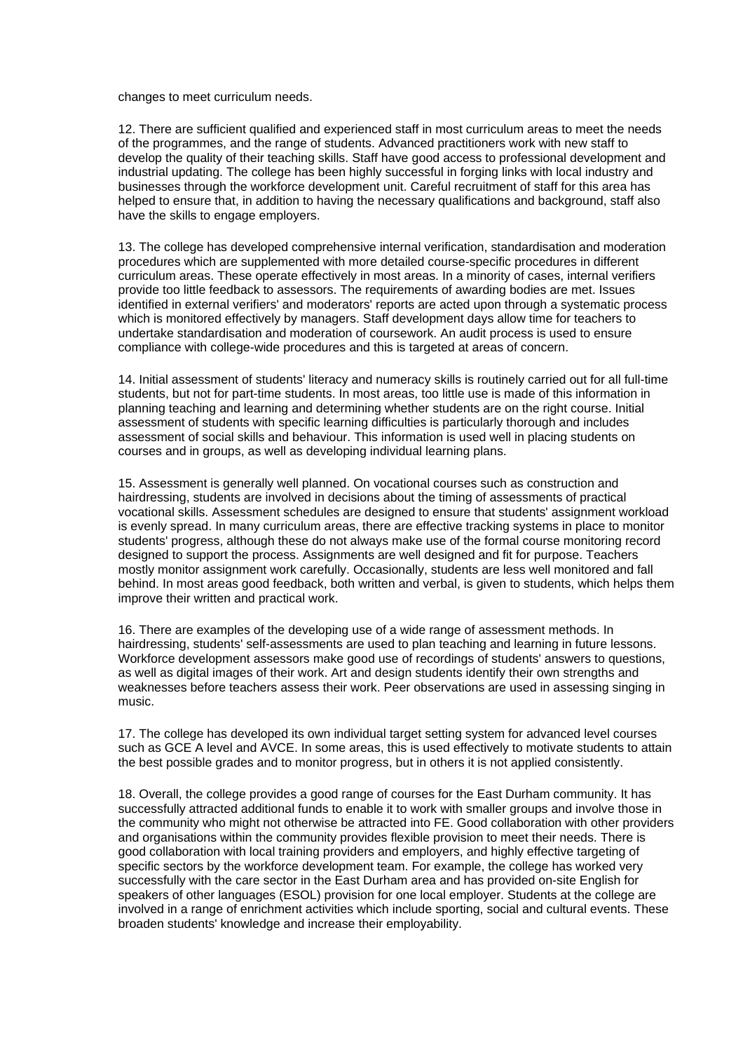changes to meet curriculum needs.

12. There are sufficient qualified and experienced staff in most curriculum areas to meet the needs of the programmes, and the range of students. Advanced practitioners work with new staff to develop the quality of their teaching skills. Staff have good access to professional development and industrial updating. The college has been highly successful in forging links with local industry and businesses through the workforce development unit. Careful recruitment of staff for this area has helped to ensure that, in addition to having the necessary qualifications and background, staff also have the skills to engage employers.

13. The college has developed comprehensive internal verification, standardisation and moderation procedures which are supplemented with more detailed course-specific procedures in different curriculum areas. These operate effectively in most areas. In a minority of cases, internal verifiers provide too little feedback to assessors. The requirements of awarding bodies are met. Issues identified in external verifiers' and moderators' reports are acted upon through a systematic process which is monitored effectively by managers. Staff development days allow time for teachers to undertake standardisation and moderation of coursework. An audit process is used to ensure compliance with college-wide procedures and this is targeted at areas of concern.

14. Initial assessment of students' literacy and numeracy skills is routinely carried out for all full-time students, but not for part-time students. In most areas, too little use is made of this information in planning teaching and learning and determining whether students are on the right course. Initial assessment of students with specific learning difficulties is particularly thorough and includes assessment of social skills and behaviour. This information is used well in placing students on courses and in groups, as well as developing individual learning plans.

15. Assessment is generally well planned. On vocational courses such as construction and hairdressing, students are involved in decisions about the timing of assessments of practical vocational skills. Assessment schedules are designed to ensure that students' assignment workload is evenly spread. In many curriculum areas, there are effective tracking systems in place to monitor students' progress, although these do not always make use of the formal course monitoring record designed to support the process. Assignments are well designed and fit for purpose. Teachers mostly monitor assignment work carefully. Occasionally, students are less well monitored and fall behind. In most areas good feedback, both written and verbal, is given to students, which helps them improve their written and practical work.

16. There are examples of the developing use of a wide range of assessment methods. In hairdressing, students' self-assessments are used to plan teaching and learning in future lessons. Workforce development assessors make good use of recordings of students' answers to questions, as well as digital images of their work. Art and design students identify their own strengths and weaknesses before teachers assess their work. Peer observations are used in assessing singing in music.

17. The college has developed its own individual target setting system for advanced level courses such as GCE A level and AVCE. In some areas, this is used effectively to motivate students to attain the best possible grades and to monitor progress, but in others it is not applied consistently.

18. Overall, the college provides a good range of courses for the East Durham community. It has successfully attracted additional funds to enable it to work with smaller groups and involve those in the community who might not otherwise be attracted into FE. Good collaboration with other providers and organisations within the community provides flexible provision to meet their needs. There is good collaboration with local training providers and employers, and highly effective targeting of specific sectors by the workforce development team. For example, the college has worked very successfully with the care sector in the East Durham area and has provided on-site English for speakers of other languages (ESOL) provision for one local employer. Students at the college are involved in a range of enrichment activities which include sporting, social and cultural events. These broaden students' knowledge and increase their employability.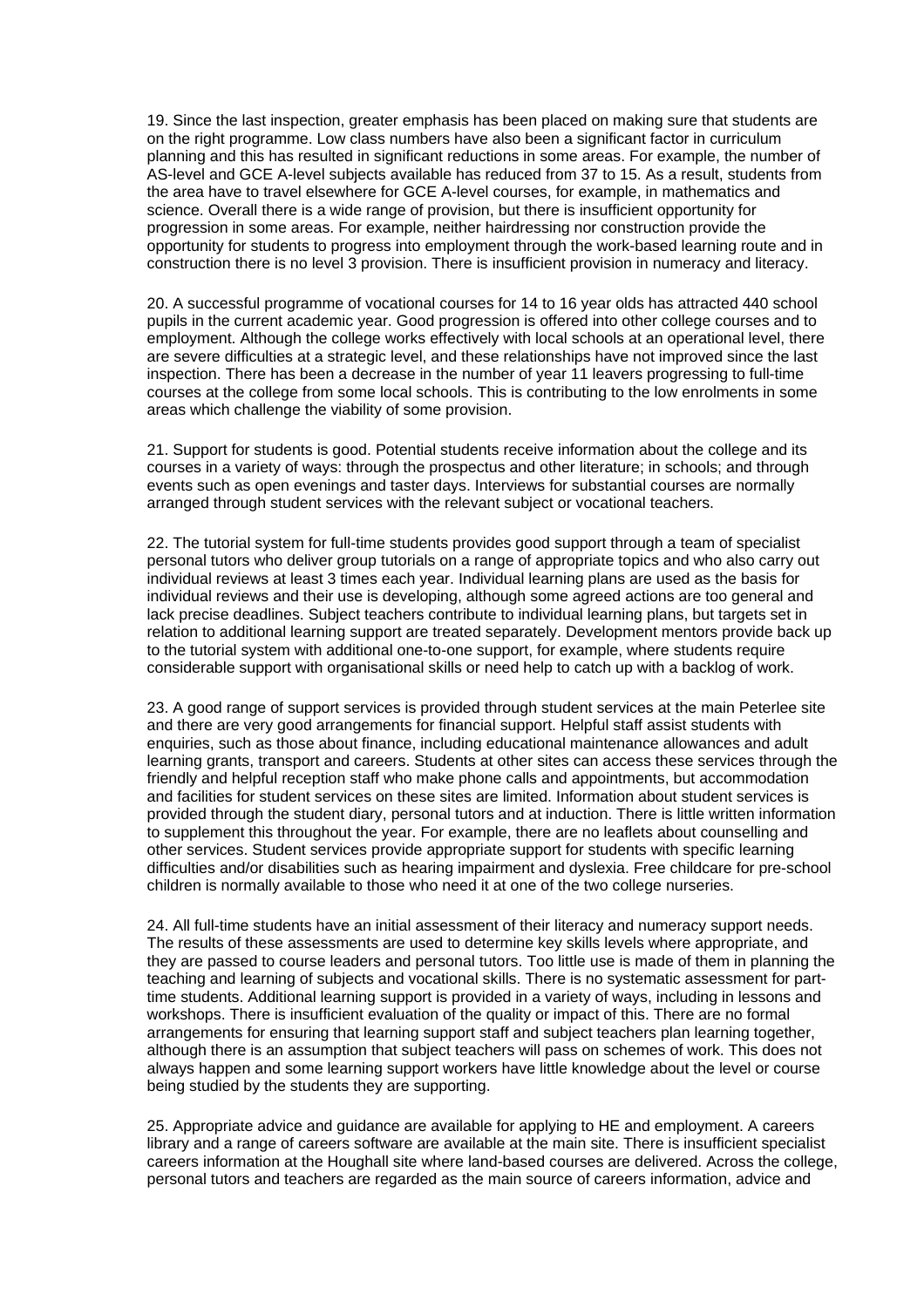19. Since the last inspection, greater emphasis has been placed on making sure that students are on the right programme. Low class numbers have also been a significant factor in curriculum planning and this has resulted in significant reductions in some areas. For example, the number of AS-level and GCE A-level subjects available has reduced from 37 to 15. As a result, students from the area have to travel elsewhere for GCE A-level courses, for example, in mathematics and science. Overall there is a wide range of provision, but there is insufficient opportunity for progression in some areas. For example, neither hairdressing nor construction provide the opportunity for students to progress into employment through the work-based learning route and in construction there is no level 3 provision. There is insufficient provision in numeracy and literacy.

20. A successful programme of vocational courses for 14 to 16 year olds has attracted 440 school pupils in the current academic year. Good progression is offered into other college courses and to employment. Although the college works effectively with local schools at an operational level, there are severe difficulties at a strategic level, and these relationships have not improved since the last inspection. There has been a decrease in the number of year 11 leavers progressing to full-time courses at the college from some local schools. This is contributing to the low enrolments in some areas which challenge the viability of some provision.

21. Support for students is good. Potential students receive information about the college and its courses in a variety of ways: through the prospectus and other literature; in schools; and through events such as open evenings and taster days. Interviews for substantial courses are normally arranged through student services with the relevant subject or vocational teachers.

22. The tutorial system for full-time students provides good support through a team of specialist personal tutors who deliver group tutorials on a range of appropriate topics and who also carry out individual reviews at least 3 times each year. Individual learning plans are used as the basis for individual reviews and their use is developing, although some agreed actions are too general and lack precise deadlines. Subject teachers contribute to individual learning plans, but targets set in relation to additional learning support are treated separately. Development mentors provide back up to the tutorial system with additional one-to-one support, for example, where students require considerable support with organisational skills or need help to catch up with a backlog of work.

23. A good range of support services is provided through student services at the main Peterlee site and there are very good arrangements for financial support. Helpful staff assist students with enquiries, such as those about finance, including educational maintenance allowances and adult learning grants, transport and careers. Students at other sites can access these services through the friendly and helpful reception staff who make phone calls and appointments, but accommodation and facilities for student services on these sites are limited. Information about student services is provided through the student diary, personal tutors and at induction. There is little written information to supplement this throughout the year. For example, there are no leaflets about counselling and other services. Student services provide appropriate support for students with specific learning difficulties and/or disabilities such as hearing impairment and dyslexia. Free childcare for pre-school children is normally available to those who need it at one of the two college nurseries.

24. All full-time students have an initial assessment of their literacy and numeracy support needs. The results of these assessments are used to determine key skills levels where appropriate, and they are passed to course leaders and personal tutors. Too little use is made of them in planning the teaching and learning of subjects and vocational skills. There is no systematic assessment for part-time students. Additional learning support is provided in a variety of ways, including in lessons and workshops. There is insufficient evaluation of the quality or impact of this. There are no formal arrangements for ensuring that learning support staff and subject teachers plan learning together, although there is an assumption that subject teachers will pass on schemes of work. This does not always happen and some learning support workers have little knowledge about the level or course being studied by the students they are supporting.

25. Appropriate advice and guidance are available for applying to HE and employment. A careers library and a range of careers software are available at the main site. There is insufficient specialist careers information at the Houghall site where land-based courses are delivered. Across the college, personal tutors and teachers are regarded as the main source of careers information, advice and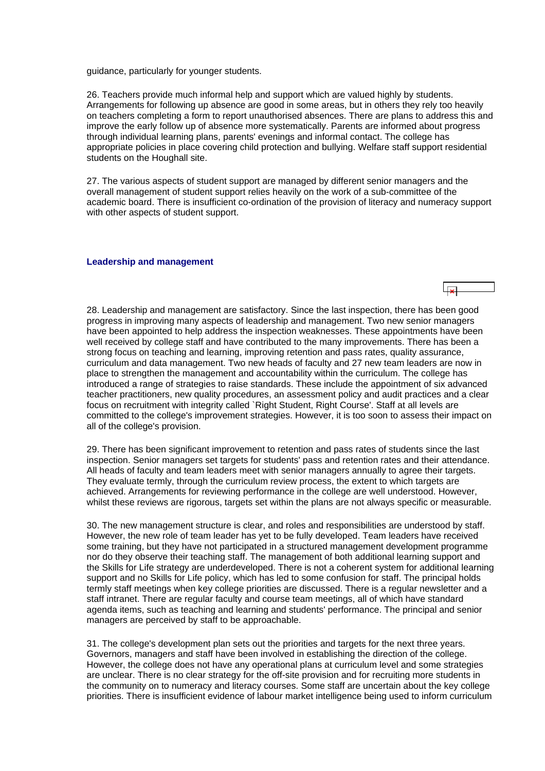guidance, particularly for younger students.

26. Teachers provide much informal help and support which are valued highly by students. Arrangements for following up absence are good in some areas, but in others they rely too heavily on teachers completing a form to report unauthorised absences. There are plans to address this and improve the early follow up of absence more systematically. Parents are informed about progress through individual learning plans, parents' evenings and informal contact. The college has appropriate policies in place covering child protection and bullying. Welfare staff support residential students on the Houghall site.

27. The various aspects of student support are managed by different senior managers and the overall management of student support relies heavily on the work of a sub-committee of the academic board. There is insufficient co-ordination of the provision of literacy and numeracy support with other aspects of student support.

### Leadership and management

28. Leadership and management are satisfactory. Since the last inspection, there has been good progress in improving many aspects of leadership and management. Two new senior managers have been appointed to help address the inspection weaknesses. These appointments have been well received by college staff and have contributed to the many improvements. There has been a strong focus on teaching and learning, improving retention and pass rates, quality assurance, curriculum and data management. Two new heads of faculty and 27 new team leaders are now in place to strengthen the management and accountability within the curriculum. The college has introduced a range of strategies to raise standards. These include the appointment of six advanced teacher practitioners, new quality procedures, an assessment policy and audit practices and a clear focus on recruitment with integrity called `Right Student, Right Course'. Staff at all levels are committed to the college's improvement strategies. However, it is too soon to assess their impact on all of the college's provision.

29. There has been significant improvement to retention and pass rates of students since the last inspection. Senior managers set targets for students' pass and retention rates and their attendance. All heads of faculty and team leaders meet with senior managers annually to agree their targets. They evaluate termly, through the curriculum review process, the extent to which targets are achieved. Arrangements for reviewing performance in the college are well understood. However, whilst these reviews are rigorous, targets set within the plans are not always specific or measurable.

30. The new management structure is clear, and roles and responsibilities are understood by staff. However, the new role of team leader has yet to be fully developed. Team leaders have received some training, but they have not participated in a structured management development programme nor do they observe their teaching staff. The management of both additional learning support and the Skills for Life strategy are underdeveloped. There is not a coherent system for additional learning support and no Skills for Life policy, which has led to some confusion for staff. The principal holds termly staff meetings when key college priorities are discussed. There is a regular newsletter and a staff intranet. There are regular faculty and course team meetings, all of which have standard agenda items, such as teaching and learning and students' performance. The principal and senior managers are perceived by staff to be approachable.

31. The college's development plan sets out the priorities and targets for the next three years. Governors, managers and staff have been involved in establishing the direction of the college. However, the college does not have any operational plans at curriculum level and some strategies are unclear. There is no clear strategy for the off-site provision and for recruiting more students in the community on to numeracy and literacy courses. Some staff are uncertain about the key college priorities. There is insufficient evidence of labour market intelligence being used to inform curriculum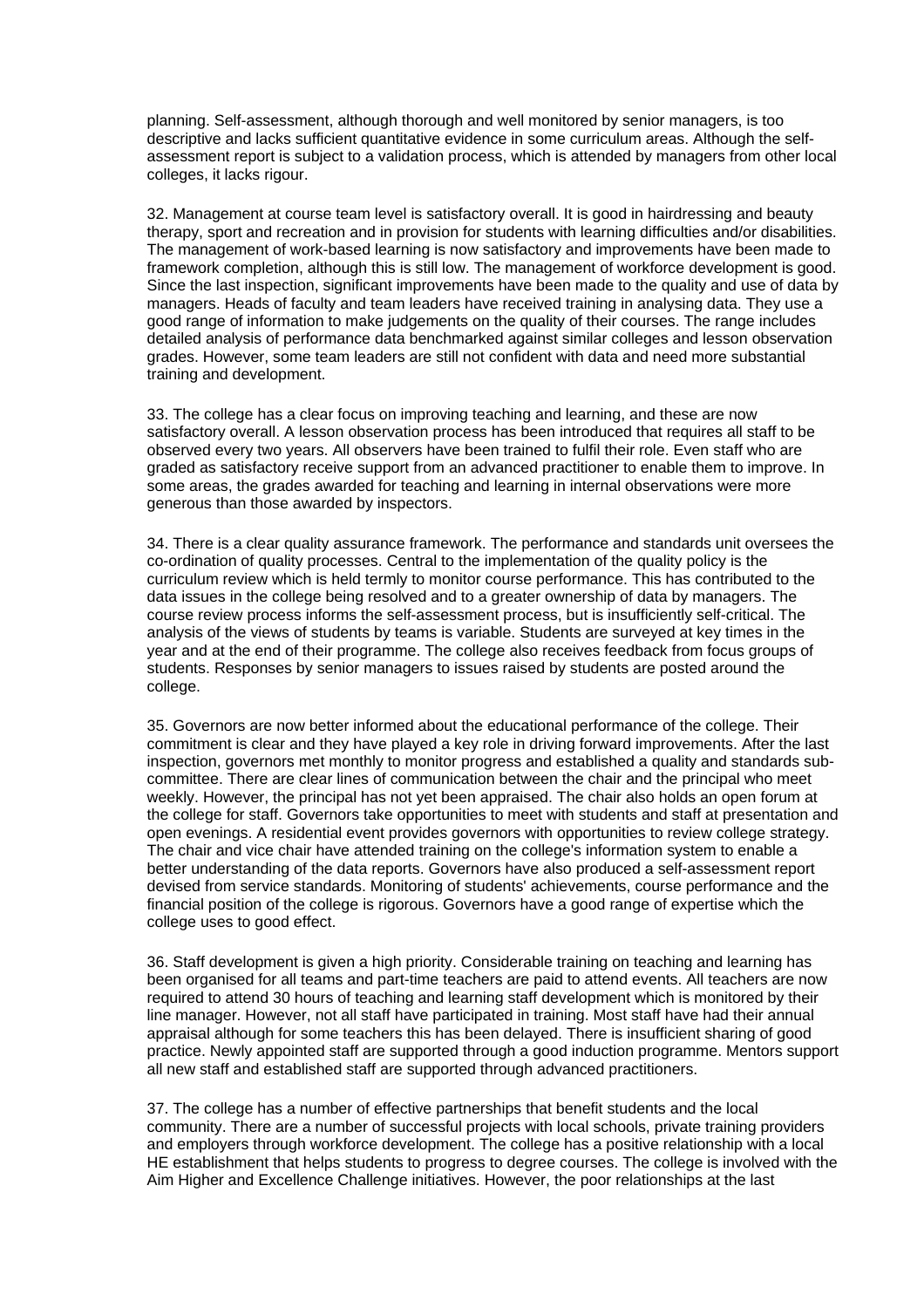planning. Self-assessment, although thorough and well monitored by senior managers, is too descriptive and lacks sufficient quantitative evidence in some curriculum areas. Although the self-assessment report is subject to a validation process, which is attended by managers from other local colleges, it lacks rigour.

32. Management at course team level is satisfactory overall. It is good in hairdressing and beauty therapy, sport and recreation and in provision for students with learning difficulties and/or disabilities. The management of work-based learning is now satisfactory and improvements have been made to framework completion, although this is still low. The management of workforce development is good. Since the last inspection, significant improvements have been made to the quality and use of data by managers. Heads of faculty and team leaders have received training in analysing data. They use a good range of information to make judgements on the quality of their courses. The range includes detailed analysis of performance data benchmarked against similar colleges and lesson observation grades. However, some team leaders are still not confident with data and need more substantial training and development.

33. The college has a clear focus on improving teaching and learning, and these are now satisfactory overall. A lesson observation process has been introduced that requires all staff to be observed every two years. All observers have been trained to fulfil their role. Even staff who are graded as satisfactory receive support from an advanced practitioner to enable them to improve. In some areas, the grades awarded for teaching and learning in internal observations were more generous than those awarded by inspectors.

34. There is a clear quality assurance framework. The performance and standards unit oversees the co-ordination of quality processes. Central to the implementation of the quality policy is the curriculum review which is held termly to monitor course performance. This has contributed to the data issues in the college being resolved and to a greater ownership of data by managers. The course review process informs the self-assessment process, but is insufficiently self-critical. The analysis of the views of students by teams is variable. Students are surveyed at key times in the year and at the end of their programme. The college also receives feedback from focus groups of students. Responses by senior managers to issues raised by students are posted around the college.

35. Governors are now better informed about the educational performance of the college. Their commitment is clear and they have played a key role in driving forward improvements. After the last inspection, governors met monthly to monitor progress and established a quality and standards sub-committee. There are clear lines of communication between the chair and the principal who meet weekly. However, the principal has not yet been appraised. The chair also holds an open forum at the college for staff. Governors take opportunities to meet with students and staff at presentation and open evenings. A residential event provides governors with opportunities to review college strategy. The chair and vice chair have attended training on the college's information system to enable a better understanding of the data reports. Governors have also produced a self-assessment report devised from service standards. Monitoring of students' achievements, course performance and the financial position of the college is rigorous. Governors have a good range of expertise which the college uses to good effect.

36. Staff development is given a high priority. Considerable training on teaching and learning has been organised for all teams and part-time teachers are paid to attend events. All teachers are now required to attend 30 hours of teaching and learning staff development which is monitored by their line manager. However, not all staff have participated in training. Most staff have had their annual appraisal although for some teachers this has been delayed. There is insufficient sharing of good practice. Newly appointed staff are supported through a good induction programme. Mentors support all new staff and established staff are supported through advanced practitioners.

37. The college has a number of effective partnerships that benefit students and the local community. There are a number of successful projects with local schools, private training providers and employers through workforce development. The college has a positive relationship with a local HE establishment that helps students to progress to degree courses. The college is involved with the Aim Higher and Excellence Challenge initiatives. However, the poor relationships at the last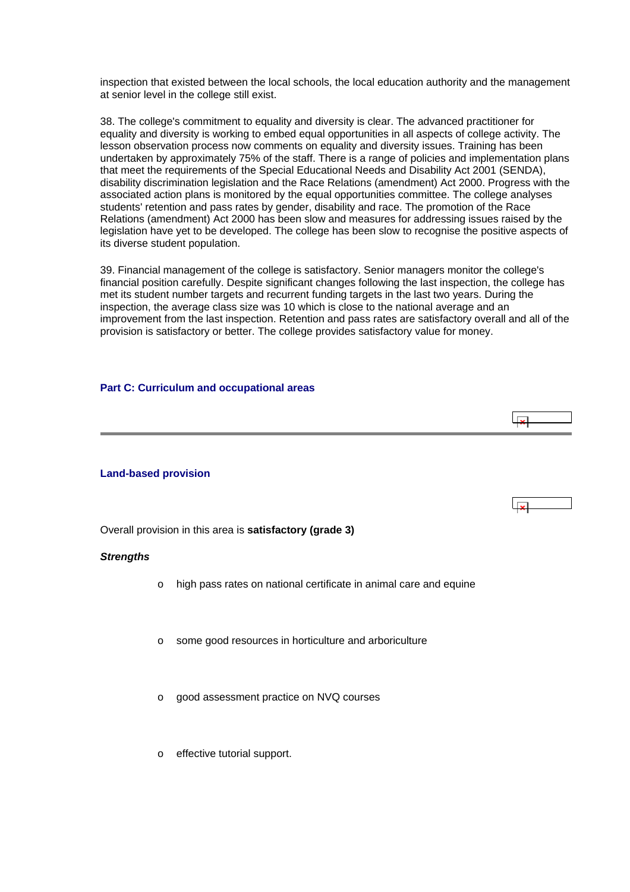inspection that existed between the local schools, the local education authority and the management at senior level in the college still exist.

38. The college's commitment to equality and diversity is clear. The advanced practitioner for equality and diversity is working to embed equal opportunities in all aspects of college activity. The lesson observation process now comments on equality and diversity issues. Training has been undertaken by approximately 75% of the staff. There is a range of policies and implementation plans that meet the requirements of the Special Educational Needs and Disability Act 2001 (SENDA), disability discrimination legislation and the Race Relations (amendment) Act 2000. Progress with the associated action plans is monitored by the equal opportunities committee. The college analyses students' retention and pass rates by gender, disability and race. The promotion of the Race Relations (amendment) Act 2000 has been slow and measures for addressing issues raised by the legislation have yet to be developed. The college has been slow to recognise the positive aspects of its diverse student population.

39. Financial management of the college is satisfactory. Senior managers monitor the college's financial position carefully. Despite significant changes following the last inspection, the college has met its student number targets and recurrent funding targets in the last two years. During the inspection, the average class size was 10 which is close to the national average and an improvement from the last inspection. Retention and pass rates are satisfactory overall and all of the provision is satisfactory or better. The college provides satisfactory value for money.

## Part C: Curriculum and occupational areas

### Land-based provision

Overall provision in this area is **satisfactory (grade 3)**

***Strengths***

- high pass rates on national certificate in animal care and equine
- some good resources in horticulture and arboriculture
- good assessment practice on NVQ courses
- effective tutorial support.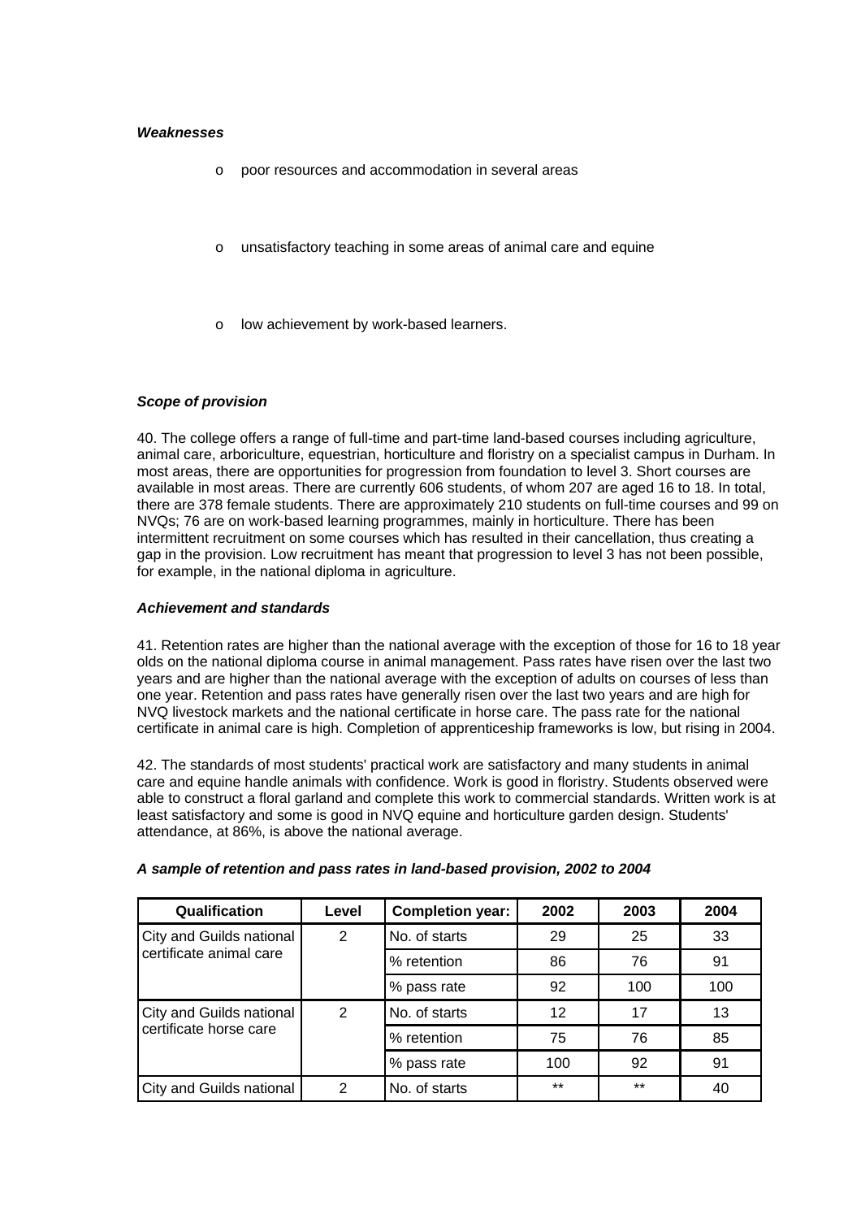*Weaknesses*

- poor resources and accommodation in several areas
- unsatisfactory teaching in some areas of animal care and equine
- low achievement by work-based learners.

*Scope of provision*

40. The college offers a range of full-time and part-time land-based courses including agriculture, animal care, arboriculture, equestrian, horticulture and floristry on a specialist campus in Durham. In most areas, there are opportunities for progression from foundation to level 3. Short courses are available in most areas. There are currently 606 students, of whom 207 are aged 16 to 18. In total, there are 378 female students. There are approximately 210 students on full-time courses and 99 on NVQs; 76 are on work-based learning programmes, mainly in horticulture. There has been intermittent recruitment on some courses which has resulted in their cancellation, thus creating a gap in the provision. Low recruitment has meant that progression to level 3 has not been possible, for example, in the national diploma in agriculture.

*Achievement and standards*

41. Retention rates are higher than the national average with the exception of those for 16 to 18 year olds on the national diploma course in animal management. Pass rates have risen over the last two years and are higher than the national average with the exception of adults on courses of less than one year. Retention and pass rates have generally risen over the last two years and are high for NVQ livestock markets and the national certificate in horse care. The pass rate for the national certificate in animal care is high. Completion of apprenticeship frameworks is low, but rising in 2004.

42. The standards of most students' practical work are satisfactory and many students in animal care and equine handle animals with confidence. Work is good in floristry. Students observed were able to construct a floral garland and complete this work to commercial standards. Written work is at least satisfactory and some is good in NVQ equine and horticulture garden design. Students' attendance, at 86%, is above the national average.

***A sample of retention and pass rates in land-based provision, 2002 to 2004***

| Qualification | Level | Completion year: | 2002 | 2003 | 2004 |
|---|---|---|---|---|---|
| City and Guilds national certificate animal care | 2 | No. of starts | 29 | 25 | 33 |
| | | % retention | 86 | 76 | 91 |
| | | % pass rate | 92 | 100 | 100 |
| City and Guilds national certificate horse care | 2 | No. of starts | 12 | 17 | 13 |
| | | % retention | 75 | 76 | 85 |
| | | % pass rate | 100 | 92 | 91 |
| City and Guilds national | 2 | No. of starts | ** | ** | 40 |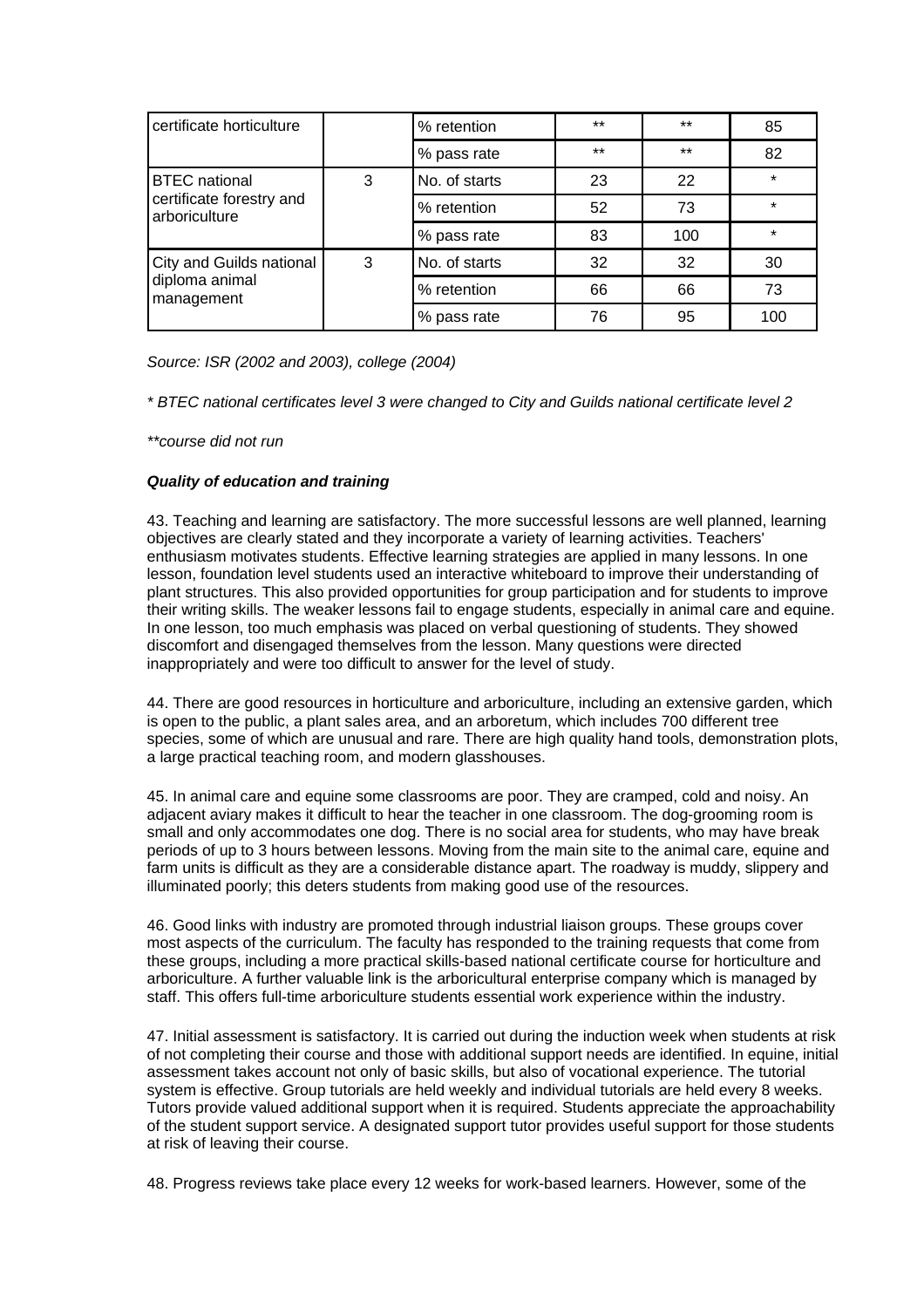| | | | | | |
|---|---|---|---|---|---|
| certificate horticulture | | % retention | ** | ** | 85 |
| | | % pass rate | ** | ** | 82 |
| BTEC national certificate forestry and arboriculture | 3 | No. of starts | 23 | 22 | * |
| | | % retention | 52 | 73 | * |
| | | % pass rate | 83 | 100 | * |
| City and Guilds national diploma animal management | 3 | No. of starts | 32 | 32 | 30 |
| | | % retention | 66 | 66 | 73 |
| | | % pass rate | 76 | 95 | 100 |

*Source: ISR (2002 and 2003), college (2004)*

*\* BTEC national certificates level 3 were changed to City and Guilds national certificate level 2*

*\*\*course did not run*

***Quality of education and training***

43. Teaching and learning are satisfactory. The more successful lessons are well planned, learning objectives are clearly stated and they incorporate a variety of learning activities. Teachers' enthusiasm motivates students. Effective learning strategies are applied in many lessons. In one lesson, foundation level students used an interactive whiteboard to improve their understanding of plant structures. This also provided opportunities for group participation and for students to improve their writing skills. The weaker lessons fail to engage students, especially in animal care and equine. In one lesson, too much emphasis was placed on verbal questioning of students. They showed discomfort and disengaged themselves from the lesson. Many questions were directed inappropriately and were too difficult to answer for the level of study.

44. There are good resources in horticulture and arboriculture, including an extensive garden, which is open to the public, a plant sales area, and an arboretum, which includes 700 different tree species, some of which are unusual and rare. There are high quality hand tools, demonstration plots, a large practical teaching room, and modern glasshouses.

45. In animal care and equine some classrooms are poor. They are cramped, cold and noisy. An adjacent aviary makes it difficult to hear the teacher in one classroom. The dog-grooming room is small and only accommodates one dog. There is no social area for students, who may have break periods of up to 3 hours between lessons. Moving from the main site to the animal care, equine and farm units is difficult as they are a considerable distance apart. The roadway is muddy, slippery and illuminated poorly; this deters students from making good use of the resources.

46. Good links with industry are promoted through industrial liaison groups. These groups cover most aspects of the curriculum. The faculty has responded to the training requests that come from these groups, including a more practical skills-based national certificate course for horticulture and arboriculture. A further valuable link is the arboricultural enterprise company which is managed by staff. This offers full-time arboriculture students essential work experience within the industry.

47. Initial assessment is satisfactory. It is carried out during the induction week when students at risk of not completing their course and those with additional support needs are identified. In equine, initial assessment takes account not only of basic skills, but also of vocational experience. The tutorial system is effective. Group tutorials are held weekly and individual tutorials are held every 8 weeks. Tutors provide valued additional support when it is required. Students appreciate the approachability of the student support service. A designated support tutor provides useful support for those students at risk of leaving their course.

48. Progress reviews take place every 12 weeks for work-based learners. However, some of the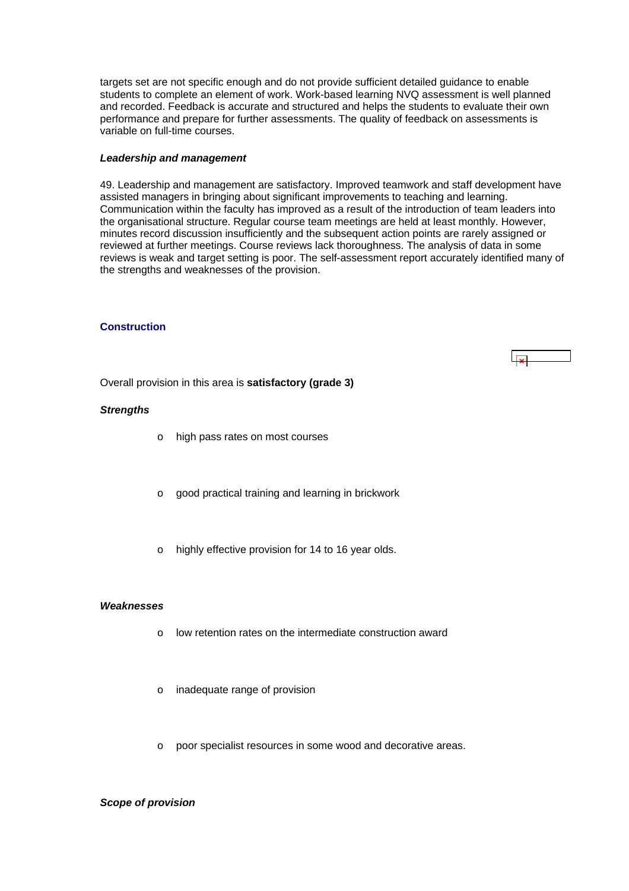targets set are not specific enough and do not provide sufficient detailed guidance to enable students to complete an element of work. Work-based learning NVQ assessment is well planned and recorded. Feedback is accurate and structured and helps the students to evaluate their own performance and prepare for further assessments. The quality of feedback on assessments is variable on full-time courses.

***Leadership and management***

49. Leadership and management are satisfactory. Improved teamwork and staff development have assisted managers in bringing about significant improvements to teaching and learning. Communication within the faculty has improved as a result of the introduction of team leaders into the organisational structure. Regular course team meetings are held at least monthly. However, minutes record discussion insufficiently and the subsequent action points are rarely assigned or reviewed at further meetings. Course reviews lack thoroughness. The analysis of data in some reviews is weak and target setting is poor. The self-assessment report accurately identified many of the strengths and weaknesses of the provision.

### Construction

Overall provision in this area is **satisfactory (grade 3)**

***Strengths***

- high pass rates on most courses
- good practical training and learning in brickwork
- highly effective provision for 14 to 16 year olds.

***Weaknesses***

- low retention rates on the intermediate construction award
- inadequate range of provision
- poor specialist resources in some wood and decorative areas.

***Scope of provision***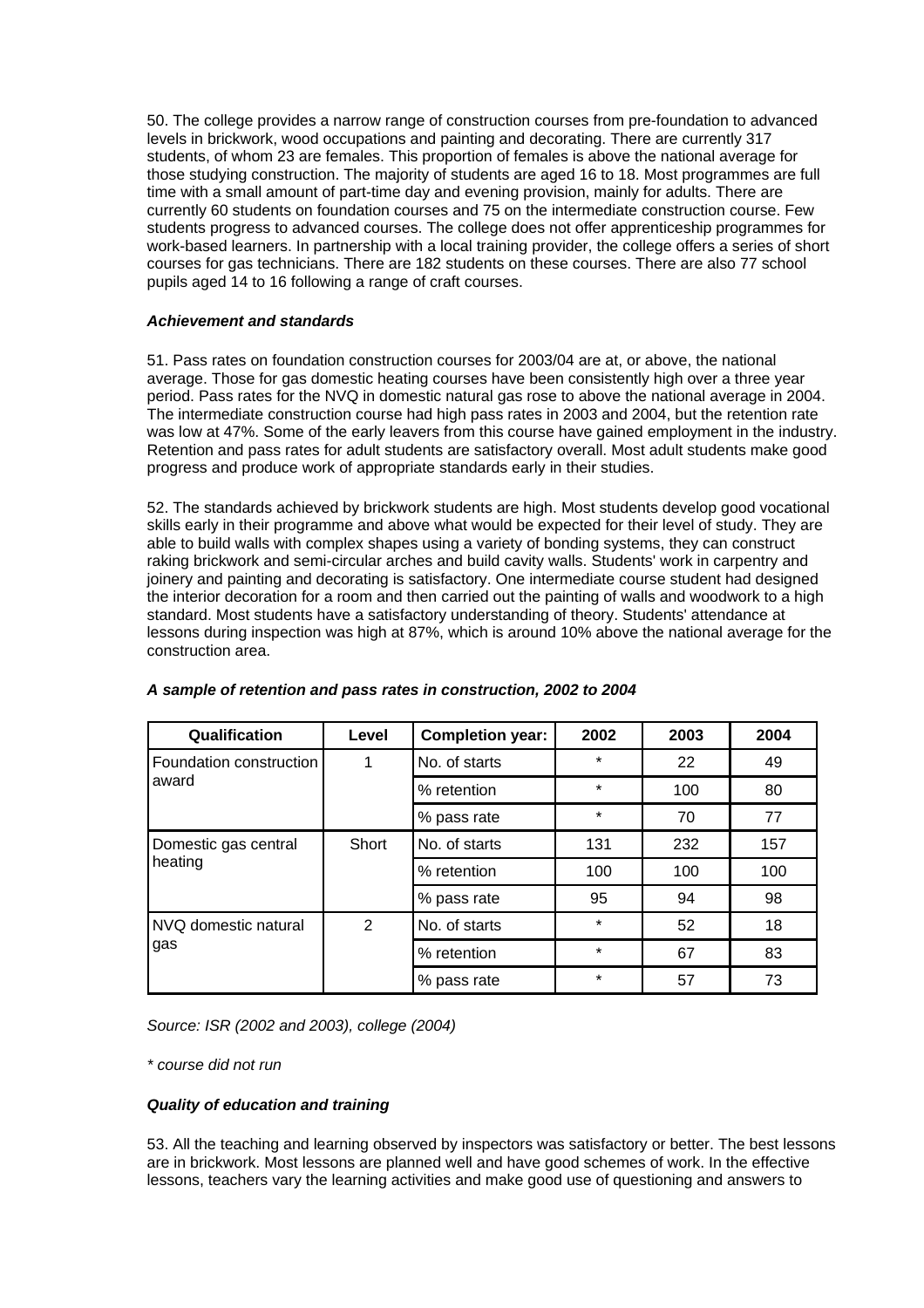50. The college provides a narrow range of construction courses from pre-foundation to advanced levels in brickwork, wood occupations and painting and decorating. There are currently 317 students, of whom 23 are females. This proportion of females is above the national average for those studying construction. The majority of students are aged 16 to 18. Most programmes are full time with a small amount of part-time day and evening provision, mainly for adults. There are currently 60 students on foundation courses and 75 on the intermediate construction course. Few students progress to advanced courses. The college does not offer apprenticeship programmes for work-based learners. In partnership with a local training provider, the college offers a series of short courses for gas technicians. There are 182 students on these courses. There are also 77 school pupils aged 14 to 16 following a range of craft courses.

***Achievement and standards***

51. Pass rates on foundation construction courses for 2003/04 are at, or above, the national average. Those for gas domestic heating courses have been consistently high over a three year period. Pass rates for the NVQ in domestic natural gas rose to above the national average in 2004. The intermediate construction course had high pass rates in 2003 and 2004, but the retention rate was low at 47%. Some of the early leavers from this course have gained employment in the industry. Retention and pass rates for adult students are satisfactory overall. Most adult students make good progress and produce work of appropriate standards early in their studies.

52. The standards achieved by brickwork students are high. Most students develop good vocational skills early in their programme and above what would be expected for their level of study. They are able to build walls with complex shapes using a variety of bonding systems, they can construct raking brickwork and semi-circular arches and build cavity walls. Students' work in carpentry and joinery and painting and decorating is satisfactory. One intermediate course student had designed the interior decoration for a room and then carried out the painting of walls and woodwork to a high standard. Most students have a satisfactory understanding of theory. Students' attendance at lessons during inspection was high at 87%, which is around 10% above the national average for the construction area.

***A sample of retention and pass rates in construction, 2002 to 2004***

| Qualification | Level | Completion year: | 2002 | 2003 | 2004 |
|---|---|---|---|---|---|
| Foundation construction award | 1 | No. of starts | * | 22 | 49 |
| | | % retention | * | 100 | 80 |
| | | % pass rate | * | 70 | 77 |
| Domestic gas central heating | Short | No. of starts | 131 | 232 | 157 |
| | | % retention | 100 | 100 | 100 |
| | | % pass rate | 95 | 94 | 98 |
| NVQ domestic natural gas | 2 | No. of starts | * | 52 | 18 |
| | | % retention | * | 67 | 83 |
| | | % pass rate | * | 57 | 73 |

*Source: ISR (2002 and 2003), college (2004)*

*\* course did not run*

***Quality of education and training***

53. All the teaching and learning observed by inspectors was satisfactory or better. The best lessons are in brickwork. Most lessons are planned well and have good schemes of work. In the effective lessons, teachers vary the learning activities and make good use of questioning and answers to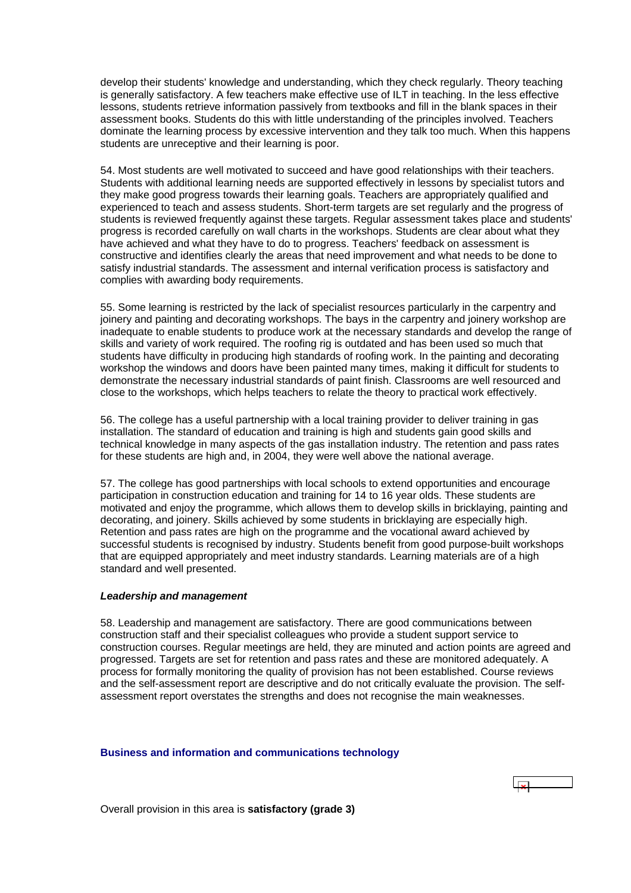develop their students' knowledge and understanding, which they check regularly. Theory teaching is generally satisfactory. A few teachers make effective use of ILT in teaching. In the less effective lessons, students retrieve information passively from textbooks and fill in the blank spaces in their assessment books. Students do this with little understanding of the principles involved. Teachers dominate the learning process by excessive intervention and they talk too much. When this happens students are unreceptive and their learning is poor.

54. Most students are well motivated to succeed and have good relationships with their teachers. Students with additional learning needs are supported effectively in lessons by specialist tutors and they make good progress towards their learning goals. Teachers are appropriately qualified and experienced to teach and assess students. Short-term targets are set regularly and the progress of students is reviewed frequently against these targets. Regular assessment takes place and students' progress is recorded carefully on wall charts in the workshops. Students are clear about what they have achieved and what they have to do to progress. Teachers' feedback on assessment is constructive and identifies clearly the areas that need improvement and what needs to be done to satisfy industrial standards. The assessment and internal verification process is satisfactory and complies with awarding body requirements.

55. Some learning is restricted by the lack of specialist resources particularly in the carpentry and joinery and painting and decorating workshops. The bays in the carpentry and joinery workshop are inadequate to enable students to produce work at the necessary standards and develop the range of skills and variety of work required. The roofing rig is outdated and has been used so much that students have difficulty in producing high standards of roofing work. In the painting and decorating workshop the windows and doors have been painted many times, making it difficult for students to demonstrate the necessary industrial standards of paint finish. Classrooms are well resourced and close to the workshops, which helps teachers to relate the theory to practical work effectively.

56. The college has a useful partnership with a local training provider to deliver training in gas installation. The standard of education and training is high and students gain good skills and technical knowledge in many aspects of the gas installation industry. The retention and pass rates for these students are high and, in 2004, they were well above the national average.

57. The college has good partnerships with local schools to extend opportunities and encourage participation in construction education and training for 14 to 16 year olds. These students are motivated and enjoy the programme, which allows them to develop skills in bricklaying, painting and decorating, and joinery. Skills achieved by some students in bricklaying are especially high. Retention and pass rates are high on the programme and the vocational award achieved by successful students is recognised by industry. Students benefit from good purpose-built workshops that are equipped appropriately and meet industry standards. Learning materials are of a high standard and well presented.

***Leadership and management***

58. Leadership and management are satisfactory. There are good communications between construction staff and their specialist colleagues who provide a student support service to construction courses. Regular meetings are held, they are minuted and action points are agreed and progressed. Targets are set for retention and pass rates and these are monitored adequately. A process for formally monitoring the quality of provision has not been established. Course reviews and the self-assessment report are descriptive and do not critically evaluate the provision. The self-assessment report overstates the strengths and does not recognise the main weaknesses.

### Business and information and communications technology

Overall provision in this area is **satisfactory (grade 3)**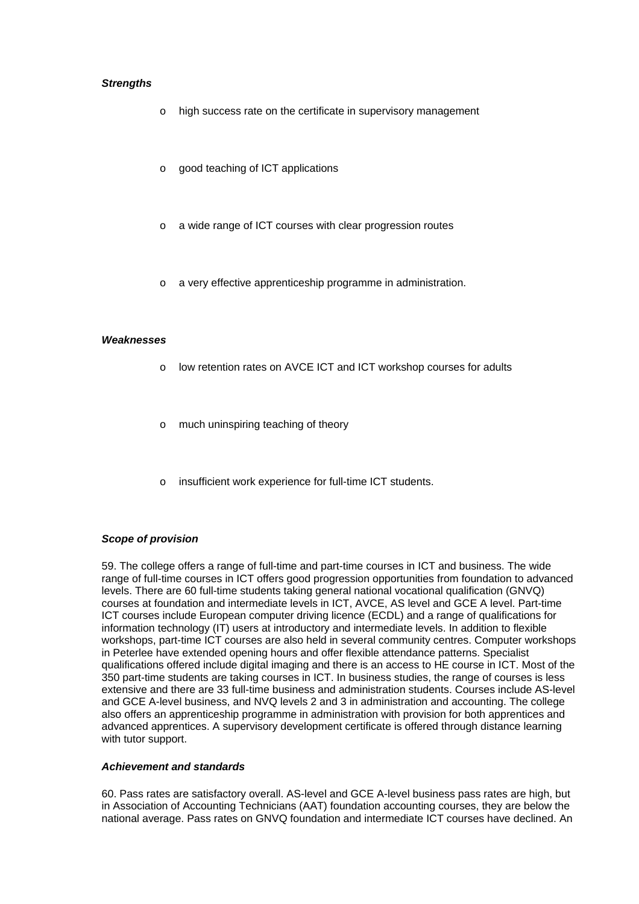***Strengths***

- high success rate on the certificate in supervisory management
- good teaching of ICT applications
- a wide range of ICT courses with clear progression routes
- a very effective apprenticeship programme in administration.

***Weaknesses***

- low retention rates on AVCE ICT and ICT workshop courses for adults
- much uninspiring teaching of theory
- insufficient work experience for full-time ICT students.

***Scope of provision***

59. The college offers a range of full-time and part-time courses in ICT and business. The wide range of full-time courses in ICT offers good progression opportunities from foundation to advanced levels. There are 60 full-time students taking general national vocational qualification (GNVQ) courses at foundation and intermediate levels in ICT, AVCE, AS level and GCE A level. Part-time ICT courses include European computer driving licence (ECDL) and a range of qualifications for information technology (IT) users at introductory and intermediate levels. In addition to flexible workshops, part-time ICT courses are also held in several community centres. Computer workshops in Peterlee have extended opening hours and offer flexible attendance patterns. Specialist qualifications offered include digital imaging and there is an access to HE course in ICT. Most of the 350 part-time students are taking courses in ICT. In business studies, the range of courses is less extensive and there are 33 full-time business and administration students. Courses include AS-level and GCE A-level business, and NVQ levels 2 and 3 in administration and accounting. The college also offers an apprenticeship programme in administration with provision for both apprentices and advanced apprentices. A supervisory development certificate is offered through distance learning with tutor support.

***Achievement and standards***

60. Pass rates are satisfactory overall. AS-level and GCE A-level business pass rates are high, but in Association of Accounting Technicians (AAT) foundation accounting courses, they are below the national average. Pass rates on GNVQ foundation and intermediate ICT courses have declined. An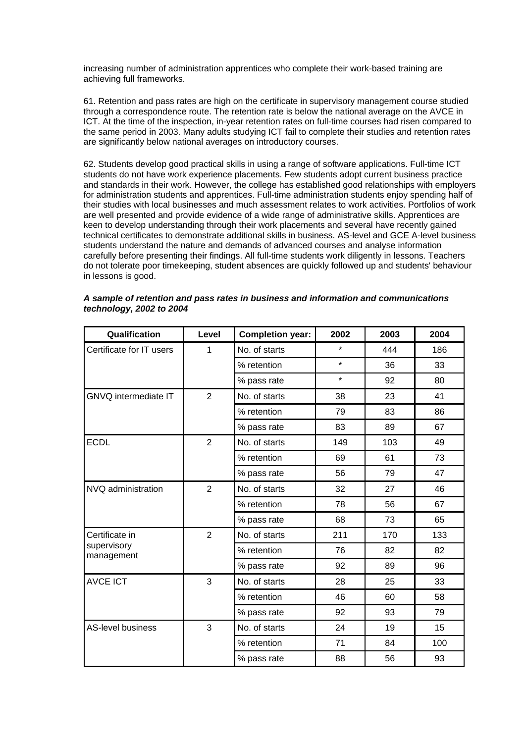increasing number of administration apprentices who complete their work-based training are achieving full frameworks.

61. Retention and pass rates are high on the certificate in supervisory management course studied through a correspondence route. The retention rate is below the national average on the AVCE in ICT. At the time of the inspection, in-year retention rates on full-time courses had risen compared to the same period in 2003. Many adults studying ICT fail to complete their studies and retention rates are significantly below national averages on introductory courses.

62. Students develop good practical skills in using a range of software applications. Full-time ICT students do not have work experience placements. Few students adopt current business practice and standards in their work. However, the college has established good relationships with employers for administration students and apprentices. Full-time administration students enjoy spending half of their studies with local businesses and much assessment relates to work activities. Portfolios of work are well presented and provide evidence of a wide range of administrative skills. Apprentices are keen to develop understanding through their work placements and several have recently gained technical certificates to demonstrate additional skills in business. AS-level and GCE A-level business students understand the nature and demands of advanced courses and analyse information carefully before presenting their findings. All full-time students work diligently in lessons. Teachers do not tolerate poor timekeeping, student absences are quickly followed up and students' behaviour in lessons is good.

***A sample of retention and pass rates in business and information and communications technology, 2002 to 2004***

| Qualification | Level | Completion year: | 2002 | 2003 | 2004 |
|---|---|---|---|---|---|
| Certificate for IT users | 1 | No. of starts | * | 444 | 186 |
| | | % retention | * | 36 | 33 |
| | | % pass rate | * | 92 | 80 |
| GNVQ intermediate IT | 2 | No. of starts | 38 | 23 | 41 |
| | | % retention | 79 | 83 | 86 |
| | | % pass rate | 83 | 89 | 67 |
| ECDL | 2 | No. of starts | 149 | 103 | 49 |
| | | % retention | 69 | 61 | 73 |
| | | % pass rate | 56 | 79 | 47 |
| NVQ administration | 2 | No. of starts | 32 | 27 | 46 |
| | | % retention | 78 | 56 | 67 |
| | | % pass rate | 68 | 73 | 65 |
| Certificate in supervisory management | 2 | No. of starts | 211 | 170 | 133 |
| | | % retention | 76 | 82 | 82 |
| | | % pass rate | 92 | 89 | 96 |
| AVCE ICT | 3 | No. of starts | 28 | 25 | 33 |
| | | % retention | 46 | 60 | 58 |
| | | % pass rate | 92 | 93 | 79 |
| AS-level business | 3 | No. of starts | 24 | 19 | 15 |
| | | % retention | 71 | 84 | 100 |
| | | % pass rate | 88 | 56 | 93 |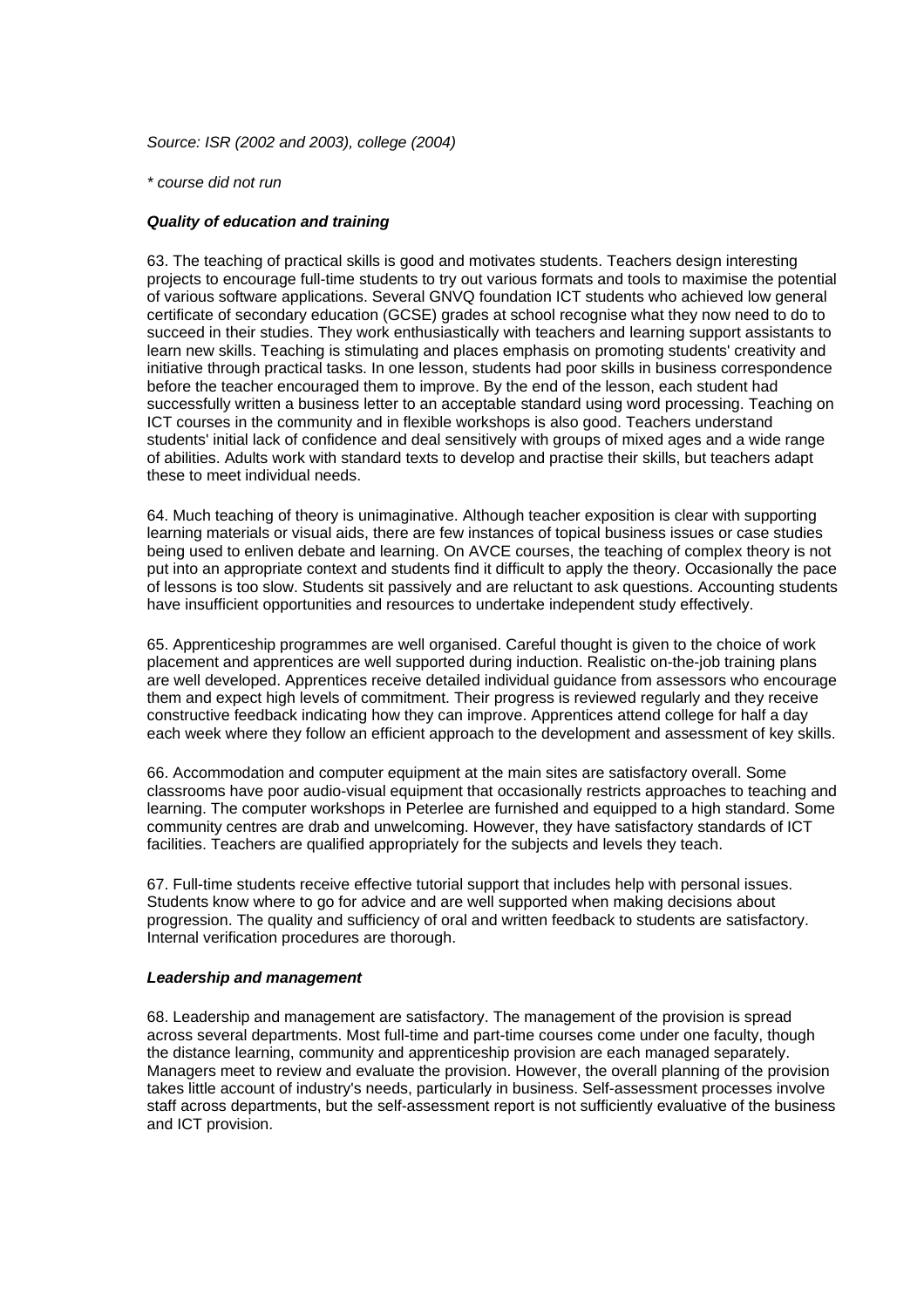*Source: ISR (2002 and 2003), college (2004)*

*\* course did not run*

***Quality of education and training***

63. The teaching of practical skills is good and motivates students. Teachers design interesting projects to encourage full-time students to try out various formats and tools to maximise the potential of various software applications. Several GNVQ foundation ICT students who achieved low general certificate of secondary education (GCSE) grades at school recognise what they now need to do to succeed in their studies. They work enthusiastically with teachers and learning support assistants to learn new skills. Teaching is stimulating and places emphasis on promoting students' creativity and initiative through practical tasks. In one lesson, students had poor skills in business correspondence before the teacher encouraged them to improve. By the end of the lesson, each student had successfully written a business letter to an acceptable standard using word processing. Teaching on ICT courses in the community and in flexible workshops is also good. Teachers understand students' initial lack of confidence and deal sensitively with groups of mixed ages and a wide range of abilities. Adults work with standard texts to develop and practise their skills, but teachers adapt these to meet individual needs.

64. Much teaching of theory is unimaginative. Although teacher exposition is clear with supporting learning materials or visual aids, there are few instances of topical business issues or case studies being used to enliven debate and learning. On AVCE courses, the teaching of complex theory is not put into an appropriate context and students find it difficult to apply the theory. Occasionally the pace of lessons is too slow. Students sit passively and are reluctant to ask questions. Accounting students have insufficient opportunities and resources to undertake independent study effectively.

65. Apprenticeship programmes are well organised. Careful thought is given to the choice of work placement and apprentices are well supported during induction. Realistic on-the-job training plans are well developed. Apprentices receive detailed individual guidance from assessors who encourage them and expect high levels of commitment. Their progress is reviewed regularly and they receive constructive feedback indicating how they can improve. Apprentices attend college for half a day each week where they follow an efficient approach to the development and assessment of key skills.

66. Accommodation and computer equipment at the main sites are satisfactory overall. Some classrooms have poor audio-visual equipment that occasionally restricts approaches to teaching and learning. The computer workshops in Peterlee are furnished and equipped to a high standard. Some community centres are drab and unwelcoming. However, they have satisfactory standards of ICT facilities. Teachers are qualified appropriately for the subjects and levels they teach.

67. Full-time students receive effective tutorial support that includes help with personal issues. Students know where to go for advice and are well supported when making decisions about progression. The quality and sufficiency of oral and written feedback to students are satisfactory. Internal verification procedures are thorough.

***Leadership and management***

68. Leadership and management are satisfactory. The management of the provision is spread across several departments. Most full-time and part-time courses come under one faculty, though the distance learning, community and apprenticeship provision are each managed separately. Managers meet to review and evaluate the provision. However, the overall planning of the provision takes little account of industry's needs, particularly in business. Self-assessment processes involve staff across departments, but the self-assessment report is not sufficiently evaluative of the business and ICT provision.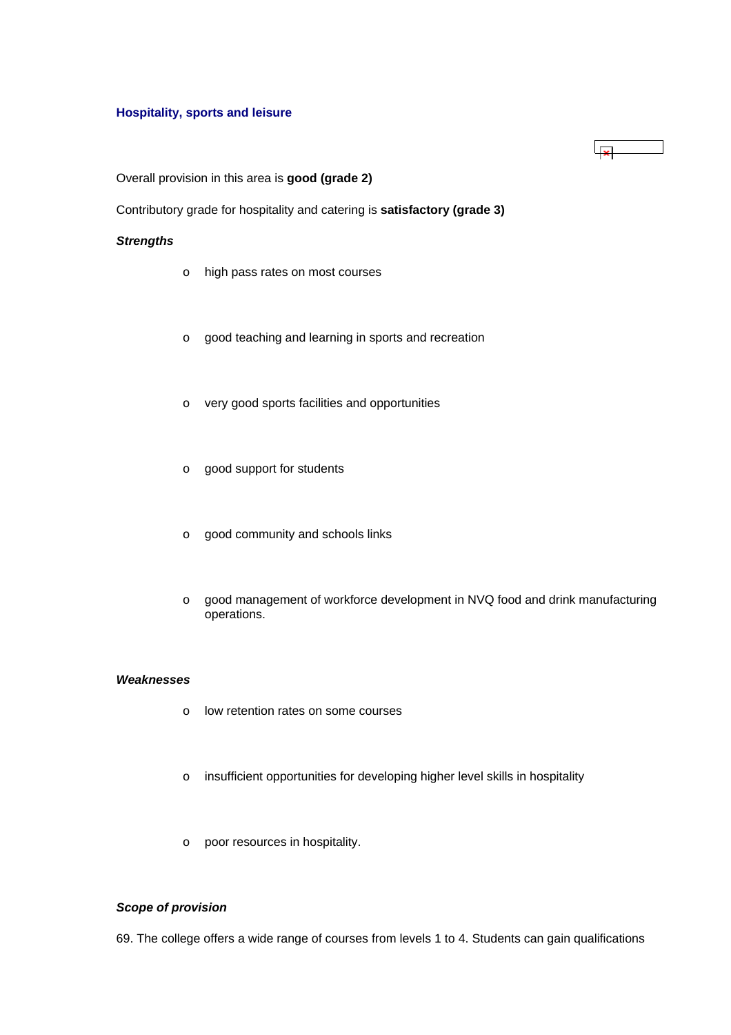## Hospitality, sports and leisure

Overall provision in this area is **good (grade 2)**

Contributory grade for hospitality and catering is **satisfactory (grade 3)**

***Strengths***

- high pass rates on most courses
- good teaching and learning in sports and recreation
- very good sports facilities and opportunities
- good support for students
- good community and schools links
- good management of workforce development in NVQ food and drink manufacturing operations.

***Weaknesses***

- low retention rates on some courses
- insufficient opportunities for developing higher level skills in hospitality
- poor resources in hospitality.

***Scope of provision***

69. The college offers a wide range of courses from levels 1 to 4. Students can gain qualifications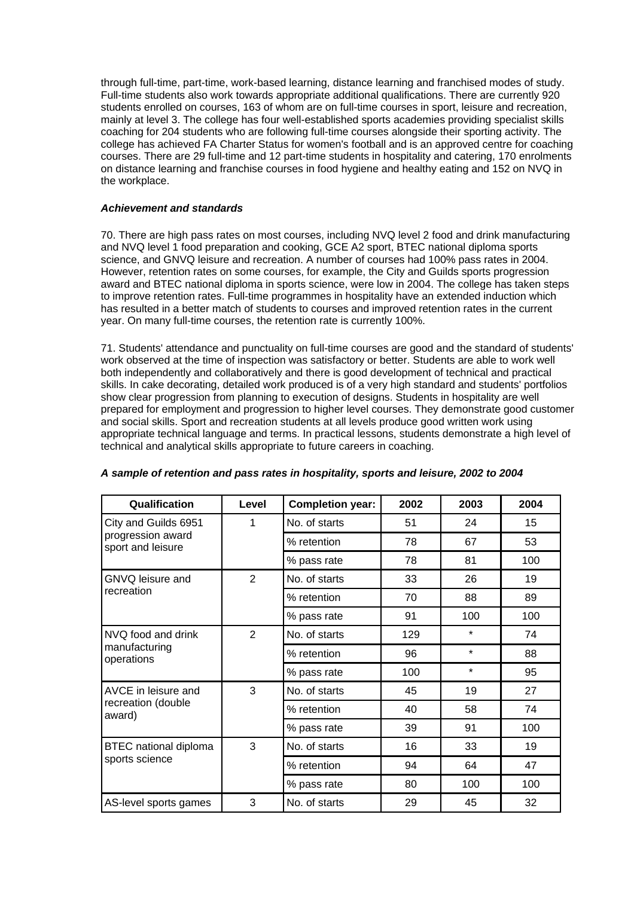through full-time, part-time, work-based learning, distance learning and franchised modes of study. Full-time students also work towards appropriate additional qualifications. There are currently 920 students enrolled on courses, 163 of whom are on full-time courses in sport, leisure and recreation, mainly at level 3. The college has four well-established sports academies providing specialist skills coaching for 204 students who are following full-time courses alongside their sporting activity. The college has achieved FA Charter Status for women's football and is an approved centre for coaching courses. There are 29 full-time and 12 part-time students in hospitality and catering, 170 enrolments on distance learning and franchise courses in food hygiene and healthy eating and 152 on NVQ in the workplace.

***Achievement and standards***

70. There are high pass rates on most courses, including NVQ level 2 food and drink manufacturing and NVQ level 1 food preparation and cooking, GCE A2 sport, BTEC national diploma sports science, and GNVQ leisure and recreation. A number of courses had 100% pass rates in 2004. However, retention rates on some courses, for example, the City and Guilds sports progression award and BTEC national diploma in sports science, were low in 2004. The college has taken steps to improve retention rates. Full-time programmes in hospitality have an extended induction which has resulted in a better match of students to courses and improved retention rates in the current year. On many full-time courses, the retention rate is currently 100%.

71. Students' attendance and punctuality on full-time courses are good and the standard of students' work observed at the time of inspection was satisfactory or better. Students are able to work well both independently and collaboratively and there is good development of technical and practical skills. In cake decorating, detailed work produced is of a very high standard and students' portfolios show clear progression from planning to execution of designs. Students in hospitality are well prepared for employment and progression to higher level courses. They demonstrate good customer and social skills. Sport and recreation students at all levels produce good written work using appropriate technical language and terms. In practical lessons, students demonstrate a high level of technical and analytical skills appropriate to future careers in coaching.

***A sample of retention and pass rates in hospitality, sports and leisure, 2002 to 2004***

| Qualification | Level | Completion year: | 2002 | 2003 | 2004 |
|---|---|---|---|---|---|
| City and Guilds 6951 progression award sport and leisure | 1 | No. of starts | 51 | 24 | 15 |
| | | % retention | 78 | 67 | 53 |
| | | % pass rate | 78 | 81 | 100 |
| GNVQ leisure and recreation | 2 | No. of starts | 33 | 26 | 19 |
| | | % retention | 70 | 88 | 89 |
| | | % pass rate | 91 | 100 | 100 |
| NVQ food and drink manufacturing operations | 2 | No. of starts | 129 | * | 74 |
| | | % retention | 96 | * | 88 |
| | | % pass rate | 100 | * | 95 |
| AVCE in leisure and recreation (double award) | 3 | No. of starts | 45 | 19 | 27 |
| | | % retention | 40 | 58 | 74 |
| | | % pass rate | 39 | 91 | 100 |
| BTEC national diploma sports science | 3 | No. of starts | 16 | 33 | 19 |
| | | % retention | 94 | 64 | 47 |
| | | % pass rate | 80 | 100 | 100 |
| AS-level sports games | 3 | No. of starts | 29 | 45 | 32 |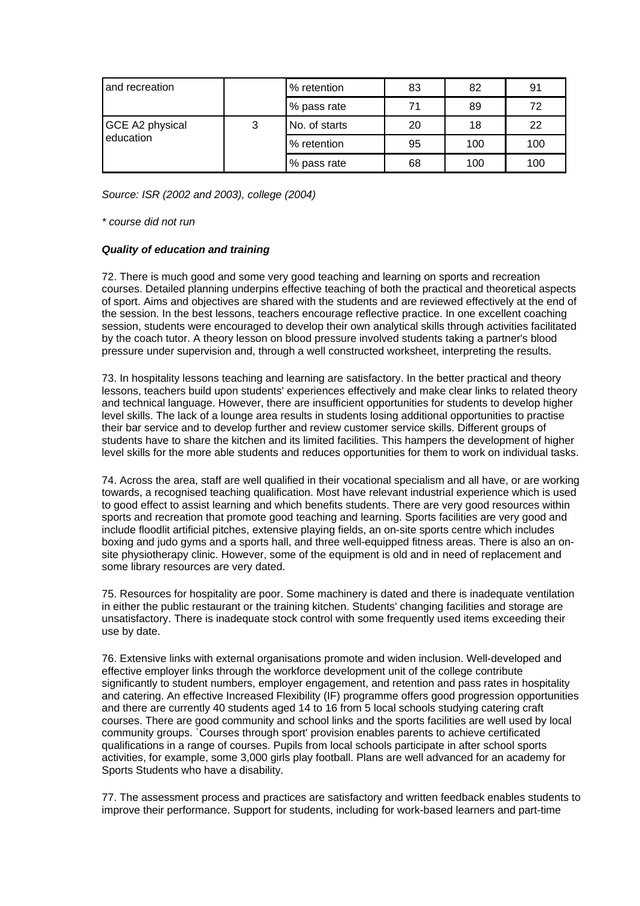| and recreation | | % retention | 83 | 82 | 91 |
|---|---|---|---|---|---|
| | | % pass rate | 71 | 89 | 72 |
| GCE A2 physical education | 3 | No. of starts | 20 | 18 | 22 |
| | | % retention | 95 | 100 | 100 |
| | | % pass rate | 68 | 100 | 100 |

*Source: ISR (2002 and 2003), college (2004)*

*\* course did not run*

***Quality of education and training***

72. There is much good and some very good teaching and learning on sports and recreation courses. Detailed planning underpins effective teaching of both the practical and theoretical aspects of sport. Aims and objectives are shared with the students and are reviewed effectively at the end of the session. In the best lessons, teachers encourage reflective practice. In one excellent coaching session, students were encouraged to develop their own analytical skills through activities facilitated by the coach tutor. A theory lesson on blood pressure involved students taking a partner's blood pressure under supervision and, through a well constructed worksheet, interpreting the results.

73. In hospitality lessons teaching and learning are satisfactory. In the better practical and theory lessons, teachers build upon students' experiences effectively and make clear links to related theory and technical language. However, there are insufficient opportunities for students to develop higher level skills. The lack of a lounge area results in students losing additional opportunities to practise their bar service and to develop further and review customer service skills. Different groups of students have to share the kitchen and its limited facilities. This hampers the development of higher level skills for the more able students and reduces opportunities for them to work on individual tasks.

74. Across the area, staff are well qualified in their vocational specialism and all have, or are working towards, a recognised teaching qualification. Most have relevant industrial experience which is used to good effect to assist learning and which benefits students. There are very good resources within sports and recreation that promote good teaching and learning. Sports facilities are very good and include floodlit artificial pitches, extensive playing fields, an on-site sports centre which includes boxing and judo gyms and a sports hall, and three well-equipped fitness areas. There is also an on-site physiotherapy clinic. However, some of the equipment is old and in need of replacement and some library resources are very dated.

75. Resources for hospitality are poor. Some machinery is dated and there is inadequate ventilation in either the public restaurant or the training kitchen. Students' changing facilities and storage are unsatisfactory. There is inadequate stock control with some frequently used items exceeding their use by date.

76. Extensive links with external organisations promote and widen inclusion. Well-developed and effective employer links through the workforce development unit of the college contribute significantly to student numbers, employer engagement, and retention and pass rates in hospitality and catering. An effective Increased Flexibility (IF) programme offers good progression opportunities and there are currently 40 students aged 14 to 16 from 5 local schools studying catering craft courses. There are good community and school links and the sports facilities are well used by local community groups. `Courses through sport' provision enables parents to achieve certificated qualifications in a range of courses. Pupils from local schools participate in after school sports activities, for example, some 3,000 girls play football. Plans are well advanced for an academy for Sports Students who have a disability.

77. The assessment process and practices are satisfactory and written feedback enables students to improve their performance. Support for students, including for work-based learners and part-time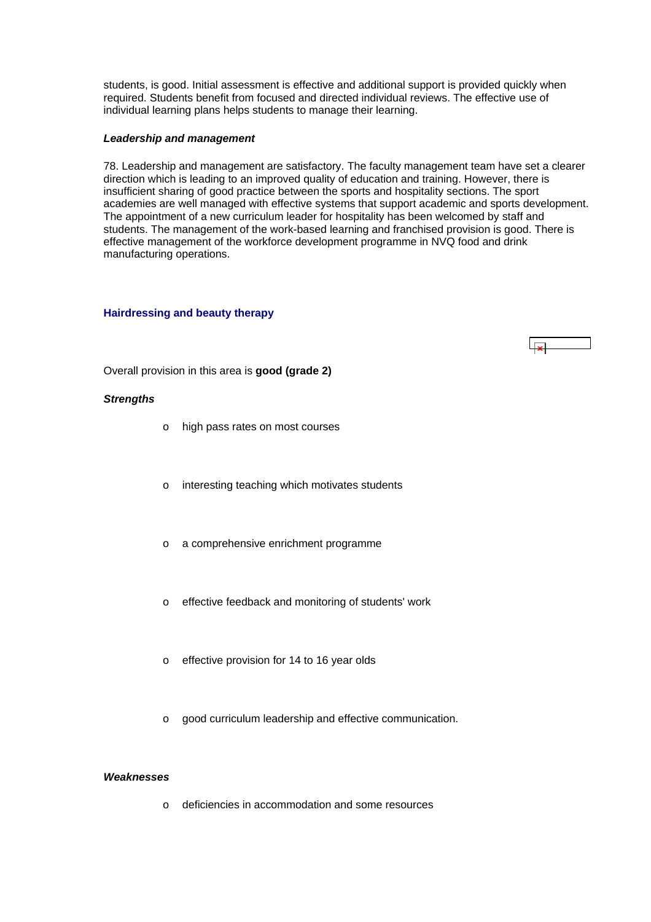students, is good. Initial assessment is effective and additional support is provided quickly when required. Students benefit from focused and directed individual reviews. The effective use of individual learning plans helps students to manage their learning.

***Leadership and management***

78. Leadership and management are satisfactory. The faculty management team have set a clearer direction which is leading to an improved quality of education and training. However, there is insufficient sharing of good practice between the sports and hospitality sections. The sport academies are well managed with effective systems that support academic and sports development. The appointment of a new curriculum leader for hospitality has been welcomed by staff and students. The management of the work-based learning and franchised provision is good. There is effective management of the workforce development programme in NVQ food and drink manufacturing operations.

### Hairdressing and beauty therapy

Overall provision in this area is **good (grade 2)**

***Strengths***

- high pass rates on most courses
- interesting teaching which motivates students
- a comprehensive enrichment programme
- effective feedback and monitoring of students' work
- effective provision for 14 to 16 year olds
- good curriculum leadership and effective communication.

***Weaknesses***

- deficiencies in accommodation and some resources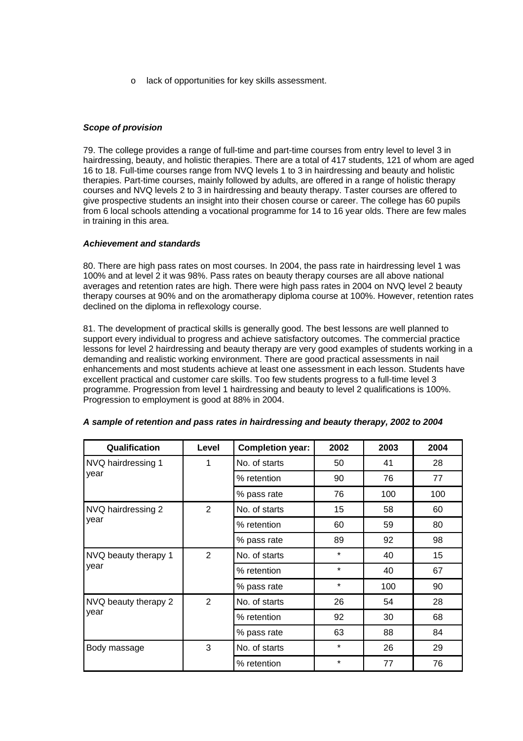- o lack of opportunities for key skills assessment.

***Scope of provision***

79. The college provides a range of full-time and part-time courses from entry level to level 3 in hairdressing, beauty, and holistic therapies. There are a total of 417 students, 121 of whom are aged 16 to 18. Full-time courses range from NVQ levels 1 to 3 in hairdressing and beauty and holistic therapies. Part-time courses, mainly followed by adults, are offered in a range of holistic therapy courses and NVQ levels 2 to 3 in hairdressing and beauty therapy. Taster courses are offered to give prospective students an insight into their chosen course or career. The college has 60 pupils from 6 local schools attending a vocational programme for 14 to 16 year olds. There are few males in training in this area.

***Achievement and standards***

80. There are high pass rates on most courses. In 2004, the pass rate in hairdressing level 1 was 100% and at level 2 it was 98%. Pass rates on beauty therapy courses are all above national averages and retention rates are high. There were high pass rates in 2004 on NVQ level 2 beauty therapy courses at 90% and on the aromatherapy diploma course at 100%. However, retention rates declined on the diploma in reflexology course.

81. The development of practical skills is generally good. The best lessons are well planned to support every individual to progress and achieve satisfactory outcomes. The commercial practice lessons for level 2 hairdressing and beauty therapy are very good examples of students working in a demanding and realistic working environment. There are good practical assessments in nail enhancements and most students achieve at least one assessment in each lesson. Students have excellent practical and customer care skills. Too few students progress to a full-time level 3 programme. Progression from level 1 hairdressing and beauty to level 2 qualifications is 100%. Progression to employment is good at 88% in 2004.

***A sample of retention and pass rates in hairdressing and beauty therapy, 2002 to 2004***

| Qualification | Level | Completion year: | 2002 | 2003 | 2004 |
|---|---|---|---|---|---|
| NVQ hairdressing 1 year | 1 | No. of starts | 50 | 41 | 28 |
| | | % retention | 90 | 76 | 77 |
| | | % pass rate | 76 | 100 | 100 |
| NVQ hairdressing 2 year | 2 | No. of starts | 15 | 58 | 60 |
| | | % retention | 60 | 59 | 80 |
| | | % pass rate | 89 | 92 | 98 |
| NVQ beauty therapy 1 year | 2 | No. of starts | * | 40 | 15 |
| | | % retention | * | 40 | 67 |
| | | % pass rate | * | 100 | 90 |
| NVQ beauty therapy 2 year | 2 | No. of starts | 26 | 54 | 28 |
| | | % retention | 92 | 30 | 68 |
| | | % pass rate | 63 | 88 | 84 |
| Body massage | 3 | No. of starts | * | 26 | 29 |
| | | % retention | * | 77 | 76 |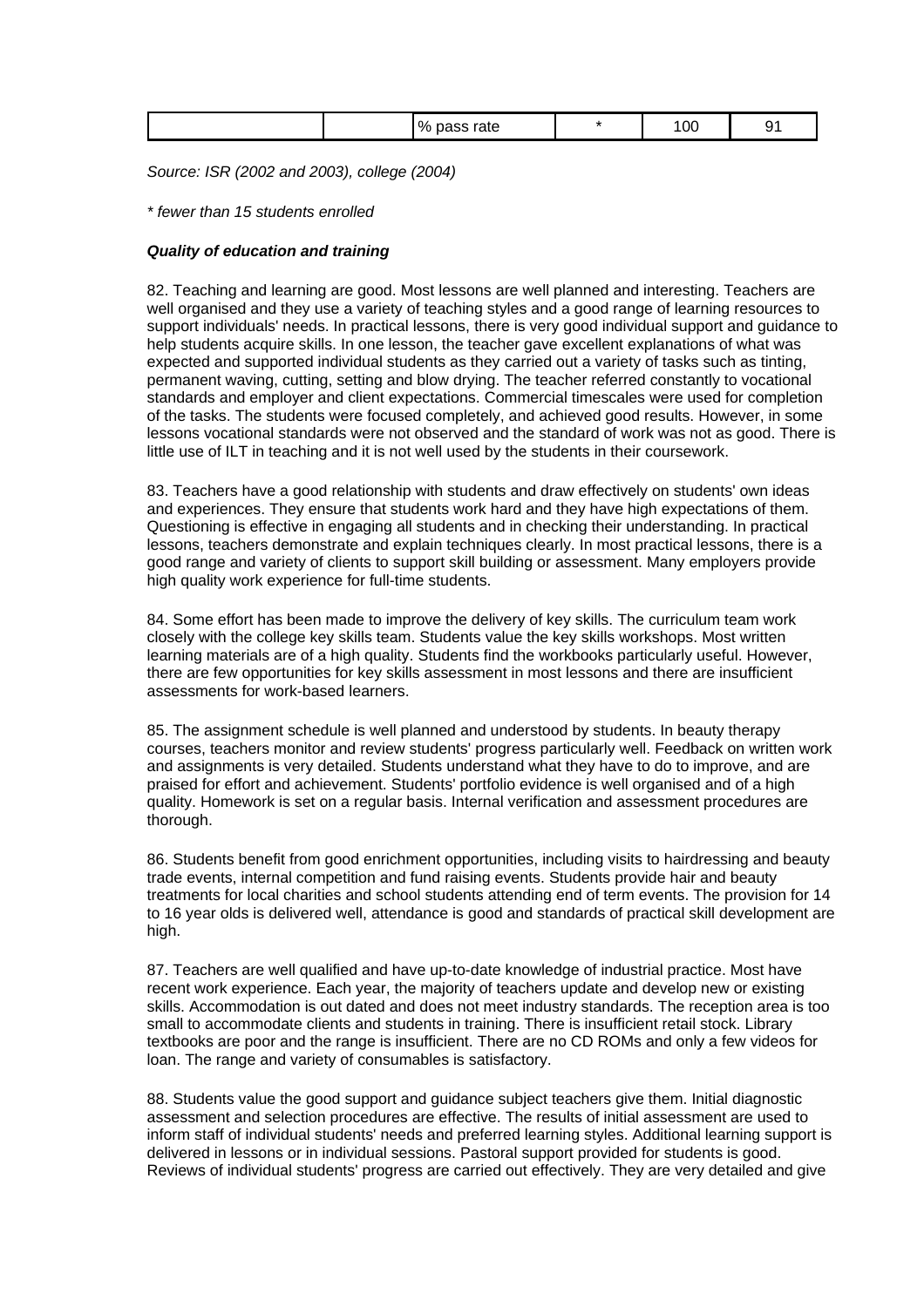|  |  | % pass rate | * | 100 | 91 |
|---|---|---|---|---|---|

*Source: ISR (2002 and 2003), college (2004)*

*\* fewer than 15 students enrolled*

***Quality of education and training***

82. Teaching and learning are good. Most lessons are well planned and interesting. Teachers are well organised and they use a variety of teaching styles and a good range of learning resources to support individuals' needs. In practical lessons, there is very good individual support and guidance to help students acquire skills. In one lesson, the teacher gave excellent explanations of what was expected and supported individual students as they carried out a variety of tasks such as tinting, permanent waving, cutting, setting and blow drying. The teacher referred constantly to vocational standards and employer and client expectations. Commercial timescales were used for completion of the tasks. The students were focused completely, and achieved good results. However, in some lessons vocational standards were not observed and the standard of work was not as good. There is little use of ILT in teaching and it is not well used by the students in their coursework.

83. Teachers have a good relationship with students and draw effectively on students' own ideas and experiences. They ensure that students work hard and they have high expectations of them. Questioning is effective in engaging all students and in checking their understanding. In practical lessons, teachers demonstrate and explain techniques clearly. In most practical lessons, there is a good range and variety of clients to support skill building or assessment. Many employers provide high quality work experience for full-time students.

84. Some effort has been made to improve the delivery of key skills. The curriculum team work closely with the college key skills team. Students value the key skills workshops. Most written learning materials are of a high quality. Students find the workbooks particularly useful. However, there are few opportunities for key skills assessment in most lessons and there are insufficient assessments for work-based learners.

85. The assignment schedule is well planned and understood by students. In beauty therapy courses, teachers monitor and review students' progress particularly well. Feedback on written work and assignments is very detailed. Students understand what they have to do to improve, and are praised for effort and achievement. Students' portfolio evidence is well organised and of a high quality. Homework is set on a regular basis. Internal verification and assessment procedures are thorough.

86. Students benefit from good enrichment opportunities, including visits to hairdressing and beauty trade events, internal competition and fund raising events. Students provide hair and beauty treatments for local charities and school students attending end of term events. The provision for 14 to 16 year olds is delivered well, attendance is good and standards of practical skill development are high.

87. Teachers are well qualified and have up-to-date knowledge of industrial practice. Most have recent work experience. Each year, the majority of teachers update and develop new or existing skills. Accommodation is out dated and does not meet industry standards. The reception area is too small to accommodate clients and students in training. There is insufficient retail stock. Library textbooks are poor and the range is insufficient. There are no CD ROMs and only a few videos for loan. The range and variety of consumables is satisfactory.

88. Students value the good support and guidance subject teachers give them. Initial diagnostic assessment and selection procedures are effective. The results of initial assessment are used to inform staff of individual students' needs and preferred learning styles. Additional learning support is delivered in lessons or in individual sessions. Pastoral support provided for students is good. Reviews of individual students' progress are carried out effectively. They are very detailed and give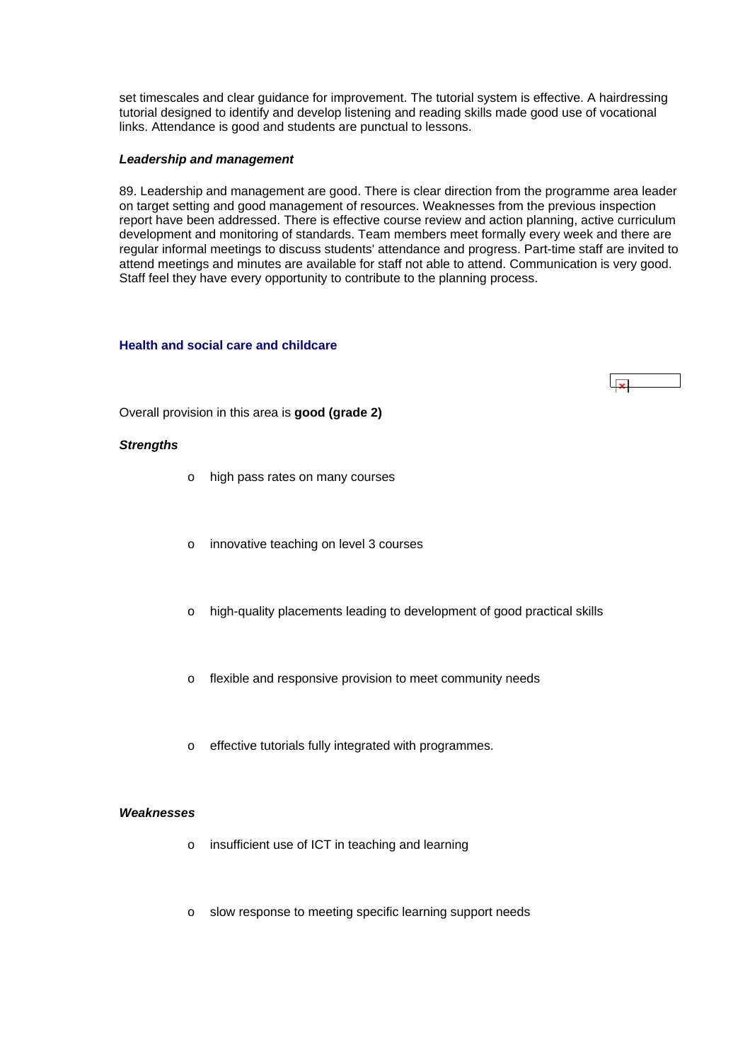set timescales and clear guidance for improvement. The tutorial system is effective. A hairdressing tutorial designed to identify and develop listening and reading skills made good use of vocational links. Attendance is good and students are punctual to lessons.

***Leadership and management***

89. Leadership and management are good. There is clear direction from the programme area leader on target setting and good management of resources. Weaknesses from the previous inspection report have been addressed. There is effective course review and action planning, active curriculum development and monitoring of standards. Team members meet formally every week and there are regular informal meetings to discuss students' attendance and progress. Part-time staff are invited to attend meetings and minutes are available for staff not able to attend. Communication is very good. Staff feel they have every opportunity to contribute to the planning process.

### Health and social care and childcare

Overall provision in this area is **good (grade 2)**

***Strengths***

- high pass rates on many courses
- innovative teaching on level 3 courses
- high-quality placements leading to development of good practical skills
- flexible and responsive provision to meet community needs
- effective tutorials fully integrated with programmes.

***Weaknesses***

- insufficient use of ICT in teaching and learning
- slow response to meeting specific learning support needs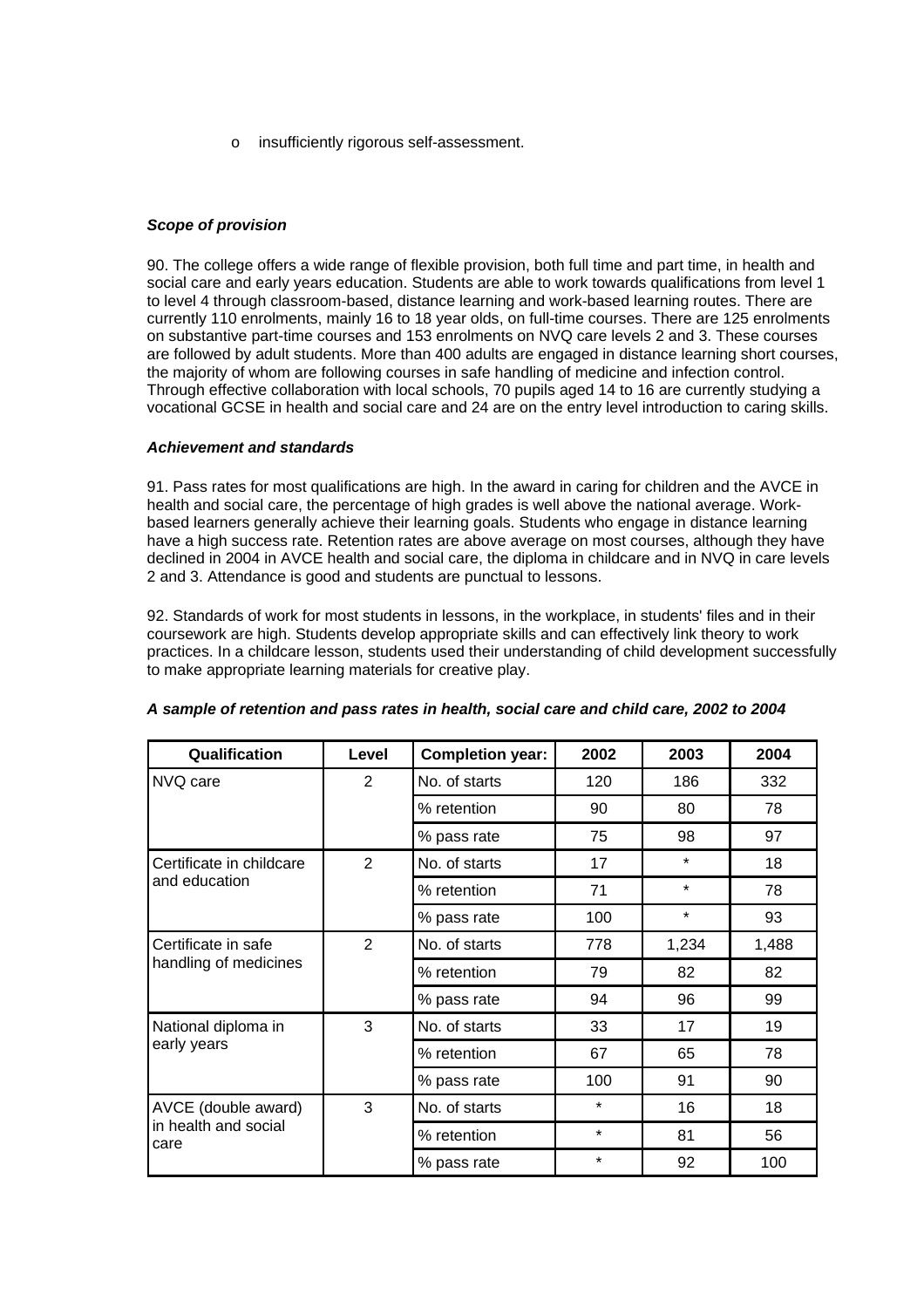- insufficiently rigorous self-assessment.

***Scope of provision***

90. The college offers a wide range of flexible provision, both full time and part time, in health and social care and early years education. Students are able to work towards qualifications from level 1 to level 4 through classroom-based, distance learning and work-based learning routes. There are currently 110 enrolments, mainly 16 to 18 year olds, on full-time courses. There are 125 enrolments on substantive part-time courses and 153 enrolments on NVQ care levels 2 and 3. These courses are followed by adult students. More than 400 adults are engaged in distance learning short courses, the majority of whom are following courses in safe handling of medicine and infection control. Through effective collaboration with local schools, 70 pupils aged 14 to 16 are currently studying a vocational GCSE in health and social care and 24 are on the entry level introduction to caring skills.

***Achievement and standards***

91. Pass rates for most qualifications are high. In the award in caring for children and the AVCE in health and social care, the percentage of high grades is well above the national average. Work-based learners generally achieve their learning goals. Students who engage in distance learning have a high success rate. Retention rates are above average on most courses, although they have declined in 2004 in AVCE health and social care, the diploma in childcare and in NVQ in care levels 2 and 3. Attendance is good and students are punctual to lessons.

92. Standards of work for most students in lessons, in the workplace, in students' files and in their coursework are high. Students develop appropriate skills and can effectively link theory to work practices. In a childcare lesson, students used their understanding of child development successfully to make appropriate learning materials for creative play.

***A sample of retention and pass rates in health, social care and child care, 2002 to 2004***

| Qualification | Level | Completion year: | 2002 | 2003 | 2004 |
|---|---|---|---|---|---|
| NVQ care | 2 | No. of starts | 120 | 186 | 332 |
| | | % retention | 90 | 80 | 78 |
| | | % pass rate | 75 | 98 | 97 |
| Certificate in childcare and education | 2 | No. of starts | 17 | * | 18 |
| | | % retention | 71 | * | 78 |
| | | % pass rate | 100 | * | 93 |
| Certificate in safe handling of medicines | 2 | No. of starts | 778 | 1,234 | 1,488 |
| | | % retention | 79 | 82 | 82 |
| | | % pass rate | 94 | 96 | 99 |
| National diploma in early years | 3 | No. of starts | 33 | 17 | 19 |
| | | % retention | 67 | 65 | 78 |
| | | % pass rate | 100 | 91 | 90 |
| AVCE (double award) in health and social care | 3 | No. of starts | * | 16 | 18 |
| | | % retention | * | 81 | 56 |
| | | % pass rate | * | 92 | 100 |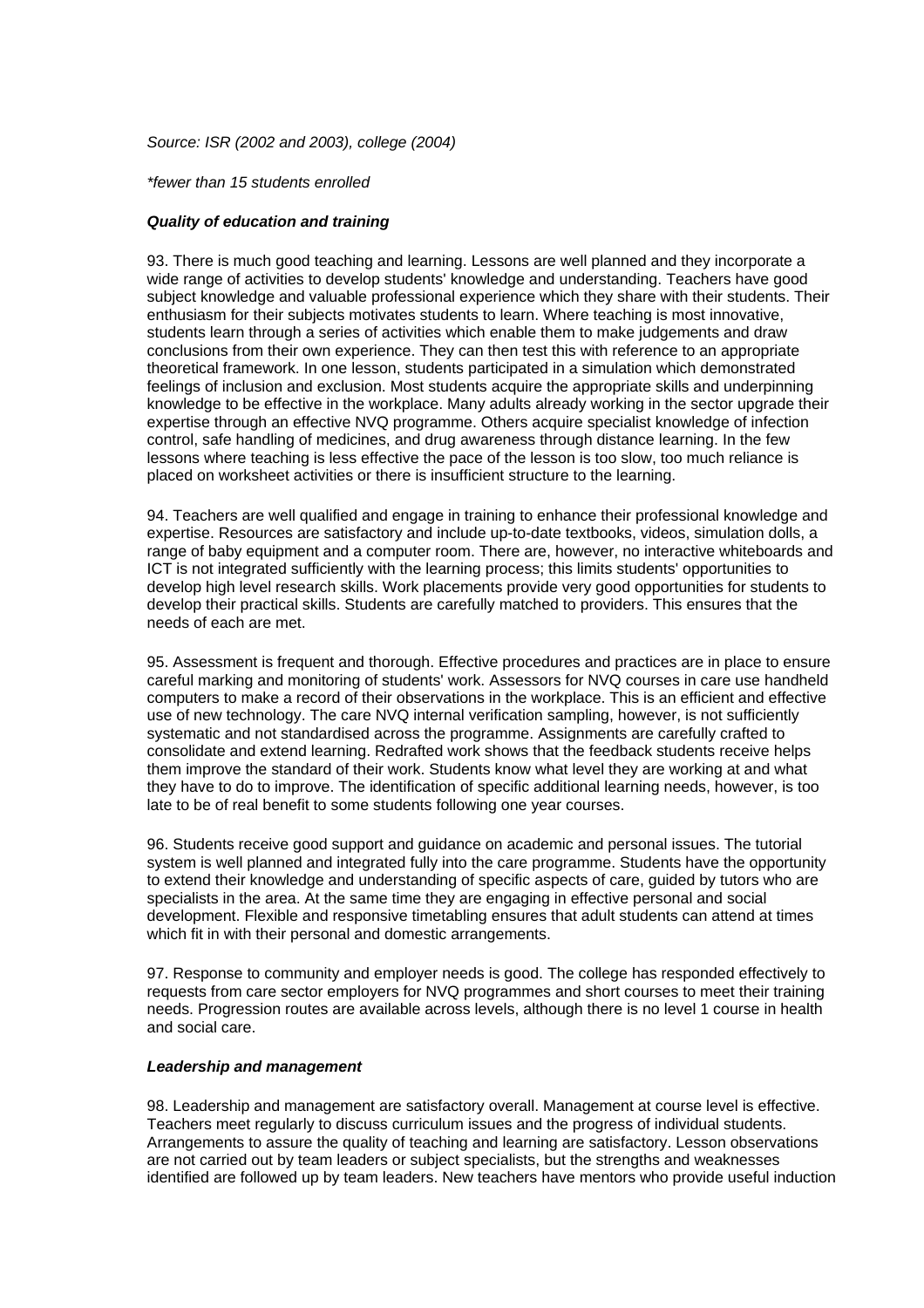*Source: ISR (2002 and 2003), college (2004)*

*\*fewer than 15 students enrolled*

***Quality of education and training***

93. There is much good teaching and learning. Lessons are well planned and they incorporate a wide range of activities to develop students' knowledge and understanding. Teachers have good subject knowledge and valuable professional experience which they share with their students. Their enthusiasm for their subjects motivates students to learn. Where teaching is most innovative, students learn through a series of activities which enable them to make judgements and draw conclusions from their own experience. They can then test this with reference to an appropriate theoretical framework. In one lesson, students participated in a simulation which demonstrated feelings of inclusion and exclusion. Most students acquire the appropriate skills and underpinning knowledge to be effective in the workplace. Many adults already working in the sector upgrade their expertise through an effective NVQ programme. Others acquire specialist knowledge of infection control, safe handling of medicines, and drug awareness through distance learning. In the few lessons where teaching is less effective the pace of the lesson is too slow, too much reliance is placed on worksheet activities or there is insufficient structure to the learning.

94. Teachers are well qualified and engage in training to enhance their professional knowledge and expertise. Resources are satisfactory and include up-to-date textbooks, videos, simulation dolls, a range of baby equipment and a computer room. There are, however, no interactive whiteboards and ICT is not integrated sufficiently with the learning process; this limits students' opportunities to develop high level research skills. Work placements provide very good opportunities for students to develop their practical skills. Students are carefully matched to providers. This ensures that the needs of each are met.

95. Assessment is frequent and thorough. Effective procedures and practices are in place to ensure careful marking and monitoring of students' work. Assessors for NVQ courses in care use handheld computers to make a record of their observations in the workplace. This is an efficient and effective use of new technology. The care NVQ internal verification sampling, however, is not sufficiently systematic and not standardised across the programme. Assignments are carefully crafted to consolidate and extend learning. Redrafted work shows that the feedback students receive helps them improve the standard of their work. Students know what level they are working at and what they have to do to improve. The identification of specific additional learning needs, however, is too late to be of real benefit to some students following one year courses.

96. Students receive good support and guidance on academic and personal issues. The tutorial system is well planned and integrated fully into the care programme. Students have the opportunity to extend their knowledge and understanding of specific aspects of care, guided by tutors who are specialists in the area. At the same time they are engaging in effective personal and social development. Flexible and responsive timetabling ensures that adult students can attend at times which fit in with their personal and domestic arrangements.

97. Response to community and employer needs is good. The college has responded effectively to requests from care sector employers for NVQ programmes and short courses to meet their training needs. Progression routes are available across levels, although there is no level 1 course in health and social care.

***Leadership and management***

98. Leadership and management are satisfactory overall. Management at course level is effective. Teachers meet regularly to discuss curriculum issues and the progress of individual students. Arrangements to assure the quality of teaching and learning are satisfactory. Lesson observations are not carried out by team leaders or subject specialists, but the strengths and weaknesses identified are followed up by team leaders. New teachers have mentors who provide useful induction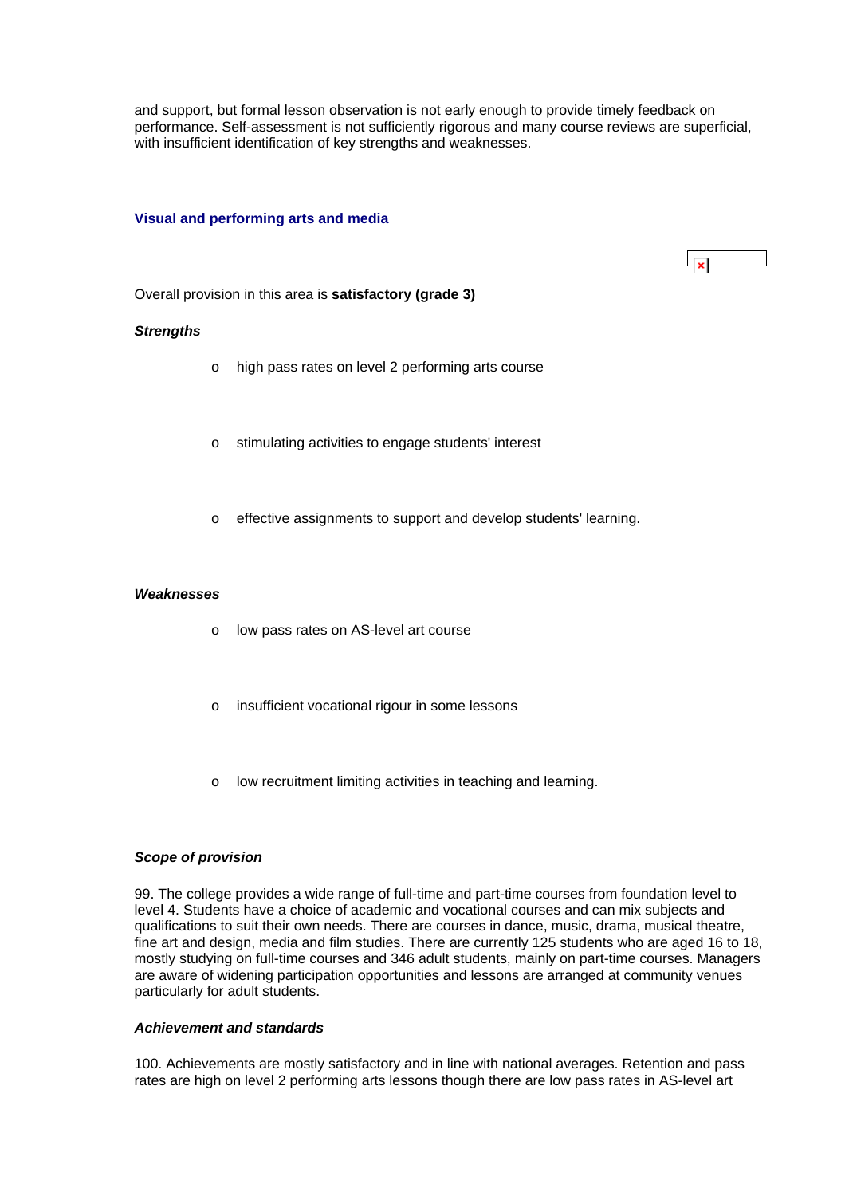and support, but formal lesson observation is not early enough to provide timely feedback on performance. Self-assessment is not sufficiently rigorous and many course reviews are superficial, with insufficient identification of key strengths and weaknesses.

## Visual and performing arts and media

Overall provision in this area is **satisfactory (grade 3)**

***Strengths***

- high pass rates on level 2 performing arts course
- stimulating activities to engage students' interest
- effective assignments to support and develop students' learning.

***Weaknesses***

- low pass rates on AS-level art course
- insufficient vocational rigour in some lessons
- low recruitment limiting activities in teaching and learning.

***Scope of provision***

99. The college provides a wide range of full-time and part-time courses from foundation level to level 4. Students have a choice of academic and vocational courses and can mix subjects and qualifications to suit their own needs. There are courses in dance, music, drama, musical theatre, fine art and design, media and film studies. There are currently 125 students who are aged 16 to 18, mostly studying on full-time courses and 346 adult students, mainly on part-time courses. Managers are aware of widening participation opportunities and lessons are arranged at community venues particularly for adult students.

***Achievement and standards***

100. Achievements are mostly satisfactory and in line with national averages. Retention and pass rates are high on level 2 performing arts lessons though there are low pass rates in AS-level art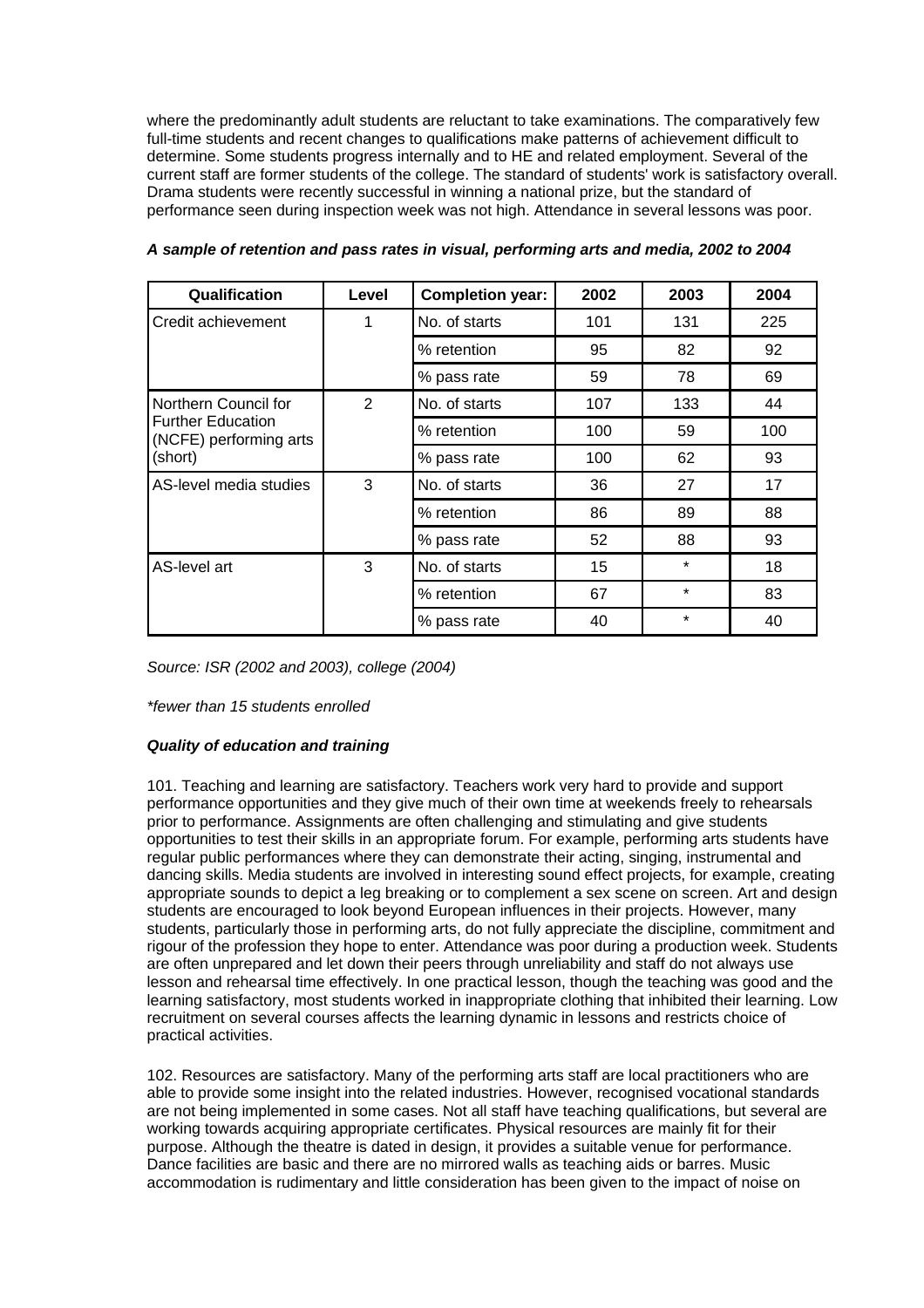where the predominantly adult students are reluctant to take examinations. The comparatively few full-time students and recent changes to qualifications make patterns of achievement difficult to determine. Some students progress internally and to HE and related employment. Several of the current staff are former students of the college. The standard of students' work is satisfactory overall. Drama students were recently successful in winning a national prize, but the standard of performance seen during inspection week was not high. Attendance in several lessons was poor.

***A sample of retention and pass rates in visual, performing arts and media, 2002 to 2004***

| Qualification | Level | Completion year: | 2002 | 2003 | 2004 |
|---|---|---|---|---|---|
| Credit achievement | 1 | No. of starts | 101 | 131 | 225 |
| | | % retention | 95 | 82 | 92 |
| | | % pass rate | 59 | 78 | 69 |
| Northern Council for Further Education (NCFE) performing arts (short) | 2 | No. of starts | 107 | 133 | 44 |
| | | % retention | 100 | 59 | 100 |
| | | % pass rate | 100 | 62 | 93 |
| AS-level media studies | 3 | No. of starts | 36 | 27 | 17 |
| | | % retention | 86 | 89 | 88 |
| | | % pass rate | 52 | 88 | 93 |
| AS-level art | 3 | No. of starts | 15 | * | 18 |
| | | % retention | 67 | * | 83 |
| | | % pass rate | 40 | * | 40 |

*Source: ISR (2002 and 2003), college (2004)*

*\*fewer than 15 students enrolled*

***Quality of education and training***

101. Teaching and learning are satisfactory. Teachers work very hard to provide and support performance opportunities and they give much of their own time at weekends freely to rehearsals prior to performance. Assignments are often challenging and stimulating and give students opportunities to test their skills in an appropriate forum. For example, performing arts students have regular public performances where they can demonstrate their acting, singing, instrumental and dancing skills. Media students are involved in interesting sound effect projects, for example, creating appropriate sounds to depict a leg breaking or to complement a sex scene on screen. Art and design students are encouraged to look beyond European influences in their projects. However, many students, particularly those in performing arts, do not fully appreciate the discipline, commitment and rigour of the profession they hope to enter. Attendance was poor during a production week. Students are often unprepared and let down their peers through unreliability and staff do not always use lesson and rehearsal time effectively. In one practical lesson, though the teaching was good and the learning satisfactory, most students worked in inappropriate clothing that inhibited their learning. Low recruitment on several courses affects the learning dynamic in lessons and restricts choice of practical activities.

102. Resources are satisfactory. Many of the performing arts staff are local practitioners who are able to provide some insight into the related industries. However, recognised vocational standards are not being implemented in some cases. Not all staff have teaching qualifications, but several are working towards acquiring appropriate certificates. Physical resources are mainly fit for their purpose. Although the theatre is dated in design, it provides a suitable venue for performance. Dance facilities are basic and there are no mirrored walls as teaching aids or barres. Music accommodation is rudimentary and little consideration has been given to the impact of noise on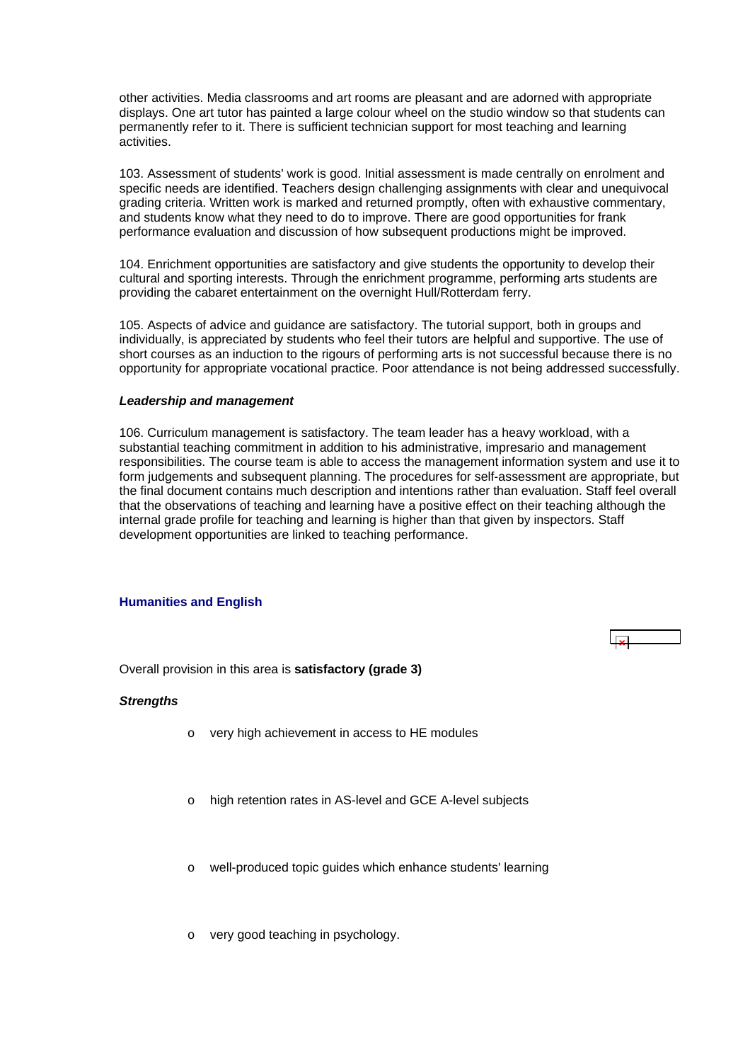other activities. Media classrooms and art rooms are pleasant and are adorned with appropriate displays. One art tutor has painted a large colour wheel on the studio window so that students can permanently refer to it. There is sufficient technician support for most teaching and learning activities.

103. Assessment of students' work is good. Initial assessment is made centrally on enrolment and specific needs are identified. Teachers design challenging assignments with clear and unequivocal grading criteria. Written work is marked and returned promptly, often with exhaustive commentary, and students know what they need to do to improve. There are good opportunities for frank performance evaluation and discussion of how subsequent productions might be improved.

104. Enrichment opportunities are satisfactory and give students the opportunity to develop their cultural and sporting interests. Through the enrichment programme, performing arts students are providing the cabaret entertainment on the overnight Hull/Rotterdam ferry.

105. Aspects of advice and guidance are satisfactory. The tutorial support, both in groups and individually, is appreciated by students who feel their tutors are helpful and supportive. The use of short courses as an induction to the rigours of performing arts is not successful because there is no opportunity for appropriate vocational practice. Poor attendance is not being addressed successfully.

***Leadership and management***

106. Curriculum management is satisfactory. The team leader has a heavy workload, with a substantial teaching commitment in addition to his administrative, impresario and management responsibilities. The course team is able to access the management information system and use it to form judgements and subsequent planning. The procedures for self-assessment are appropriate, but the final document contains much description and intentions rather than evaluation. Staff feel overall that the observations of teaching and learning have a positive effect on their teaching although the internal grade profile for teaching and learning is higher than that given by inspectors. Staff development opportunities are linked to teaching performance.

### Humanities and English

Overall provision in this area is **satisfactory (grade 3)**

***Strengths***

- very high achievement in access to HE modules
- high retention rates in AS-level and GCE A-level subjects
- well-produced topic guides which enhance students' learning
- very good teaching in psychology.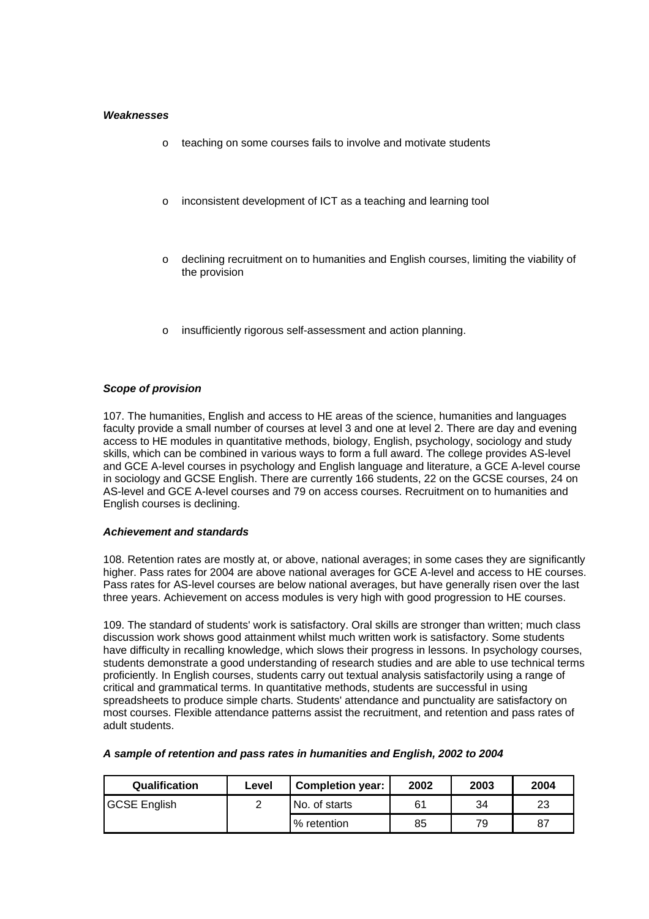*Weaknesses*

- teaching on some courses fails to involve and motivate students
- inconsistent development of ICT as a teaching and learning tool
- declining recruitment on to humanities and English courses, limiting the viability of the provision
- insufficiently rigorous self-assessment and action planning.

*Scope of provision*

107. The humanities, English and access to HE areas of the science, humanities and languages faculty provide a small number of courses at level 3 and one at level 2. There are day and evening access to HE modules in quantitative methods, biology, English, psychology, sociology and study skills, which can be combined in various ways to form a full award. The college provides AS-level and GCE A-level courses in psychology and English language and literature, a GCE A-level course in sociology and GCSE English. There are currently 166 students, 22 on the GCSE courses, 24 on AS-level and GCE A-level courses and 79 on access courses. Recruitment on to humanities and English courses is declining.

*Achievement and standards*

108. Retention rates are mostly at, or above, national averages; in some cases they are significantly higher. Pass rates for 2004 are above national averages for GCE A-level and access to HE courses. Pass rates for AS-level courses are below national averages, but have generally risen over the last three years. Achievement on access modules is very high with good progression to HE courses.

109. The standard of students' work is satisfactory. Oral skills are stronger than written; much class discussion work shows good attainment whilst much written work is satisfactory. Some students have difficulty in recalling knowledge, which slows their progress in lessons. In psychology courses, students demonstrate a good understanding of research studies and are able to use technical terms proficiently. In English courses, students carry out textual analysis satisfactorily using a range of critical and grammatical terms. In quantitative methods, students are successful in using spreadsheets to produce simple charts. Students' attendance and punctuality are satisfactory on most courses. Flexible attendance patterns assist the recruitment, and retention and pass rates of adult students.

*A sample of retention and pass rates in humanities and English, 2002 to 2004*

| Qualification | Level | Completion year: | 2002 | 2003 | 2004 |
|---|---|---|---|---|---|
| GCSE English | 2 | No. of starts | 61 | 34 | 23 |
| | | % retention | 85 | 79 | 87 |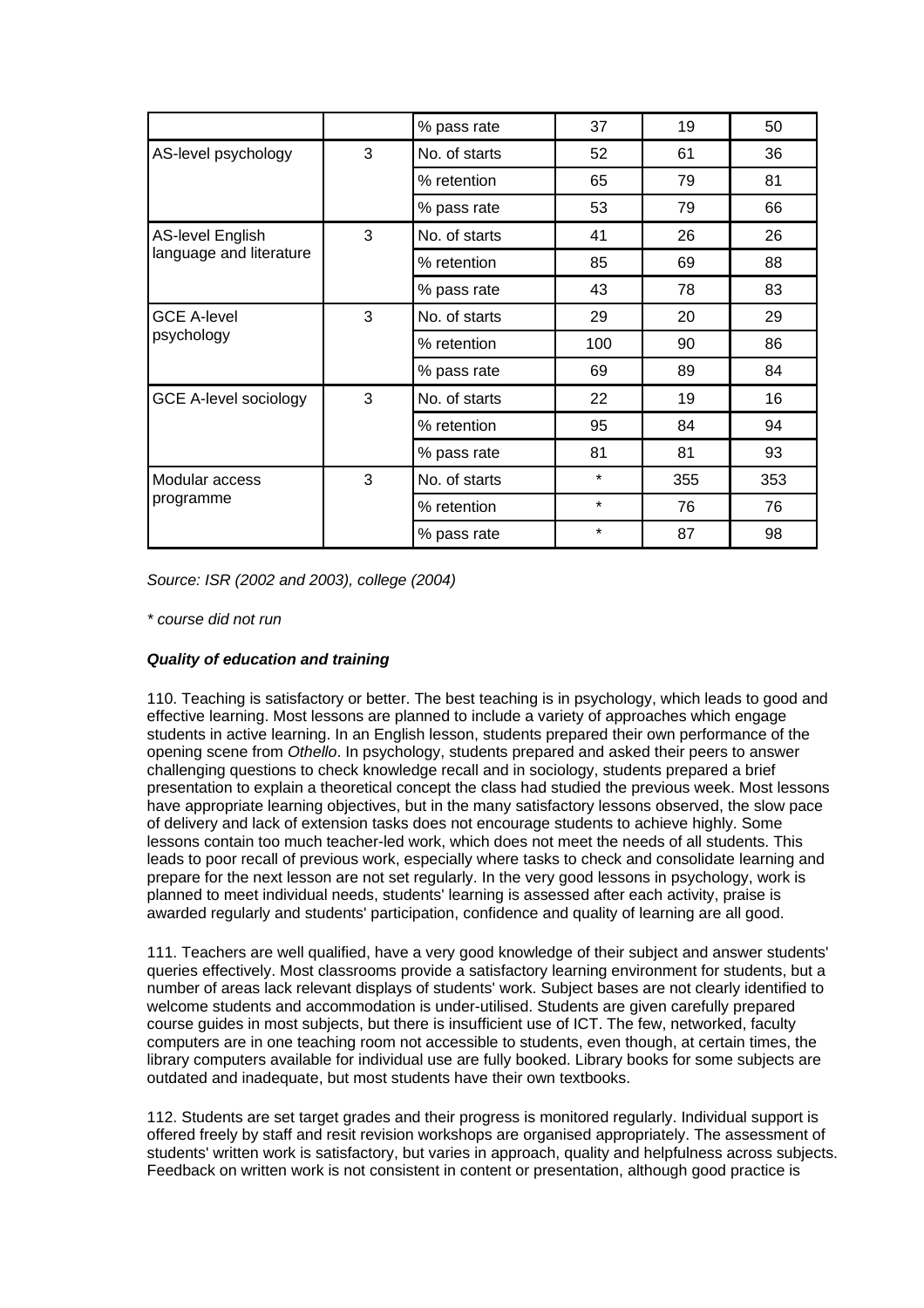| | | | | | |
|---|---|---|---|---|---|
| | | % pass rate | 37 | 19 | 50 |
| AS-level psychology | 3 | No. of starts | 52 | 61 | 36 |
| | | % retention | 65 | 79 | 81 |
| | | % pass rate | 53 | 79 | 66 |
| AS-level English language and literature | 3 | No. of starts | 41 | 26 | 26 |
| | | % retention | 85 | 69 | 88 |
| | | % pass rate | 43 | 78 | 83 |
| GCE A-level psychology | 3 | No. of starts | 29 | 20 | 29 |
| | | % retention | 100 | 90 | 86 |
| | | % pass rate | 69 | 89 | 84 |
| GCE A-level sociology | 3 | No. of starts | 22 | 19 | 16 |
| | | % retention | 95 | 84 | 94 |
| | | % pass rate | 81 | 81 | 93 |
| Modular access programme | 3 | No. of starts | * | 355 | 353 |
| | | % retention | * | 76 | 76 |
| | | % pass rate | * | 87 | 98 |

*Source: ISR (2002 and 2003), college (2004)*

*\* course did not run*

***Quality of education and training***

110. Teaching is satisfactory or better. The best teaching is in psychology, which leads to good and effective learning. Most lessons are planned to include a variety of approaches which engage students in active learning. In an English lesson, students prepared their own performance of the opening scene from *Othello*. In psychology, students prepared and asked their peers to answer challenging questions to check knowledge recall and in sociology, students prepared a brief presentation to explain a theoretical concept the class had studied the previous week. Most lessons have appropriate learning objectives, but in the many satisfactory lessons observed, the slow pace of delivery and lack of extension tasks does not encourage students to achieve highly. Some lessons contain too much teacher-led work, which does not meet the needs of all students. This leads to poor recall of previous work, especially where tasks to check and consolidate learning and prepare for the next lesson are not set regularly. In the very good lessons in psychology, work is planned to meet individual needs, students' learning is assessed after each activity, praise is awarded regularly and students' participation, confidence and quality of learning are all good.

111. Teachers are well qualified, have a very good knowledge of their subject and answer students' queries effectively. Most classrooms provide a satisfactory learning environment for students, but a number of areas lack relevant displays of students' work. Subject bases are not clearly identified to welcome students and accommodation is under-utilised. Students are given carefully prepared course guides in most subjects, but there is insufficient use of ICT. The few, networked, faculty computers are in one teaching room not accessible to students, even though, at certain times, the library computers available for individual use are fully booked. Library books for some subjects are outdated and inadequate, but most students have their own textbooks.

112. Students are set target grades and their progress is monitored regularly. Individual support is offered freely by staff and resit revision workshops are organised appropriately. The assessment of students' written work is satisfactory, but varies in approach, quality and helpfulness across subjects. Feedback on written work is not consistent in content or presentation, although good practice is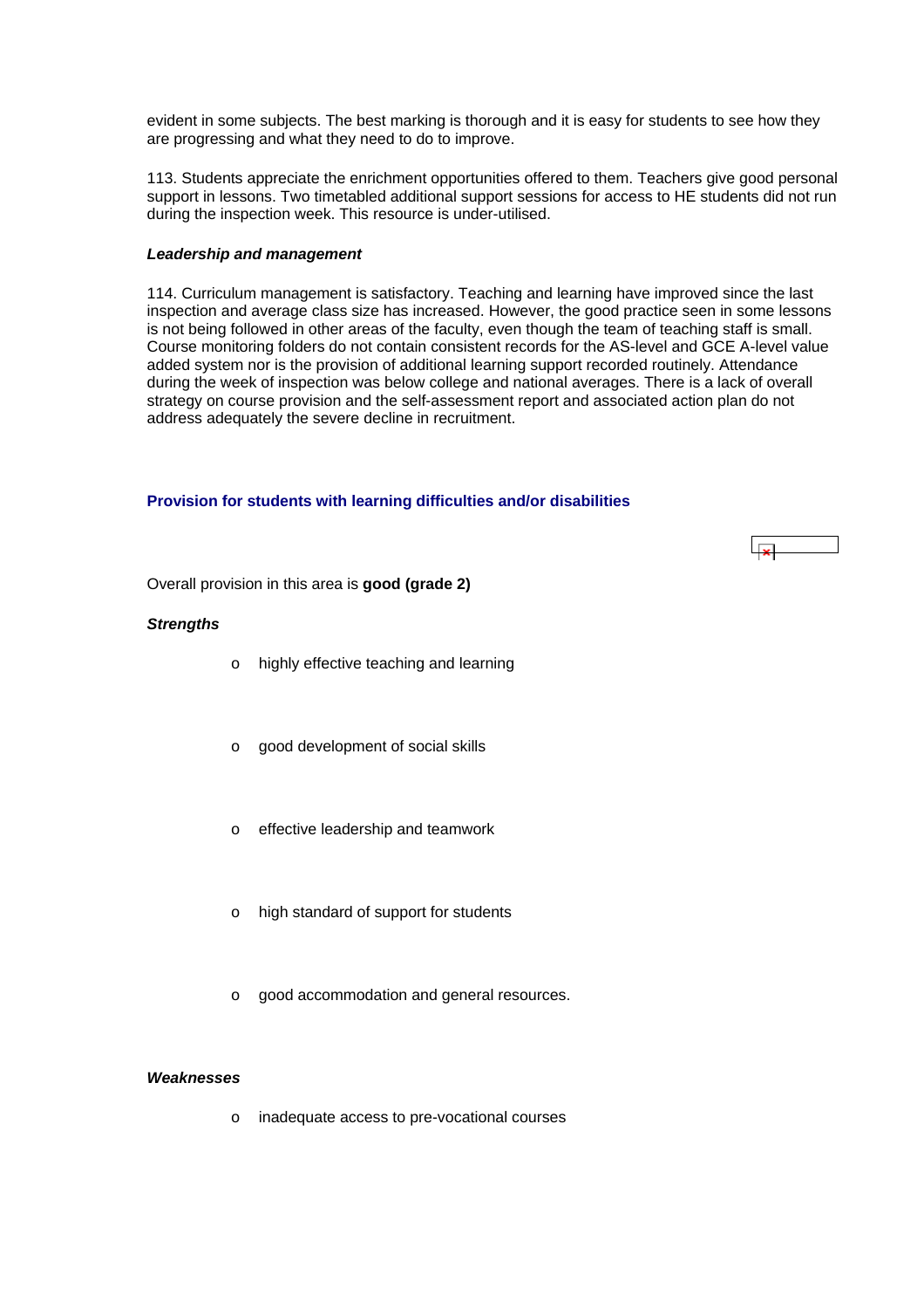evident in some subjects. The best marking is thorough and it is easy for students to see how they are progressing and what they need to do to improve.

113. Students appreciate the enrichment opportunities offered to them. Teachers give good personal support in lessons. Two timetabled additional support sessions for access to HE students did not run during the inspection week. This resource is under-utilised.

***Leadership and management***

114. Curriculum management is satisfactory. Teaching and learning have improved since the last inspection and average class size has increased. However, the good practice seen in some lessons is not being followed in other areas of the faculty, even though the team of teaching staff is small. Course monitoring folders do not contain consistent records for the AS-level and GCE A-level value added system nor is the provision of additional learning support recorded routinely. Attendance during the week of inspection was below college and national averages. There is a lack of overall strategy on course provision and the self-assessment report and associated action plan do not address adequately the severe decline in recruitment.

### Provision for students with learning difficulties and/or disabilities

Overall provision in this area is **good (grade 2)**

***Strengths***

- highly effective teaching and learning
- good development of social skills
- effective leadership and teamwork
- high standard of support for students
- good accommodation and general resources.

***Weaknesses***

- inadequate access to pre-vocational courses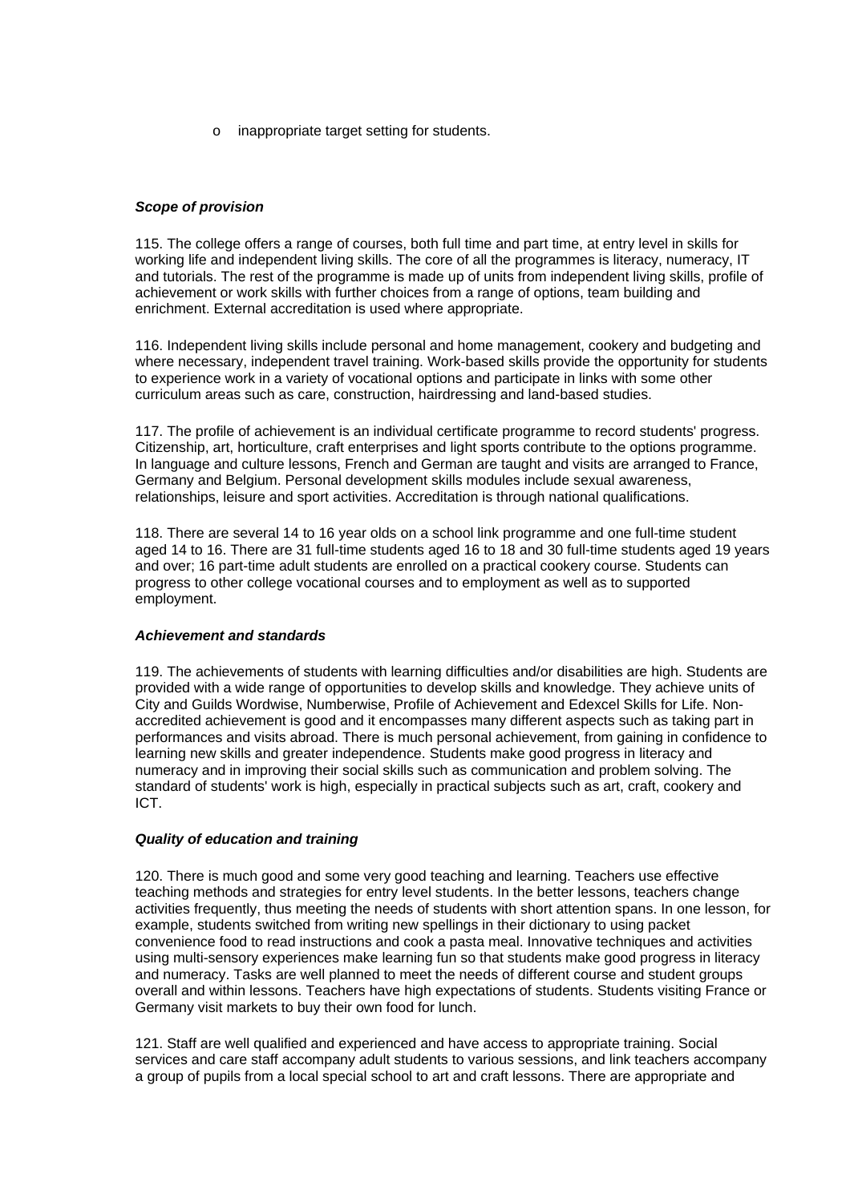- inappropriate target setting for students.

***Scope of provision***

115. The college offers a range of courses, both full time and part time, at entry level in skills for working life and independent living skills. The core of all the programmes is literacy, numeracy, IT and tutorials. The rest of the programme is made up of units from independent living skills, profile of achievement or work skills with further choices from a range of options, team building and enrichment. External accreditation is used where appropriate.

116. Independent living skills include personal and home management, cookery and budgeting and where necessary, independent travel training. Work-based skills provide the opportunity for students to experience work in a variety of vocational options and participate in links with some other curriculum areas such as care, construction, hairdressing and land-based studies.

117. The profile of achievement is an individual certificate programme to record students' progress. Citizenship, art, horticulture, craft enterprises and light sports contribute to the options programme. In language and culture lessons, French and German are taught and visits are arranged to France, Germany and Belgium. Personal development skills modules include sexual awareness, relationships, leisure and sport activities. Accreditation is through national qualifications.

118. There are several 14 to 16 year olds on a school link programme and one full-time student aged 14 to 16. There are 31 full-time students aged 16 to 18 and 30 full-time students aged 19 years and over; 16 part-time adult students are enrolled on a practical cookery course. Students can progress to other college vocational courses and to employment as well as to supported employment.

***Achievement and standards***

119. The achievements of students with learning difficulties and/or disabilities are high. Students are provided with a wide range of opportunities to develop skills and knowledge. They achieve units of City and Guilds Wordwise, Numberwise, Profile of Achievement and Edexcel Skills for Life. Non-accredited achievement is good and it encompasses many different aspects such as taking part in performances and visits abroad. There is much personal achievement, from gaining in confidence to learning new skills and greater independence. Students make good progress in literacy and numeracy and in improving their social skills such as communication and problem solving. The standard of students' work is high, especially in practical subjects such as art, craft, cookery and ICT.

***Quality of education and training***

120. There is much good and some very good teaching and learning. Teachers use effective teaching methods and strategies for entry level students. In the better lessons, teachers change activities frequently, thus meeting the needs of students with short attention spans. In one lesson, for example, students switched from writing new spellings in their dictionary to using packet convenience food to read instructions and cook a pasta meal. Innovative techniques and activities using multi-sensory experiences make learning fun so that students make good progress in literacy and numeracy. Tasks are well planned to meet the needs of different course and student groups overall and within lessons. Teachers have high expectations of students. Students visiting France or Germany visit markets to buy their own food for lunch.

121. Staff are well qualified and experienced and have access to appropriate training. Social services and care staff accompany adult students to various sessions, and link teachers accompany a group of pupils from a local special school to art and craft lessons. There are appropriate and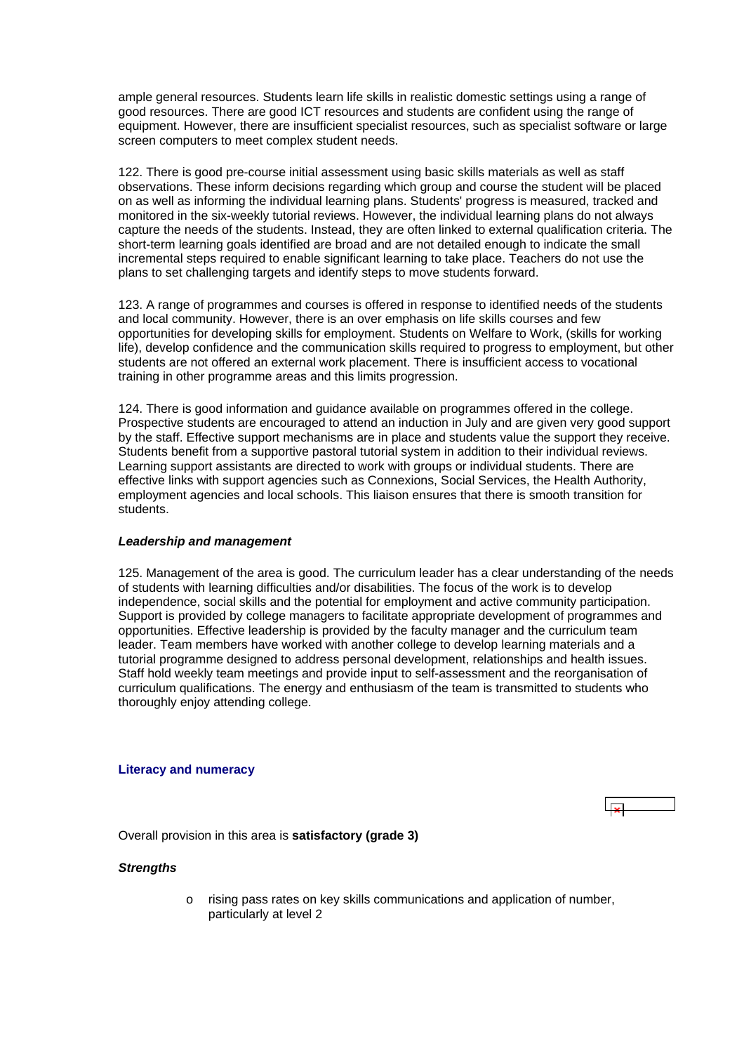ample general resources. Students learn life skills in realistic domestic settings using a range of good resources. There are good ICT resources and students are confident using the range of equipment. However, there are insufficient specialist resources, such as specialist software or large screen computers to meet complex student needs.

122. There is good pre-course initial assessment using basic skills materials as well as staff observations. These inform decisions regarding which group and course the student will be placed on as well as informing the individual learning plans. Students' progress is measured, tracked and monitored in the six-weekly tutorial reviews. However, the individual learning plans do not always capture the needs of the students. Instead, they are often linked to external qualification criteria. The short-term learning goals identified are broad and are not detailed enough to indicate the small incremental steps required to enable significant learning to take place. Teachers do not use the plans to set challenging targets and identify steps to move students forward.

123. A range of programmes and courses is offered in response to identified needs of the students and local community. However, there is an over emphasis on life skills courses and few opportunities for developing skills for employment. Students on Welfare to Work, (skills for working life), develop confidence and the communication skills required to progress to employment, but other students are not offered an external work placement. There is insufficient access to vocational training in other programme areas and this limits progression.

124. There is good information and guidance available on programmes offered in the college. Prospective students are encouraged to attend an induction in July and are given very good support by the staff. Effective support mechanisms are in place and students value the support they receive. Students benefit from a supportive pastoral tutorial system in addition to their individual reviews. Learning support assistants are directed to work with groups or individual students. There are effective links with support agencies such as Connexions, Social Services, the Health Authority, employment agencies and local schools. This liaison ensures that there is smooth transition for students.

### *Leadership and management*

125. Management of the area is good. The curriculum leader has a clear understanding of the needs of students with learning difficulties and/or disabilities. The focus of the work is to develop independence, social skills and the potential for employment and active community participation. Support is provided by college managers to facilitate appropriate development of programmes and opportunities. Effective leadership is provided by the faculty manager and the curriculum team leader. Team members have worked with another college to develop learning materials and a tutorial programme designed to address personal development, relationships and health issues. Staff hold weekly team meetings and provide input to self-assessment and the reorganisation of curriculum qualifications. The energy and enthusiasm of the team is transmitted to students who thoroughly enjoy attending college.

## Literacy and numeracy

Overall provision in this area is **satisfactory (grade 3)**

### *Strengths*

- rising pass rates on key skills communications and application of number, particularly at level 2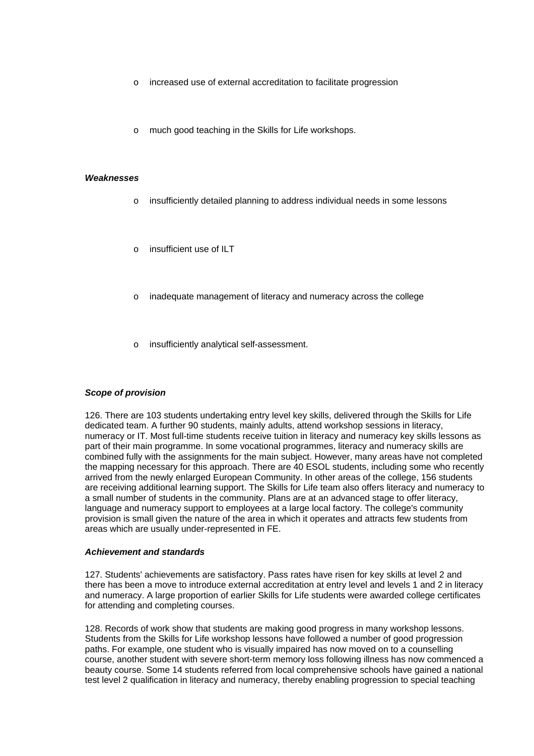- increased use of external accreditation to facilitate progression
- much good teaching in the Skills for Life workshops.

***Weaknesses***

- insufficiently detailed planning to address individual needs in some lessons
- insufficient use of ILT
- inadequate management of literacy and numeracy across the college
- insufficiently analytical self-assessment.

***Scope of provision***

126. There are 103 students undertaking entry level key skills, delivered through the Skills for Life dedicated team. A further 90 students, mainly adults, attend workshop sessions in literacy, numeracy or IT. Most full-time students receive tuition in literacy and numeracy key skills lessons as part of their main programme. In some vocational programmes, literacy and numeracy skills are combined fully with the assignments for the main subject. However, many areas have not completed the mapping necessary for this approach. There are 40 ESOL students, including some who recently arrived from the newly enlarged European Community. In other areas of the college, 156 students are receiving additional learning support. The Skills for Life team also offers literacy and numeracy to a small number of students in the community. Plans are at an advanced stage to offer literacy, language and numeracy support to employees at a large local factory. The college's community provision is small given the nature of the area in which it operates and attracts few students from areas which are usually under-represented in FE.

***Achievement and standards***

127. Students' achievements are satisfactory. Pass rates have risen for key skills at level 2 and there has been a move to introduce external accreditation at entry level and levels 1 and 2 in literacy and numeracy. A large proportion of earlier Skills for Life students were awarded college certificates for attending and completing courses.

128. Records of work show that students are making good progress in many workshop lessons. Students from the Skills for Life workshop lessons have followed a number of good progression paths. For example, one student who is visually impaired has now moved on to a counselling course, another student with severe short-term memory loss following illness has now commenced a beauty course. Some 14 students referred from local comprehensive schools have gained a national test level 2 qualification in literacy and numeracy, thereby enabling progression to special teaching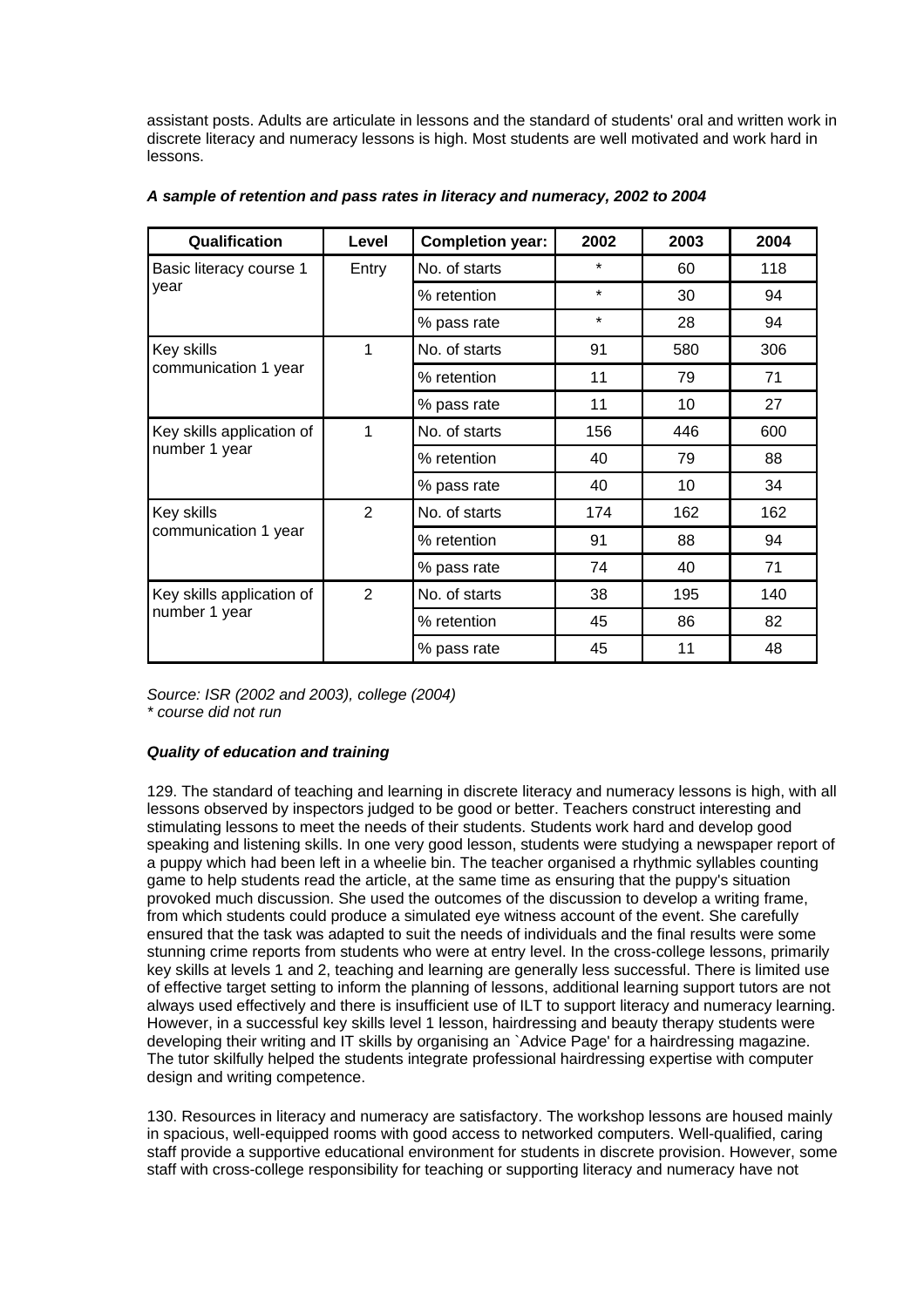assistant posts. Adults are articulate in lessons and the standard of students' oral and written work in discrete literacy and numeracy lessons is high. Most students are well motivated and work hard in lessons.

***A sample of retention and pass rates in literacy and numeracy, 2002 to 2004***

| Qualification | Level | Completion year: | 2002 | 2003 | 2004 |
|---|---|---|---|---|---|
| Basic literacy course 1 year | Entry | No. of starts | * | 60 | 118 |
| | | % retention | * | 30 | 94 |
| | | % pass rate | * | 28 | 94 |
| Key skills communication 1 year | 1 | No. of starts | 91 | 580 | 306 |
| | | % retention | 11 | 79 | 71 |
| | | % pass rate | 11 | 10 | 27 |
| Key skills application of number 1 year | 1 | No. of starts | 156 | 446 | 600 |
| | | % retention | 40 | 79 | 88 |
| | | % pass rate | 40 | 10 | 34 |
| Key skills communication 1 year | 2 | No. of starts | 174 | 162 | 162 |
| | | % retention | 91 | 88 | 94 |
| | | % pass rate | 74 | 40 | 71 |
| Key skills application of number 1 year | 2 | No. of starts | 38 | 195 | 140 |
| | | % retention | 45 | 86 | 82 |
| | | % pass rate | 45 | 11 | 48 |

*Source: ISR (2002 and 2003), college (2004)*
*\* course did not run*

***Quality of education and training***

129. The standard of teaching and learning in discrete literacy and numeracy lessons is high, with all lessons observed by inspectors judged to be good or better. Teachers construct interesting and stimulating lessons to meet the needs of their students. Students work hard and develop good speaking and listening skills. In one very good lesson, students were studying a newspaper report of a puppy which had been left in a wheelie bin. The teacher organised a rhythmic syllables counting game to help students read the article, at the same time as ensuring that the puppy's situation provoked much discussion. She used the outcomes of the discussion to develop a writing frame, from which students could produce a simulated eye witness account of the event. She carefully ensured that the task was adapted to suit the needs of individuals and the final results were some stunning crime reports from students who were at entry level. In the cross-college lessons, primarily key skills at levels 1 and 2, teaching and learning are generally less successful. There is limited use of effective target setting to inform the planning of lessons, additional learning support tutors are not always used effectively and there is insufficient use of ILT to support literacy and numeracy learning. However, in a successful key skills level 1 lesson, hairdressing and beauty therapy students were developing their writing and IT skills by organising an `Advice Page' for a hairdressing magazine. The tutor skilfully helped the students integrate professional hairdressing expertise with computer design and writing competence.

130. Resources in literacy and numeracy are satisfactory. The workshop lessons are housed mainly in spacious, well-equipped rooms with good access to networked computers. Well-qualified, caring staff provide a supportive educational environment for students in discrete provision. However, some staff with cross-college responsibility for teaching or supporting literacy and numeracy have not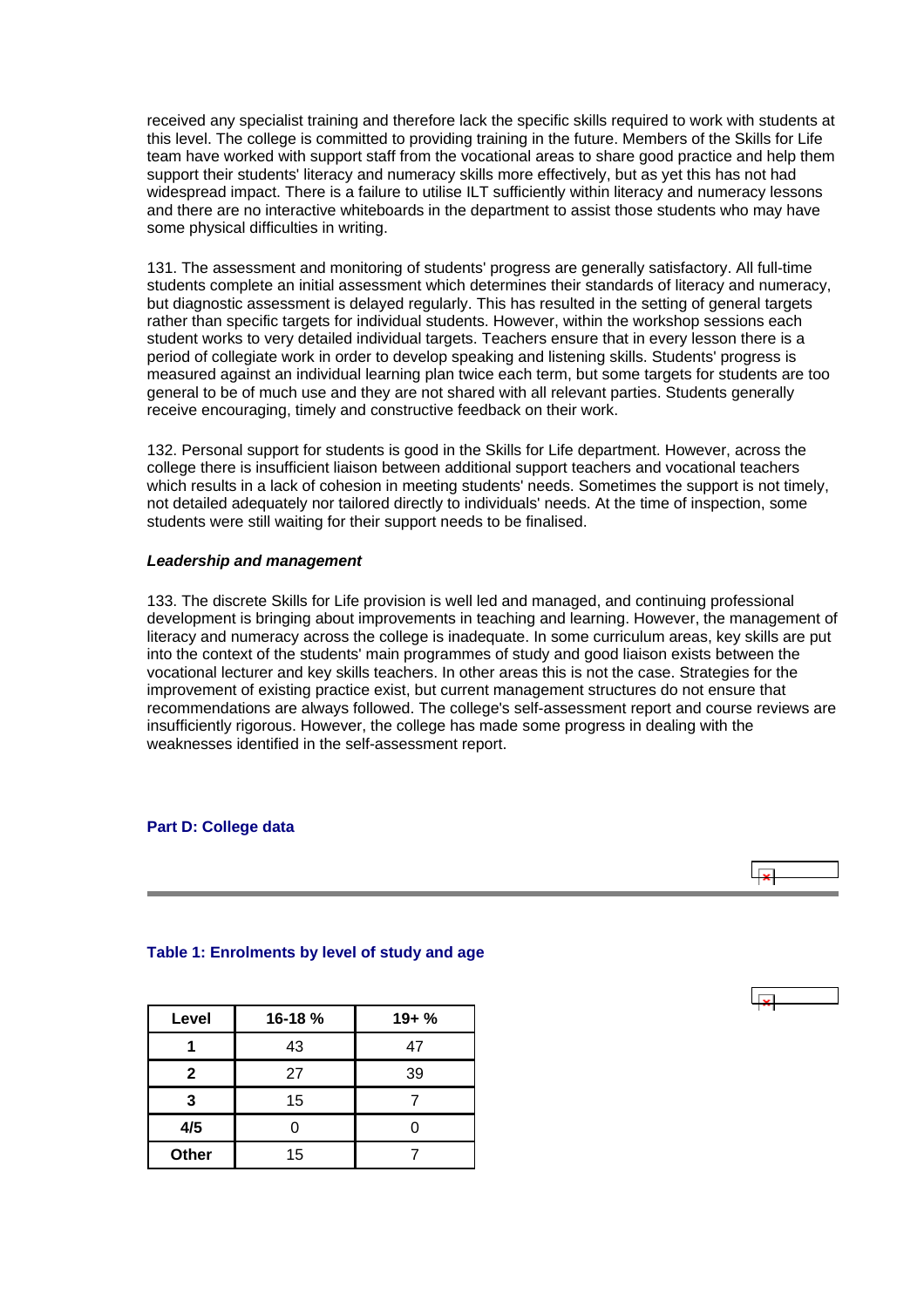received any specialist training and therefore lack the specific skills required to work with students at this level. The college is committed to providing training in the future. Members of the Skills for Life team have worked with support staff from the vocational areas to share good practice and help them support their students' literacy and numeracy skills more effectively, but as yet this has not had widespread impact. There is a failure to utilise ILT sufficiently within literacy and numeracy lessons and there are no interactive whiteboards in the department to assist those students who may have some physical difficulties in writing.

131. The assessment and monitoring of students' progress are generally satisfactory. All full-time students complete an initial assessment which determines their standards of literacy and numeracy, but diagnostic assessment is delayed regularly. This has resulted in the setting of general targets rather than specific targets for individual students. However, within the workshop sessions each student works to very detailed individual targets. Teachers ensure that in every lesson there is a period of collegiate work in order to develop speaking and listening skills. Students' progress is measured against an individual learning plan twice each term, but some targets for students are too general to be of much use and they are not shared with all relevant parties. Students generally receive encouraging, timely and constructive feedback on their work.

132. Personal support for students is good in the Skills for Life department. However, across the college there is insufficient liaison between additional support teachers and vocational teachers which results in a lack of cohesion in meeting students' needs. Sometimes the support is not timely, not detailed adequately nor tailored directly to individuals' needs. At the time of inspection, some students were still waiting for their support needs to be finalised.

***Leadership and management***

133. The discrete Skills for Life provision is well led and managed, and continuing professional development is bringing about improvements in teaching and learning. However, the management of literacy and numeracy across the college is inadequate. In some curriculum areas, key skills are put into the context of the students' main programmes of study and good liaison exists between the vocational lecturer and key skills teachers. In other areas this is not the case. Strategies for the improvement of existing practice exist, but current management structures do not ensure that recommendations are always followed. The college's self-assessment report and course reviews are insufficiently rigorous. However, the college has made some progress in dealing with the weaknesses identified in the self-assessment report.

## Part D: College data

### Table 1: Enrolments by level of study and age

| Level | 16-18 % | 19+ % |
|---|---|---|
| **1** | 43 | 47 |
| **2** | 27 | 39 |
| **3** | 15 | 7 |
| **4/5** | 0 | 0 |
| **Other** | 15 | 7 |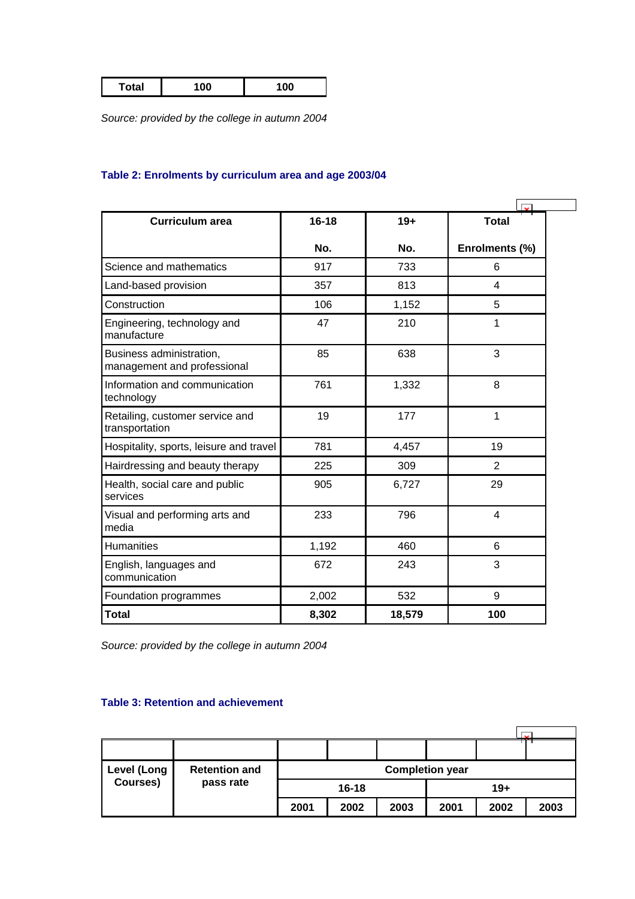| Total | 100 | 100 |
|---|---|---|

*Source: provided by the college in autumn 2004*

### Table 2: Enrolments by curriculum area and age 2003/04

| Curriculum area | 16-18 | 19+ | Total |
|---|---|---|---|
| | No. | No. | Enrolments (%) |
| Science and mathematics | 917 | 733 | 6 |
| Land-based provision | 357 | 813 | 4 |
| Construction | 106 | 1,152 | 5 |
| Engineering, technology and manufacture | 47 | 210 | 1 |
| Business administration, management and professional | 85 | 638 | 3 |
| Information and communication technology | 761 | 1,332 | 8 |
| Retailing, customer service and transportation | 19 | 177 | 1 |
| Hospitality, sports, leisure and travel | 781 | 4,457 | 19 |
| Hairdressing and beauty therapy | 225 | 309 | 2 |
| Health, social care and public services | 905 | 6,727 | 29 |
| Visual and performing arts and media | 233 | 796 | 4 |
| Humanities | 1,192 | 460 | 6 |
| English, languages and communication | 672 | 243 | 3 |
| Foundation programmes | 2,002 | 532 | 9 |
| **Total** | **8,302** | **18,579** | **100** |

*Source: provided by the college in autumn 2004*

### Table 3: Retention and achievement

| Level (Long Courses) | Retention and pass rate | Completion year | | | | | |
|---|---|---|---|---|---|---|---|
| | | 16-18 | | | 19+ | | |
| | | 2001 | 2002 | 2003 | 2001 | 2002 | 2003 |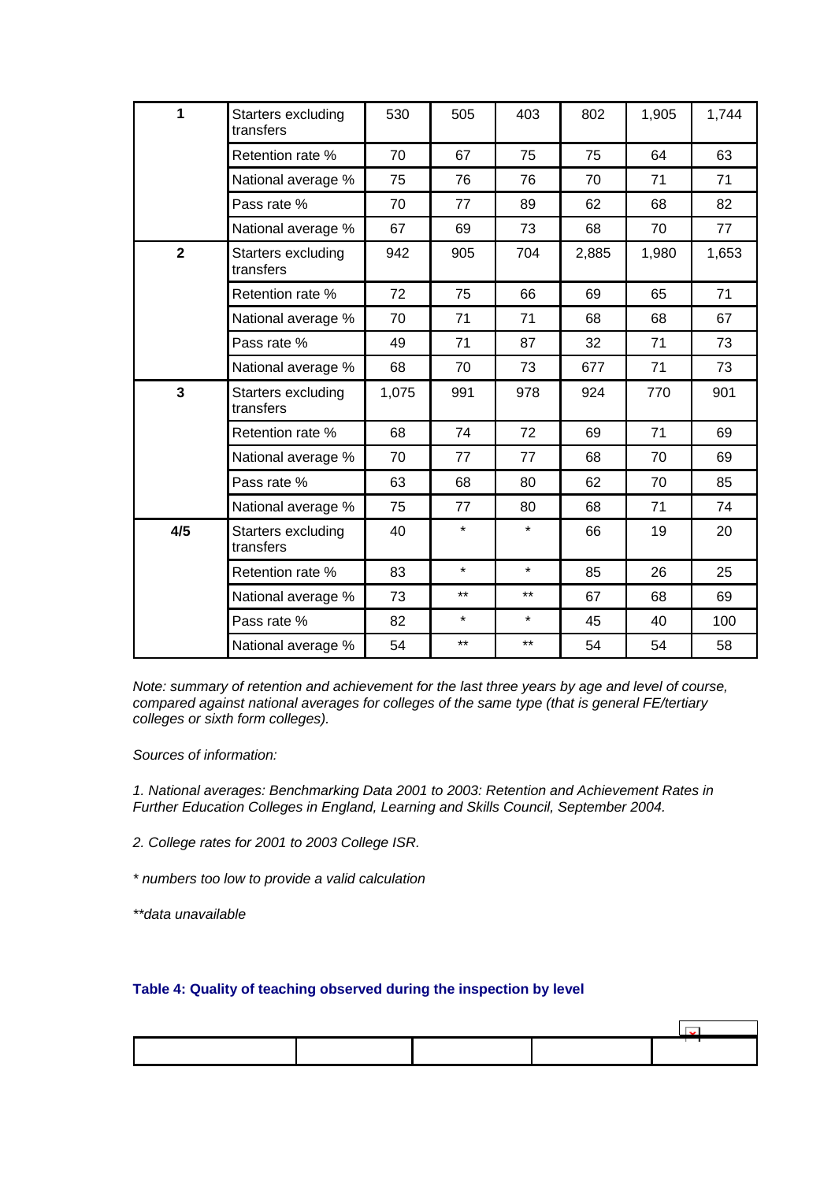| | | | | | | | |
|---|---|---|---|---|---|---|---|
| **1** | Starters excluding transfers | 530 | 505 | 403 | 802 | 1,905 | 1,744 |
| | Retention rate % | 70 | 67 | 75 | 75 | 64 | 63 |
| | National average % | 75 | 76 | 76 | 70 | 71 | 71 |
| | Pass rate % | 70 | 77 | 89 | 62 | 68 | 82 |
| | National average % | 67 | 69 | 73 | 68 | 70 | 77 |
| **2** | Starters excluding transfers | 942 | 905 | 704 | 2,885 | 1,980 | 1,653 |
| | Retention rate % | 72 | 75 | 66 | 69 | 65 | 71 |
| | National average % | 70 | 71 | 71 | 68 | 68 | 67 |
| | Pass rate % | 49 | 71 | 87 | 32 | 71 | 73 |
| | National average % | 68 | 70 | 73 | 677 | 71 | 73 |
| **3** | Starters excluding transfers | 1,075 | 991 | 978 | 924 | 770 | 901 |
| | Retention rate % | 68 | 74 | 72 | 69 | 71 | 69 |
| | National average % | 70 | 77 | 77 | 68 | 70 | 69 |
| | Pass rate % | 63 | 68 | 80 | 62 | 70 | 85 |
| | National average % | 75 | 77 | 80 | 68 | 71 | 74 |
| **4/5** | Starters excluding transfers | 40 | * | * | 66 | 19 | 20 |
| | Retention rate % | 83 | * | * | 85 | 26 | 25 |
| | National average % | 73 | ** | ** | 67 | 68 | 69 |
| | Pass rate % | 82 | * | * | 45 | 40 | 100 |
| | National average % | 54 | ** | ** | 54 | 54 | 58 |

*Note: summary of retention and achievement for the last three years by age and level of course, compared against national averages for colleges of the same type (that is general FE/tertiary colleges or sixth form colleges).*

*Sources of information:*

*1. National averages: Benchmarking Data 2001 to 2003: Retention and Achievement Rates in Further Education Colleges in England, Learning and Skills Council, September 2004.*

*2. College rates for 2001 to 2003 College ISR.*

*\* numbers too low to provide a valid calculation*

*\*\*data unavailable*

### Table 4: Quality of teaching observed during the inspection by level

| | | | | |
|---|---|---|---|---|
| | | | | |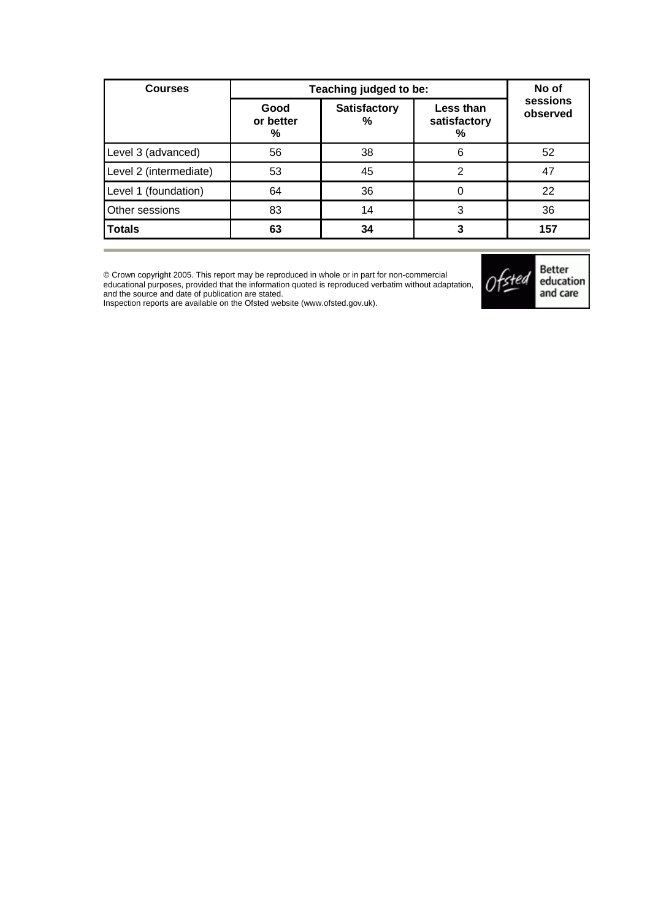| Courses | Teaching judged to be: | | | No of sessions observed |
|---|---|---|---|---|
| | Good or better % | Satisfactory % | Less than satisfactory % | |
| Level 3 (advanced) | 56 | 38 | 6 | 52 |
| Level 2 (intermediate) | 53 | 45 | 2 | 47 |
| Level 1 (foundation) | 64 | 36 | 0 | 22 |
| Other sessions | 83 | 14 | 3 | 36 |
| **Totals** | **63** | **34** | **3** | **157** |

© Crown copyright 2005. This report may be reproduced in whole or in part for non-commercial educational purposes, provided that the information quoted is reproduced verbatim without adaptation, and the source and date of publication are stated.
Inspection reports are available on the Ofsted website (www.ofsted.gov.uk).

Ofsted Better education and care